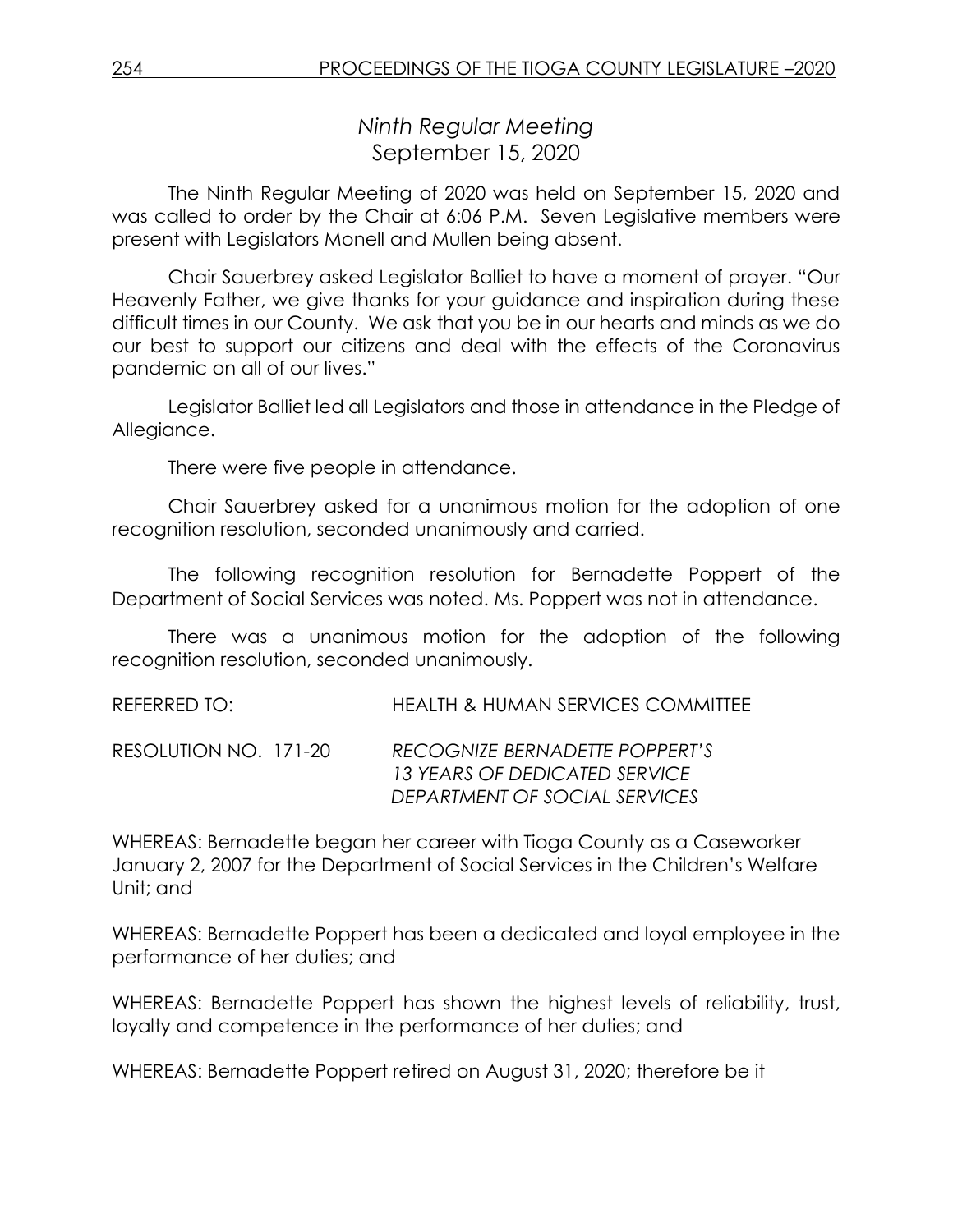## *Ninth Regular Meeting*
## September 15, 2020

The Ninth Regular Meeting of 2020 was held on September 15, 2020 and was called to order by the Chair at 6:06 P.M. Seven Legislative members were present with Legislators Monell and Mullen being absent.

Chair Sauerbrey asked Legislator Balliet to have a moment of prayer. "Our Heavenly Father, we give thanks for your guidance and inspiration during these difficult times in our County. We ask that you be in our hearts and minds as we do our best to support our citizens and deal with the effects of the Coronavirus pandemic on all of our lives."

Legislator Balliet led all Legislators and those in attendance in the Pledge of Allegiance.

There were five people in attendance.

Chair Sauerbrey asked for a unanimous motion for the adoption of one recognition resolution, seconded unanimously and carried.

The following recognition resolution for Bernadette Poppert of the Department of Social Services was noted. Ms. Poppert was not in attendance.

There was a unanimous motion for the adoption of the following recognition resolution, seconded unanimously.

REFERRED TO: HEALTH & HUMAN SERVICES COMMITTEE

RESOLUTION NO. 171-20 *RECOGNIZE BERNADETTE POPPERT'S 13 YEARS OF DEDICATED SERVICE DEPARTMENT OF SOCIAL SERVICES*

WHEREAS: Bernadette began her career with Tioga County as a Caseworker January 2, 2007 for the Department of Social Services in the Children's Welfare Unit; and

WHEREAS: Bernadette Poppert has been a dedicated and loyal employee in the performance of her duties; and

WHEREAS: Bernadette Poppert has shown the highest levels of reliability, trust, loyalty and competence in the performance of her duties; and

WHEREAS: Bernadette Poppert retired on August 31, 2020; therefore be it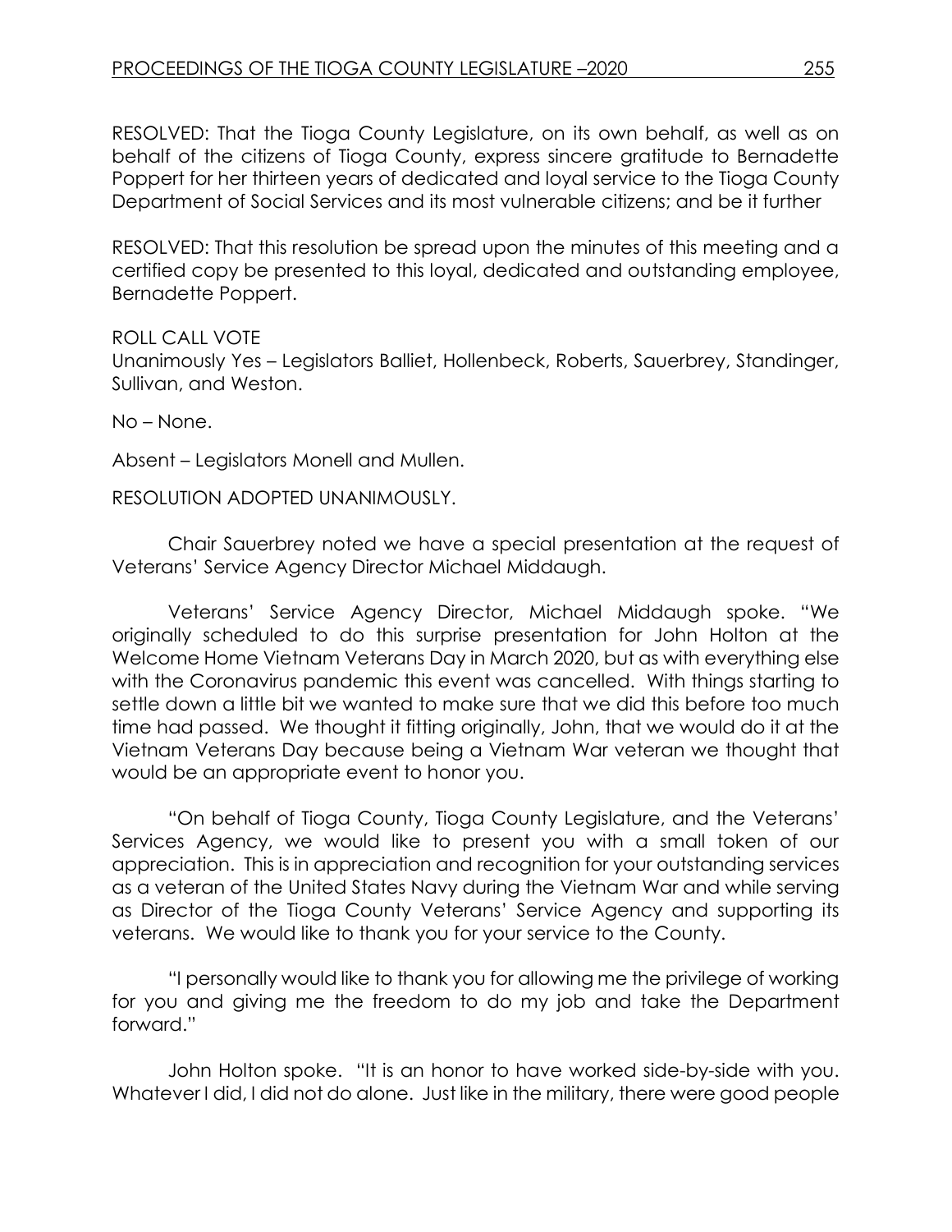RESOLVED: That the Tioga County Legislature, on its own behalf, as well as on behalf of the citizens of Tioga County, express sincere gratitude to Bernadette Poppert for her thirteen years of dedicated and loyal service to the Tioga County Department of Social Services and its most vulnerable citizens; and be it further

RESOLVED: That this resolution be spread upon the minutes of this meeting and a certified copy be presented to this loyal, dedicated and outstanding employee, Bernadette Poppert.

ROLL CALL VOTE
Unanimously Yes – Legislators Balliet, Hollenbeck, Roberts, Sauerbrey, Standinger, Sullivan, and Weston.

No – None.

Absent – Legislators Monell and Mullen.

RESOLUTION ADOPTED UNANIMOUSLY.

Chair Sauerbrey noted we have a special presentation at the request of Veterans' Service Agency Director Michael Middaugh.

Veterans' Service Agency Director, Michael Middaugh spoke. "We originally scheduled to do this surprise presentation for John Holton at the Welcome Home Vietnam Veterans Day in March 2020, but as with everything else with the Coronavirus pandemic this event was cancelled. With things starting to settle down a little bit we wanted to make sure that we did this before too much time had passed. We thought it fitting originally, John, that we would do it at the Vietnam Veterans Day because being a Vietnam War veteran we thought that would be an appropriate event to honor you.

"On behalf of Tioga County, Tioga County Legislature, and the Veterans' Services Agency, we would like to present you with a small token of our appreciation. This is in appreciation and recognition for your outstanding services as a veteran of the United States Navy during the Vietnam War and while serving as Director of the Tioga County Veterans' Service Agency and supporting its veterans. We would like to thank you for your service to the County.

"I personally would like to thank you for allowing me the privilege of working for you and giving me the freedom to do my job and take the Department forward."

John Holton spoke. "It is an honor to have worked side-by-side with you. Whatever I did, I did not do alone. Just like in the military, there were good people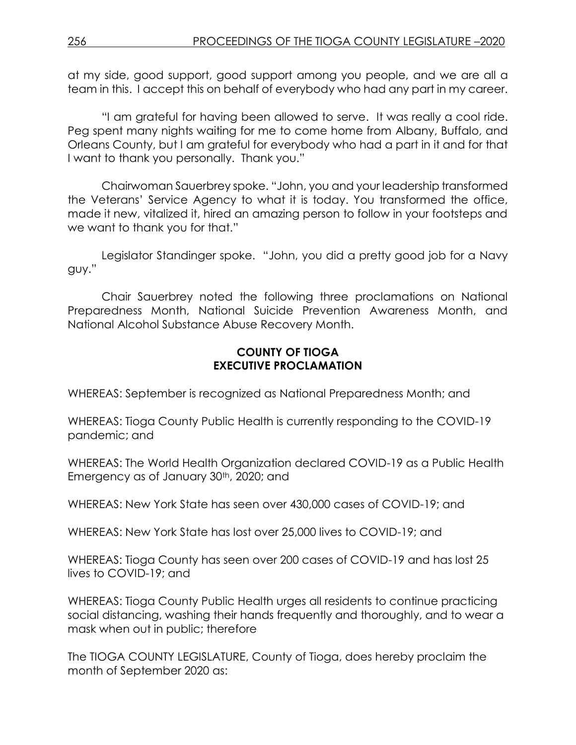at my side, good support, good support among you people, and we are all a team in this. I accept this on behalf of everybody who had any part in my career.

"I am grateful for having been allowed to serve. It was really a cool ride. Peg spent many nights waiting for me to come home from Albany, Buffalo, and Orleans County, but I am grateful for everybody who had a part in it and for that I want to thank you personally. Thank you."

Chairwoman Sauerbrey spoke. "John, you and your leadership transformed the Veterans' Service Agency to what it is today. You transformed the office, made it new, vitalized it, hired an amazing person to follow in your footsteps and we want to thank you for that."

Legislator Standinger spoke. "John, you did a pretty good job for a Navy guy."

Chair Sauerbrey noted the following three proclamations on National Preparedness Month, National Suicide Prevention Awareness Month, and National Alcohol Substance Abuse Recovery Month.

**COUNTY OF TIOGA**
**EXECUTIVE PROCLAMATION**

WHEREAS: September is recognized as National Preparedness Month; and

WHEREAS: Tioga County Public Health is currently responding to the COVID-19 pandemic; and

WHEREAS: The World Health Organization declared COVID-19 as a Public Health Emergency as of January 30th, 2020; and

WHEREAS: New York State has seen over 430,000 cases of COVID-19; and

WHEREAS: New York State has lost over 25,000 lives to COVID-19; and

WHEREAS: Tioga County has seen over 200 cases of COVID-19 and has lost 25 lives to COVID-19; and

WHEREAS: Tioga County Public Health urges all residents to continue practicing social distancing, washing their hands frequently and thoroughly, and to wear a mask when out in public; therefore

The TIOGA COUNTY LEGISLATURE, County of Tioga, does hereby proclaim the month of September 2020 as: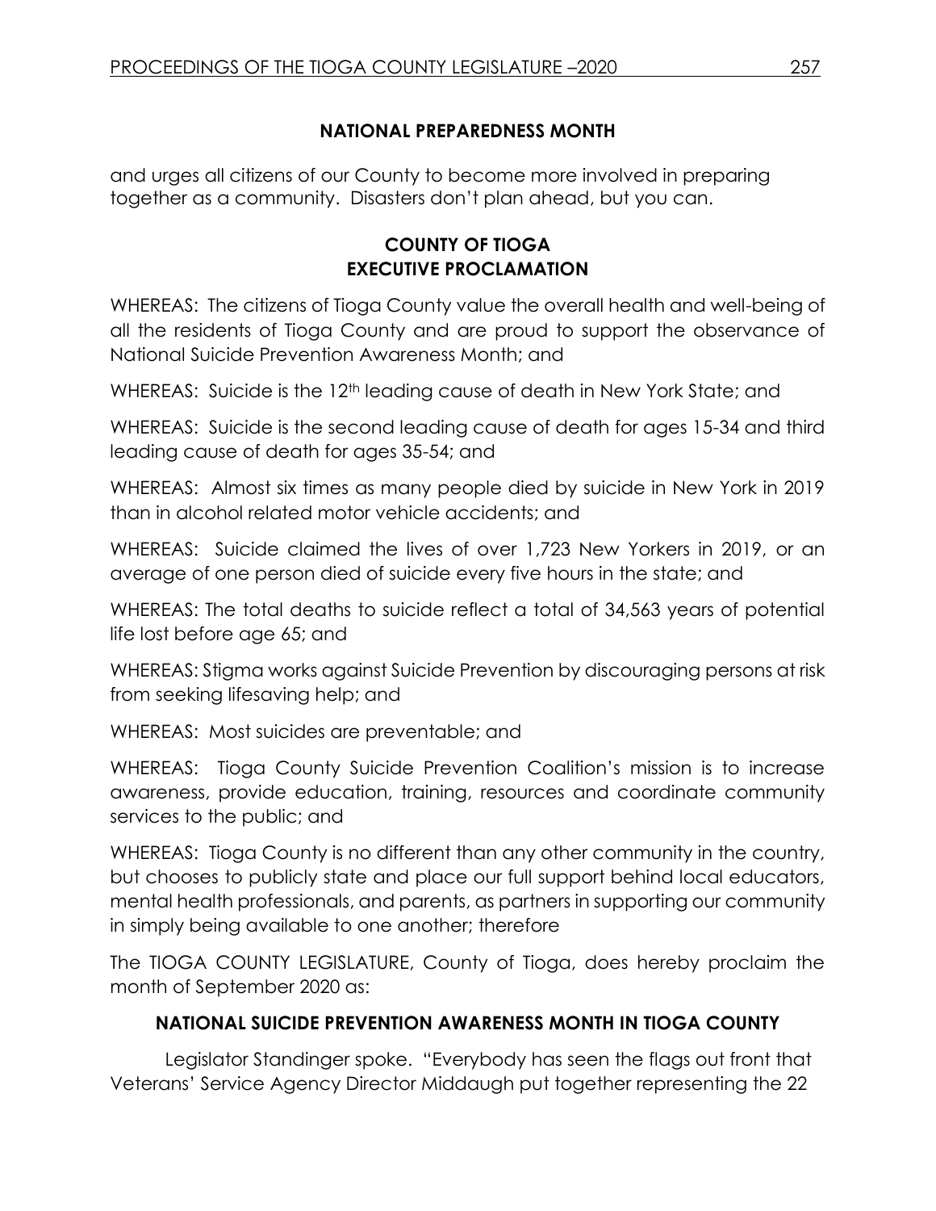**NATIONAL PREPAREDNESS MONTH**

and urges all citizens of our County to become more involved in preparing together as a community. Disasters don't plan ahead, but you can.

**COUNTY OF TIOGA**
**EXECUTIVE PROCLAMATION**

WHEREAS: The citizens of Tioga County value the overall health and well-being of all the residents of Tioga County and are proud to support the observance of National Suicide Prevention Awareness Month; and

WHEREAS: Suicide is the 12th leading cause of death in New York State; and

WHEREAS: Suicide is the second leading cause of death for ages 15-34 and third leading cause of death for ages 35-54; and

WHEREAS: Almost six times as many people died by suicide in New York in 2019 than in alcohol related motor vehicle accidents; and

WHEREAS: Suicide claimed the lives of over 1,723 New Yorkers in 2019, or an average of one person died of suicide every five hours in the state; and

WHEREAS: The total deaths to suicide reflect a total of 34,563 years of potential life lost before age 65; and

WHEREAS: Stigma works against Suicide Prevention by discouraging persons at risk from seeking lifesaving help; and

WHEREAS: Most suicides are preventable; and

WHEREAS: Tioga County Suicide Prevention Coalition's mission is to increase awareness, provide education, training, resources and coordinate community services to the public; and

WHEREAS: Tioga County is no different than any other community in the country, but chooses to publicly state and place our full support behind local educators, mental health professionals, and parents, as partners in supporting our community in simply being available to one another; therefore

The TIOGA COUNTY LEGISLATURE, County of Tioga, does hereby proclaim the month of September 2020 as:

**NATIONAL SUICIDE PREVENTION AWARENESS MONTH IN TIOGA COUNTY**

Legislator Standinger spoke. "Everybody has seen the flags out front that Veterans' Service Agency Director Middaugh put together representing the 22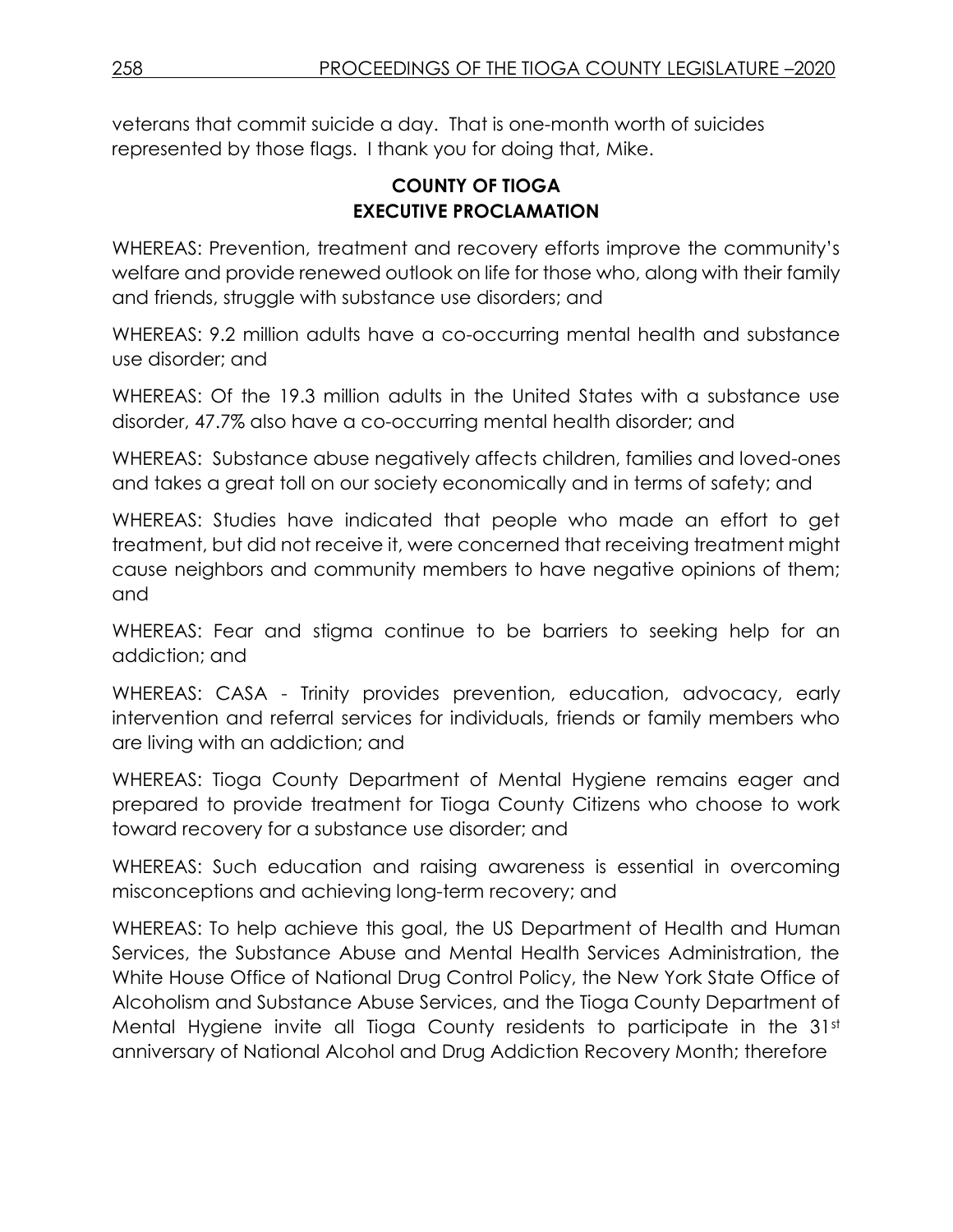veterans that commit suicide a day. That is one-month worth of suicides represented by those flags. I thank you for doing that, Mike.

**COUNTY OF TIOGA**
**EXECUTIVE PROCLAMATION**

WHEREAS: Prevention, treatment and recovery efforts improve the community's welfare and provide renewed outlook on life for those who, along with their family and friends, struggle with substance use disorders; and

WHEREAS: 9.2 million adults have a co-occurring mental health and substance use disorder; and

WHEREAS: Of the 19.3 million adults in the United States with a substance use disorder, 47.7% also have a co-occurring mental health disorder; and

WHEREAS: Substance abuse negatively affects children, families and loved-ones and takes a great toll on our society economically and in terms of safety; and

WHEREAS: Studies have indicated that people who made an effort to get treatment, but did not receive it, were concerned that receiving treatment might cause neighbors and community members to have negative opinions of them; and

WHEREAS: Fear and stigma continue to be barriers to seeking help for an addiction; and

WHEREAS: CASA - Trinity provides prevention, education, advocacy, early intervention and referral services for individuals, friends or family members who are living with an addiction; and

WHEREAS: Tioga County Department of Mental Hygiene remains eager and prepared to provide treatment for Tioga County Citizens who choose to work toward recovery for a substance use disorder; and

WHEREAS: Such education and raising awareness is essential in overcoming misconceptions and achieving long-term recovery; and

WHEREAS: To help achieve this goal, the US Department of Health and Human Services, the Substance Abuse and Mental Health Services Administration, the White House Office of National Drug Control Policy, the New York State Office of Alcoholism and Substance Abuse Services, and the Tioga County Department of Mental Hygiene invite all Tioga County residents to participate in the 31st anniversary of National Alcohol and Drug Addiction Recovery Month; therefore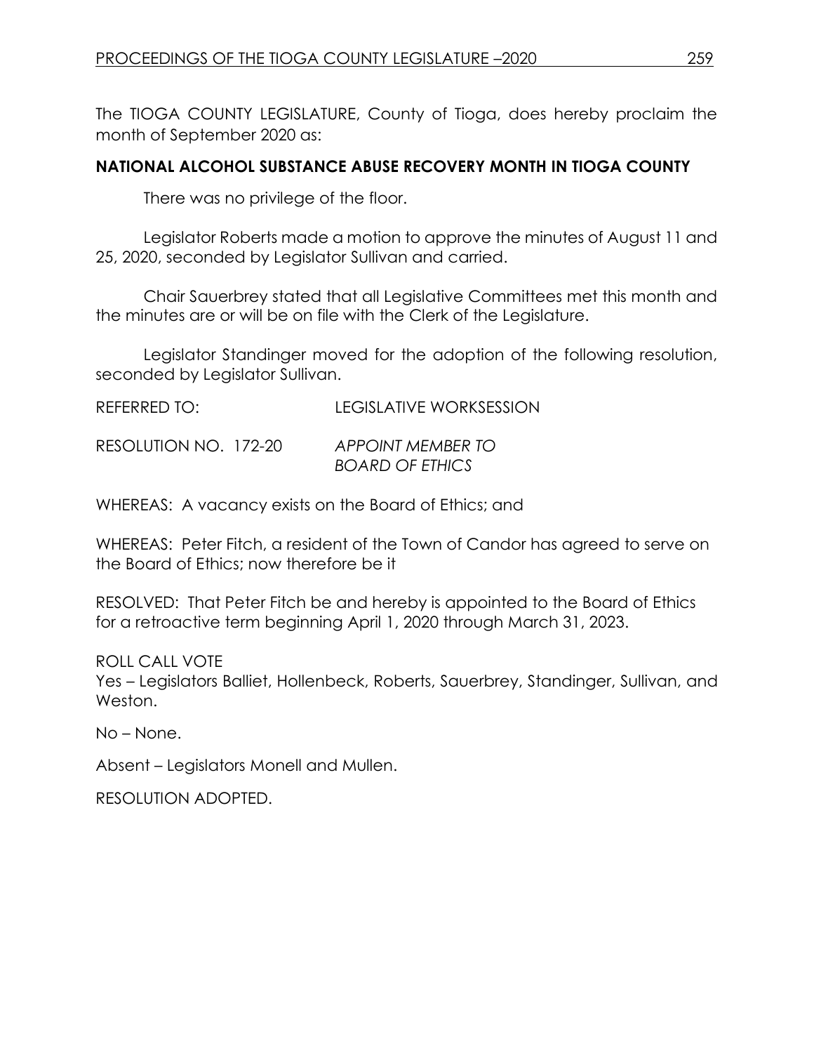The TIOGA COUNTY LEGISLATURE, County of Tioga, does hereby proclaim the month of September 2020 as:

**NATIONAL ALCOHOL SUBSTANCE ABUSE RECOVERY MONTH IN TIOGA COUNTY**

There was no privilege of the floor.

Legislator Roberts made a motion to approve the minutes of August 11 and 25, 2020, seconded by Legislator Sullivan and carried.

Chair Sauerbrey stated that all Legislative Committees met this month and the minutes are or will be on file with the Clerk of the Legislature.

Legislator Standinger moved for the adoption of the following resolution, seconded by Legislator Sullivan.

REFERRED TO: LEGISLATIVE WORKSESSION

RESOLUTION NO. 172-20 *APPOINT MEMBER TO BOARD OF ETHICS*

WHEREAS: A vacancy exists on the Board of Ethics; and

WHEREAS: Peter Fitch, a resident of the Town of Candor has agreed to serve on the Board of Ethics; now therefore be it

RESOLVED: That Peter Fitch be and hereby is appointed to the Board of Ethics for a retroactive term beginning April 1, 2020 through March 31, 2023.

ROLL CALL VOTE
Yes – Legislators Balliet, Hollenbeck, Roberts, Sauerbrey, Standinger, Sullivan, and Weston.

No – None.

Absent – Legislators Monell and Mullen.

RESOLUTION ADOPTED.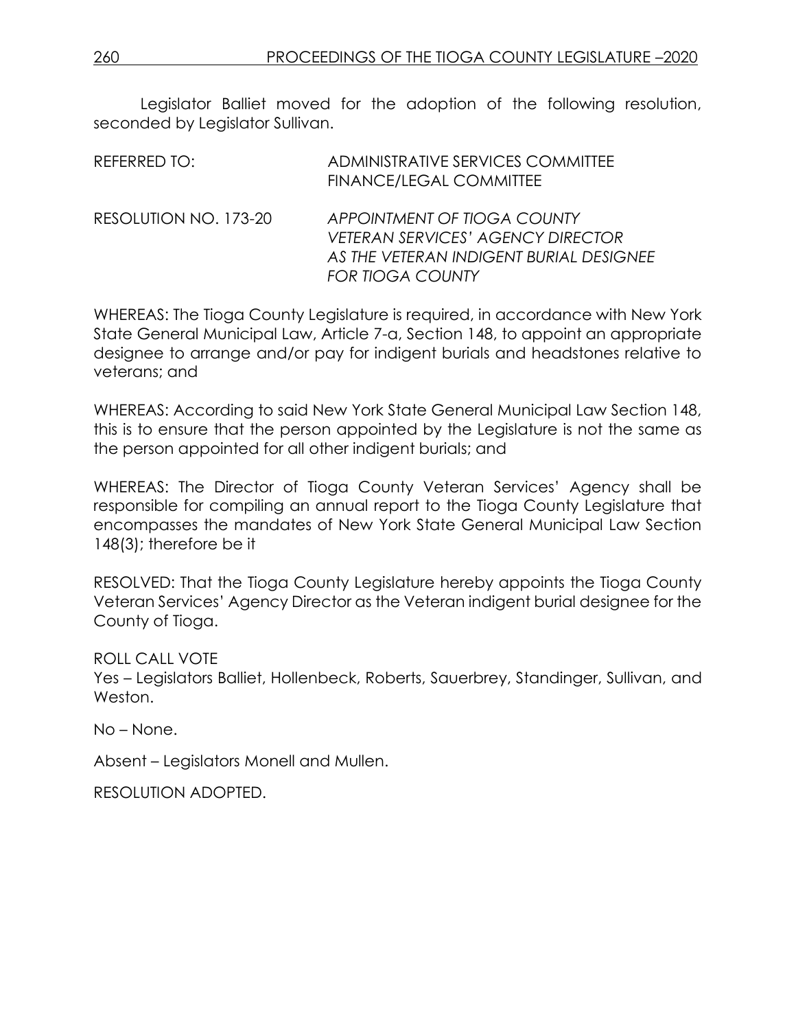Legislator Balliet moved for the adoption of the following resolution, seconded by Legislator Sullivan.

REFERRED TO: ADMINISTRATIVE SERVICES COMMITTEE
FINANCE/LEGAL COMMITTEE

RESOLUTION NO. 173-20 *APPOINTMENT OF TIOGA COUNTY VETERAN SERVICES' AGENCY DIRECTOR AS THE VETERAN INDIGENT BURIAL DESIGNEE FOR TIOGA COUNTY*

WHEREAS: The Tioga County Legislature is required, in accordance with New York State General Municipal Law, Article 7-a, Section 148, to appoint an appropriate designee to arrange and/or pay for indigent burials and headstones relative to veterans; and

WHEREAS: According to said New York State General Municipal Law Section 148, this is to ensure that the person appointed by the Legislature is not the same as the person appointed for all other indigent burials; and

WHEREAS: The Director of Tioga County Veteran Services' Agency shall be responsible for compiling an annual report to the Tioga County Legislature that encompasses the mandates of New York State General Municipal Law Section 148(3); therefore be it

RESOLVED: That the Tioga County Legislature hereby appoints the Tioga County Veteran Services' Agency Director as the Veteran indigent burial designee for the County of Tioga.

ROLL CALL VOTE
Yes – Legislators Balliet, Hollenbeck, Roberts, Sauerbrey, Standinger, Sullivan, and Weston.

No – None.

Absent – Legislators Monell and Mullen.

RESOLUTION ADOPTED.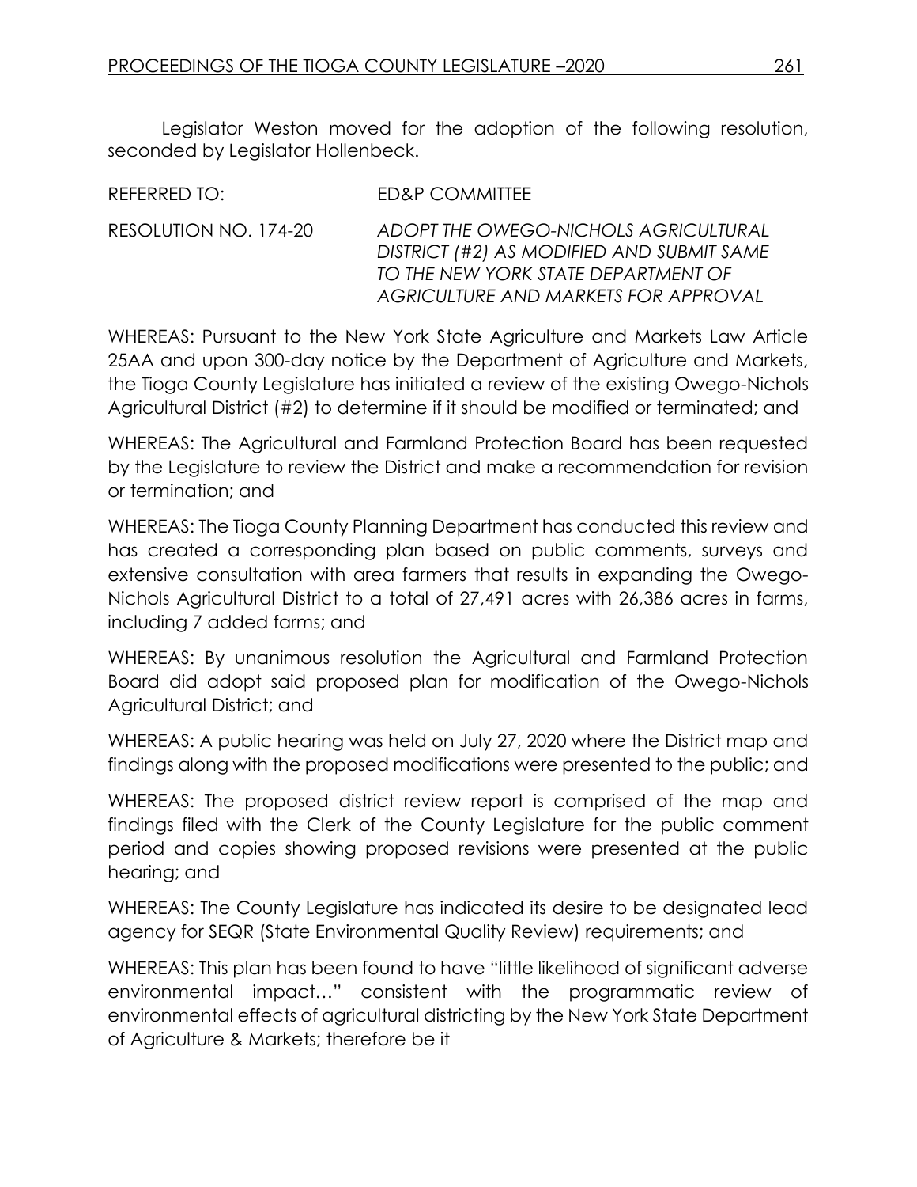Legislator Weston moved for the adoption of the following resolution, seconded by Legislator Hollenbeck.

REFERRED TO: ED&P COMMITTEE

RESOLUTION NO. 174-20 *ADOPT THE OWEGO-NICHOLS AGRICULTURAL DISTRICT (#2) AS MODIFIED AND SUBMIT SAME TO THE NEW YORK STATE DEPARTMENT OF AGRICULTURE AND MARKETS FOR APPROVAL*

WHEREAS: Pursuant to the New York State Agriculture and Markets Law Article 25AA and upon 300-day notice by the Department of Agriculture and Markets, the Tioga County Legislature has initiated a review of the existing Owego-Nichols Agricultural District (#2) to determine if it should be modified or terminated; and

WHEREAS: The Agricultural and Farmland Protection Board has been requested by the Legislature to review the District and make a recommendation for revision or termination; and

WHEREAS: The Tioga County Planning Department has conducted this review and has created a corresponding plan based on public comments, surveys and extensive consultation with area farmers that results in expanding the Owego-Nichols Agricultural District to a total of 27,491 acres with 26,386 acres in farms, including 7 added farms; and

WHEREAS: By unanimous resolution the Agricultural and Farmland Protection Board did adopt said proposed plan for modification of the Owego-Nichols Agricultural District; and

WHEREAS: A public hearing was held on July 27, 2020 where the District map and findings along with the proposed modifications were presented to the public; and

WHEREAS: The proposed district review report is comprised of the map and findings filed with the Clerk of the County Legislature for the public comment period and copies showing proposed revisions were presented at the public hearing; and

WHEREAS: The County Legislature has indicated its desire to be designated lead agency for SEQR (State Environmental Quality Review) requirements; and

WHEREAS: This plan has been found to have "little likelihood of significant adverse environmental impact…" consistent with the programmatic review of environmental effects of agricultural districting by the New York State Department of Agriculture & Markets; therefore be it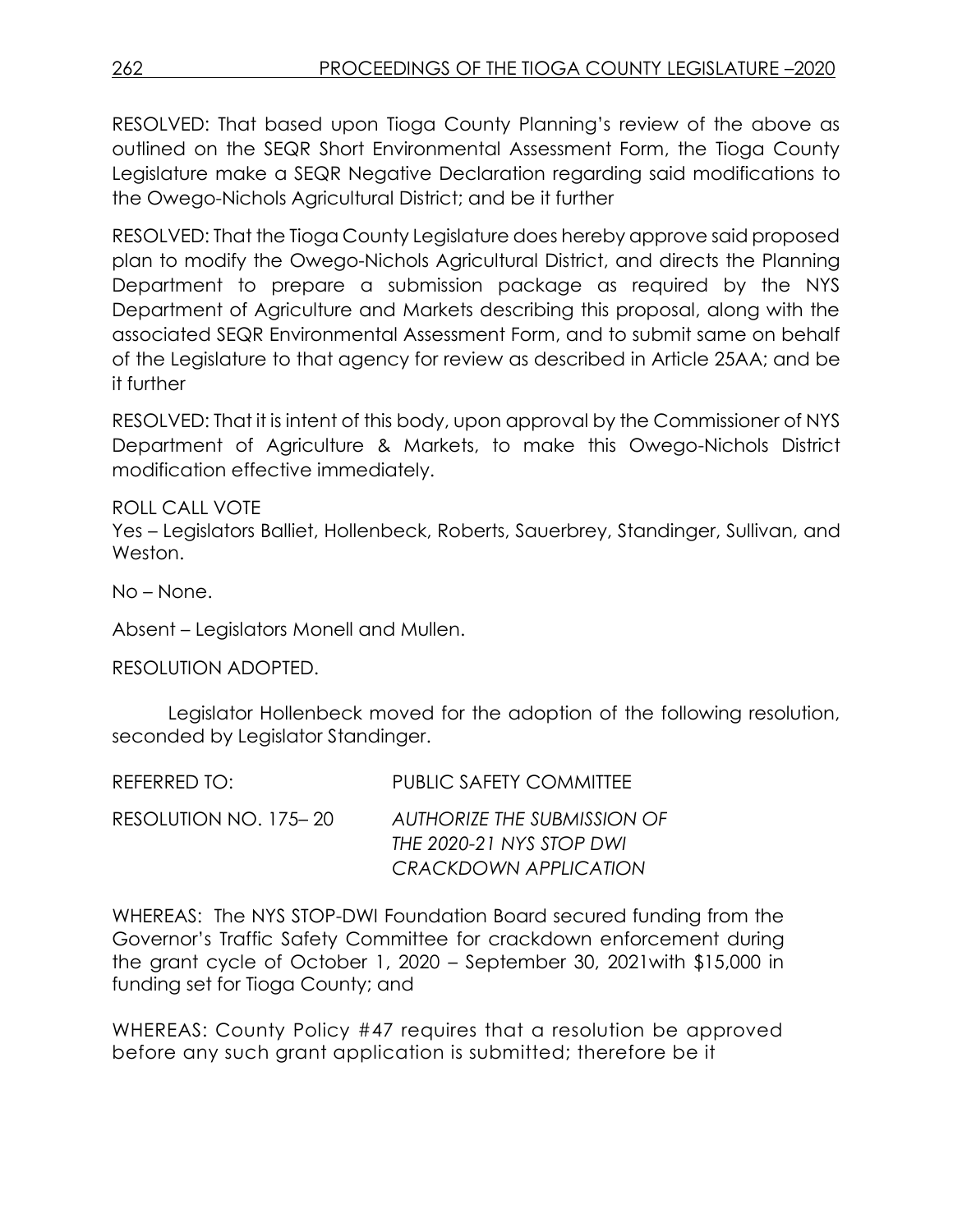RESOLVED: That based upon Tioga County Planning's review of the above as outlined on the SEQR Short Environmental Assessment Form, the Tioga County Legislature make a SEQR Negative Declaration regarding said modifications to the Owego-Nichols Agricultural District; and be it further

RESOLVED: That the Tioga County Legislature does hereby approve said proposed plan to modify the Owego-Nichols Agricultural District, and directs the Planning Department to prepare a submission package as required by the NYS Department of Agriculture and Markets describing this proposal, along with the associated SEQR Environmental Assessment Form, and to submit same on behalf of the Legislature to that agency for review as described in Article 25AA; and be it further

RESOLVED: That it is intent of this body, upon approval by the Commissioner of NYS Department of Agriculture & Markets, to make this Owego-Nichols District modification effective immediately.

ROLL CALL VOTE
Yes – Legislators Balliet, Hollenbeck, Roberts, Sauerbrey, Standinger, Sullivan, and Weston.

No – None.

Absent – Legislators Monell and Mullen.

RESOLUTION ADOPTED.

Legislator Hollenbeck moved for the adoption of the following resolution, seconded by Legislator Standinger.

REFERRED TO: PUBLIC SAFETY COMMITTEE

RESOLUTION NO. 175– 20 *AUTHORIZE THE SUBMISSION OF THE 2020-21 NYS STOP DWI CRACKDOWN APPLICATION*

WHEREAS: The NYS STOP-DWI Foundation Board secured funding from the Governor's Traffic Safety Committee for crackdown enforcement during the grant cycle of October 1, 2020 – September 30, 2021with $15,000 in funding set for Tioga County; and

WHEREAS: County Policy #47 requires that a resolution be approved before any such grant application is submitted; therefore be it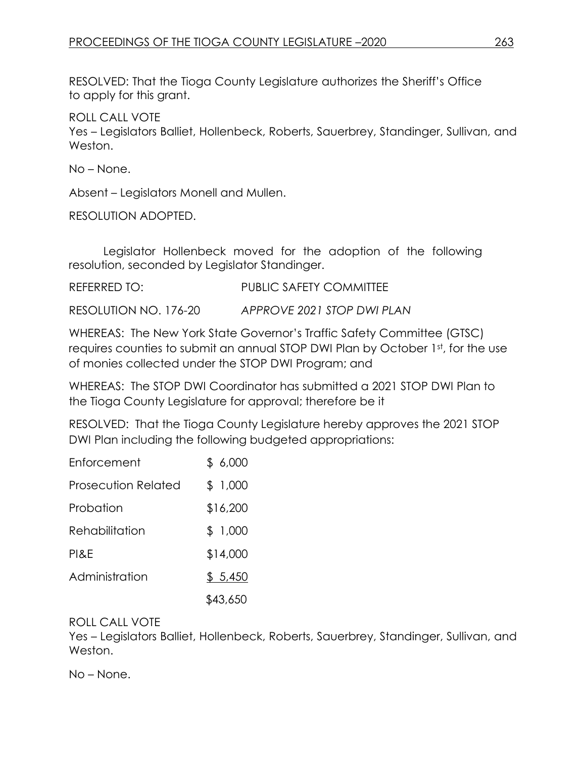RESOLVED: That the Tioga County Legislature authorizes the Sheriff's Office to apply for this grant.

ROLL CALL VOTE
Yes – Legislators Balliet, Hollenbeck, Roberts, Sauerbrey, Standinger, Sullivan, and Weston.

No – None.

Absent – Legislators Monell and Mullen.

RESOLUTION ADOPTED.

Legislator Hollenbeck moved for the adoption of the following resolution, seconded by Legislator Standinger.

REFERRED TO: PUBLIC SAFETY COMMITTEE

RESOLUTION NO. 176-20 *APPROVE 2021 STOP DWI PLAN*

WHEREAS: The New York State Governor's Traffic Safety Committee (GTSC) requires counties to submit an annual STOP DWI Plan by October 1st, for the use of monies collected under the STOP DWI Program; and

WHEREAS: The STOP DWI Coordinator has submitted a 2021 STOP DWI Plan to the Tioga County Legislature for approval; therefore be it

RESOLVED: That the Tioga County Legislature hereby approves the 2021 STOP DWI Plan including the following budgeted appropriations:

| | |
|---|---|
| Enforcement | $ 6,000 |
| Prosecution Related | $ 1,000 |
| Probation | $16,200 |
| Rehabilitation | $ 1,000 |
| PI&E | $14,000 |
| Administration | $ 5,450 |
| | $43,650 |

ROLL CALL VOTE
Yes – Legislators Balliet, Hollenbeck, Roberts, Sauerbrey, Standinger, Sullivan, and Weston.

No – None.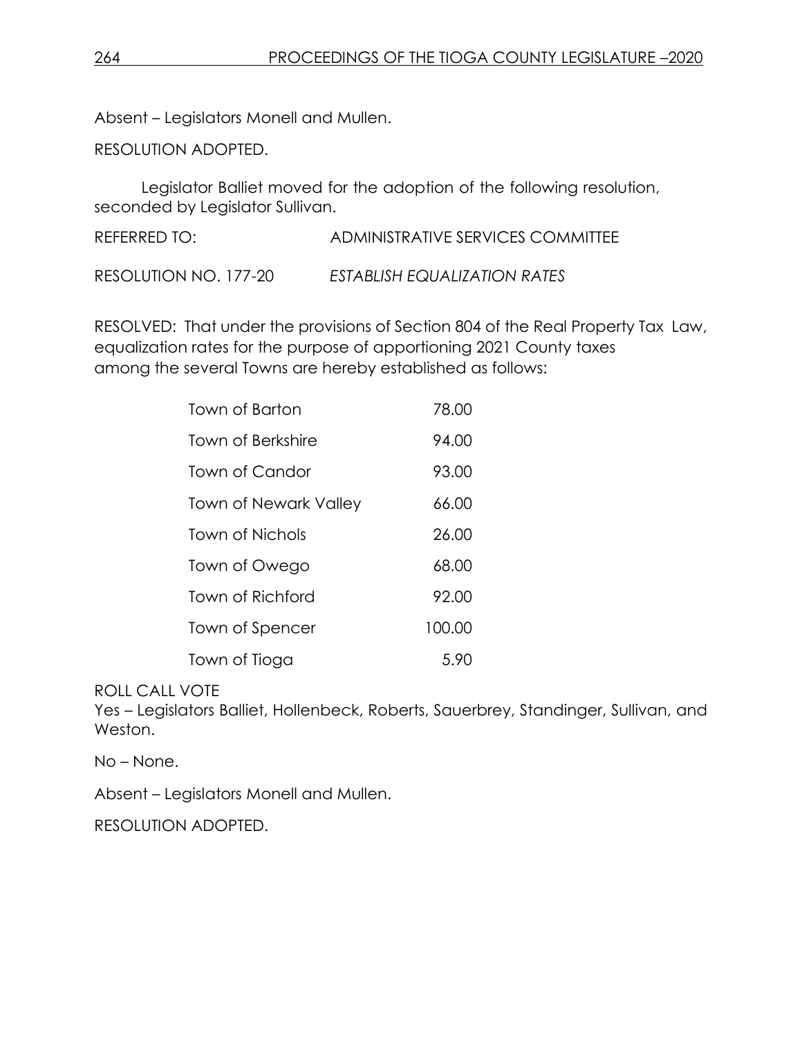Absent – Legislators Monell and Mullen.

RESOLUTION ADOPTED.

Legislator Balliet moved for the adoption of the following resolution, seconded by Legislator Sullivan.

REFERRED TO: ADMINISTRATIVE SERVICES COMMITTEE

RESOLUTION NO. 177-20 *ESTABLISH EQUALIZATION RATES*

RESOLVED: That under the provisions of Section 804 of the Real Property Tax Law, equalization rates for the purpose of apportioning 2021 County taxes among the several Towns are hereby established as follows:

| | |
|---|---|
| Town of Barton | 78.00 |
| Town of Berkshire | 94.00 |
| Town of Candor | 93.00 |
| Town of Newark Valley | 66.00 |
| Town of Nichols | 26.00 |
| Town of Owego | 68.00 |
| Town of Richford | 92.00 |
| Town of Spencer | 100.00 |
| Town of Tioga | 5.90 |

ROLL CALL VOTE

Yes – Legislators Balliet, Hollenbeck, Roberts, Sauerbrey, Standinger, Sullivan, and Weston.

No – None.

Absent – Legislators Monell and Mullen.

RESOLUTION ADOPTED.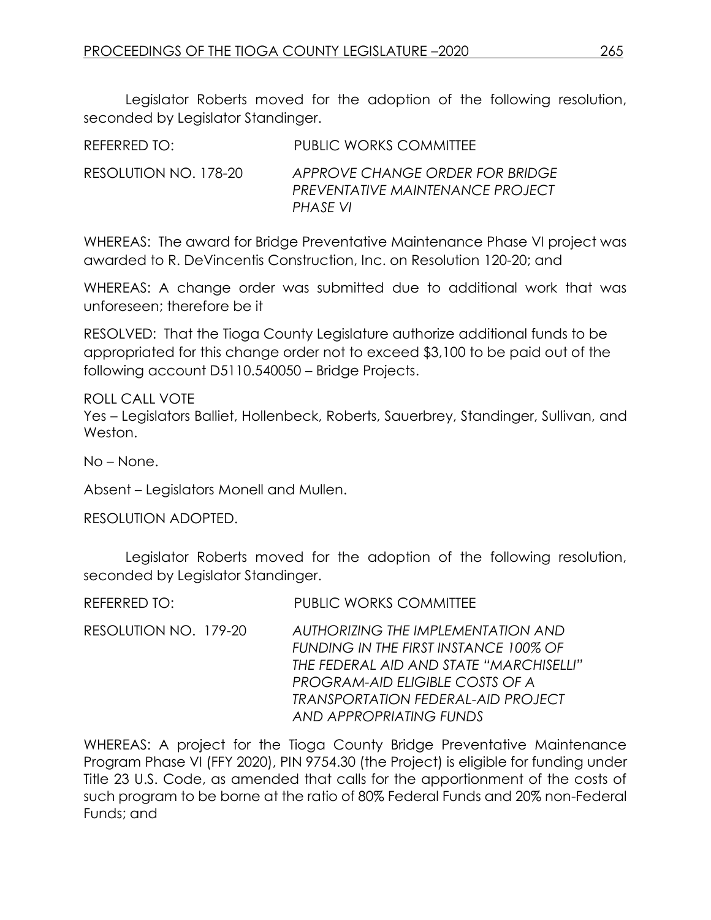Legislator Roberts moved for the adoption of the following resolution, seconded by Legislator Standinger.

REFERRED TO: PUBLIC WORKS COMMITTEE

RESOLUTION NO. 178-20 *APPROVE CHANGE ORDER FOR BRIDGE PREVENTATIVE MAINTENANCE PROJECT PHASE VI*

WHEREAS: The award for Bridge Preventative Maintenance Phase VI project was awarded to R. DeVincentis Construction, Inc. on Resolution 120-20; and

WHEREAS: A change order was submitted due to additional work that was unforeseen; therefore be it

RESOLVED: That the Tioga County Legislature authorize additional funds to be appropriated for this change order not to exceed $3,100 to be paid out of the following account D5110.540050 – Bridge Projects.

ROLL CALL VOTE
Yes – Legislators Balliet, Hollenbeck, Roberts, Sauerbrey, Standinger, Sullivan, and Weston.

No – None.

Absent – Legislators Monell and Mullen.

RESOLUTION ADOPTED.

Legislator Roberts moved for the adoption of the following resolution, seconded by Legislator Standinger.

REFERRED TO: PUBLIC WORKS COMMITTEE

RESOLUTION NO. 179-20 *AUTHORIZING THE IMPLEMENTATION AND FUNDING IN THE FIRST INSTANCE 100% OF THE FEDERAL AID AND STATE "MARCHISELLI" PROGRAM-AID ELIGIBLE COSTS OF A TRANSPORTATION FEDERAL-AID PROJECT AND APPROPRIATING FUNDS*

WHEREAS: A project for the Tioga County Bridge Preventative Maintenance Program Phase VI (FFY 2020), PIN 9754.30 (the Project) is eligible for funding under Title 23 U.S. Code, as amended that calls for the apportionment of the costs of such program to be borne at the ratio of 80% Federal Funds and 20% non-Federal Funds; and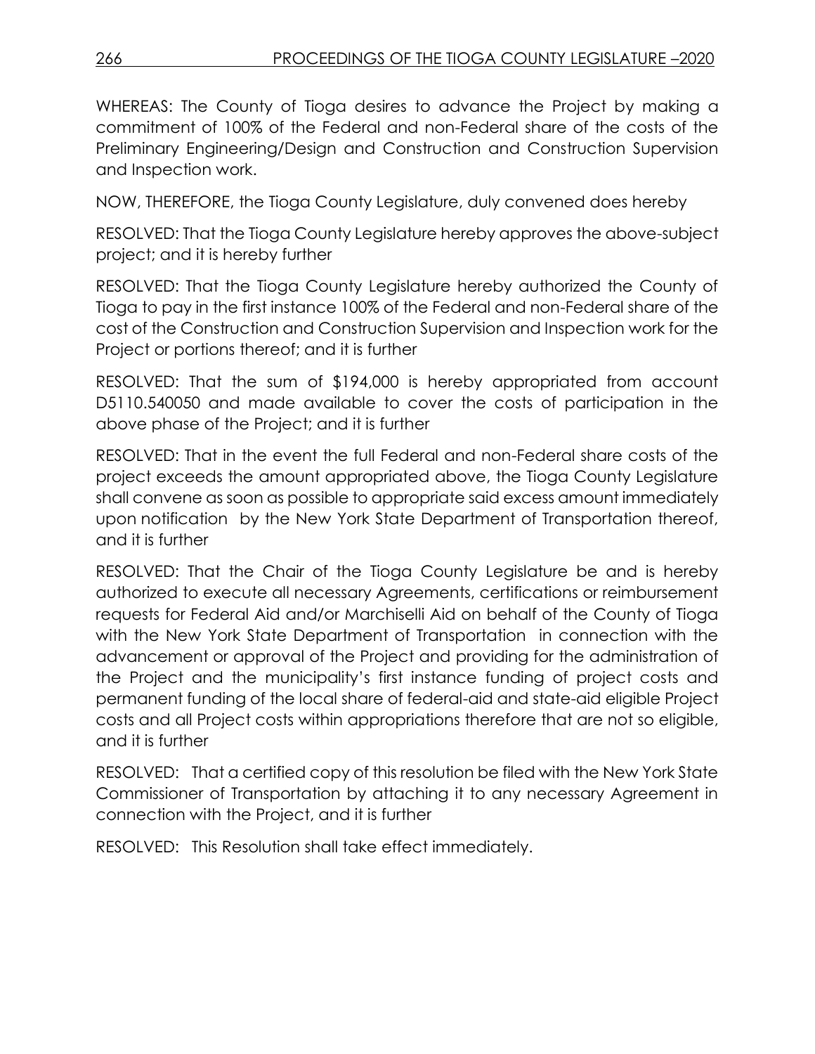WHEREAS: The County of Tioga desires to advance the Project by making a commitment of 100% of the Federal and non-Federal share of the costs of the Preliminary Engineering/Design and Construction and Construction Supervision and Inspection work.

NOW, THEREFORE, the Tioga County Legislature, duly convened does hereby

RESOLVED: That the Tioga County Legislature hereby approves the above-subject project; and it is hereby further

RESOLVED: That the Tioga County Legislature hereby authorized the County of Tioga to pay in the first instance 100% of the Federal and non-Federal share of the cost of the Construction and Construction Supervision and Inspection work for the Project or portions thereof; and it is further

RESOLVED: That the sum of $194,000 is hereby appropriated from account D5110.540050 and made available to cover the costs of participation in the above phase of the Project; and it is further

RESOLVED: That in the event the full Federal and non-Federal share costs of the project exceeds the amount appropriated above, the Tioga County Legislature shall convene as soon as possible to appropriate said excess amount immediately upon notification by the New York State Department of Transportation thereof, and it is further

RESOLVED: That the Chair of the Tioga County Legislature be and is hereby authorized to execute all necessary Agreements, certifications or reimbursement requests for Federal Aid and/or Marchiselli Aid on behalf of the County of Tioga with the New York State Department of Transportation in connection with the advancement or approval of the Project and providing for the administration of the Project and the municipality's first instance funding of project costs and permanent funding of the local share of federal-aid and state-aid eligible Project costs and all Project costs within appropriations therefore that are not so eligible, and it is further

RESOLVED: That a certified copy of this resolution be filed with the New York State Commissioner of Transportation by attaching it to any necessary Agreement in connection with the Project, and it is further

RESOLVED: This Resolution shall take effect immediately.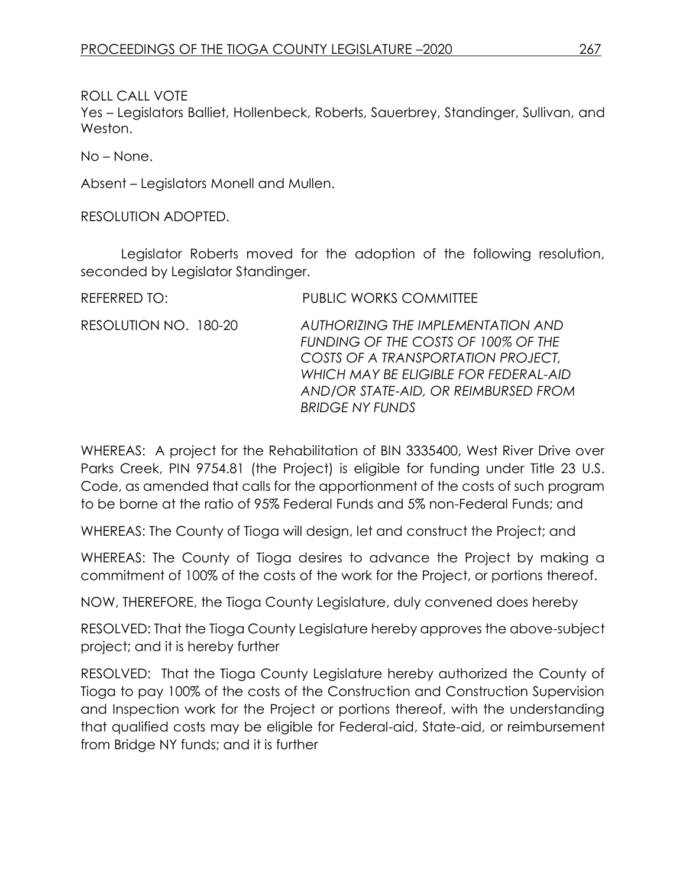ROLL CALL VOTE

Yes – Legislators Balliet, Hollenbeck, Roberts, Sauerbrey, Standinger, Sullivan, and Weston.

No – None.

Absent – Legislators Monell and Mullen.

RESOLUTION ADOPTED.

Legislator Roberts moved for the adoption of the following resolution, seconded by Legislator Standinger.

REFERRED TO: PUBLIC WORKS COMMITTEE

RESOLUTION NO. 180-20 *AUTHORIZING THE IMPLEMENTATION AND FUNDING OF THE COSTS OF 100% OF THE COSTS OF A TRANSPORTATION PROJECT, WHICH MAY BE ELIGIBLE FOR FEDERAL-AID AND/OR STATE-AID, OR REIMBURSED FROM BRIDGE NY FUNDS*

WHEREAS: A project for the Rehabilitation of BIN 3335400, West River Drive over Parks Creek, PIN 9754.81 (the Project) is eligible for funding under Title 23 U.S. Code, as amended that calls for the apportionment of the costs of such program to be borne at the ratio of 95% Federal Funds and 5% non-Federal Funds; and

WHEREAS: The County of Tioga will design, let and construct the Project; and

WHEREAS: The County of Tioga desires to advance the Project by making a commitment of 100% of the costs of the work for the Project, or portions thereof.

NOW, THEREFORE, the Tioga County Legislature, duly convened does hereby

RESOLVED: That the Tioga County Legislature hereby approves the above-subject project; and it is hereby further

RESOLVED: That the Tioga County Legislature hereby authorized the County of Tioga to pay 100% of the costs of the Construction and Construction Supervision and Inspection work for the Project or portions thereof, with the understanding that qualified costs may be eligible for Federal-aid, State-aid, or reimbursement from Bridge NY funds; and it is further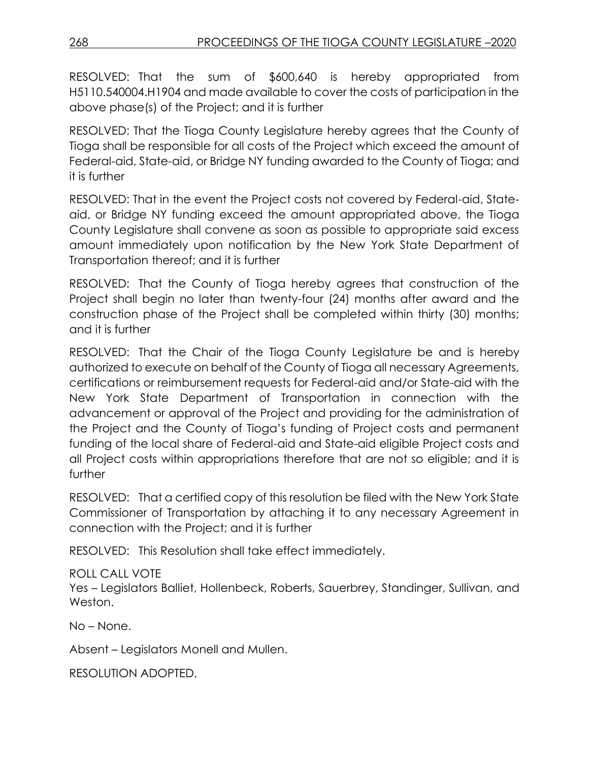RESOLVED: That the sum of $600,640 is hereby appropriated from H5110.540004.H1904 and made available to cover the costs of participation in the above phase(s) of the Project; and it is further

RESOLVED: That the Tioga County Legislature hereby agrees that the County of Tioga shall be responsible for all costs of the Project which exceed the amount of Federal-aid, State-aid, or Bridge NY funding awarded to the County of Tioga; and it is further

RESOLVED: That in the event the Project costs not covered by Federal-aid, State-aid, or Bridge NY funding exceed the amount appropriated above, the Tioga County Legislature shall convene as soon as possible to appropriate said excess amount immediately upon notification by the New York State Department of Transportation thereof; and it is further

RESOLVED: That the County of Tioga hereby agrees that construction of the Project shall begin no later than twenty-four (24) months after award and the construction phase of the Project shall be completed within thirty (30) months; and it is further

RESOLVED: That the Chair of the Tioga County Legislature be and is hereby authorized to execute on behalf of the County of Tioga all necessary Agreements, certifications or reimbursement requests for Federal-aid and/or State-aid with the New York State Department of Transportation in connection with the advancement or approval of the Project and providing for the administration of the Project and the County of Tioga's funding of Project costs and permanent funding of the local share of Federal-aid and State-aid eligible Project costs and all Project costs within appropriations therefore that are not so eligible; and it is further

RESOLVED: That a certified copy of this resolution be filed with the New York State Commissioner of Transportation by attaching it to any necessary Agreement in connection with the Project; and it is further

RESOLVED: This Resolution shall take effect immediately.

ROLL CALL VOTE
Yes – Legislators Balliet, Hollenbeck, Roberts, Sauerbrey, Standinger, Sullivan, and Weston.

No – None.

Absent – Legislators Monell and Mullen.

RESOLUTION ADOPTED.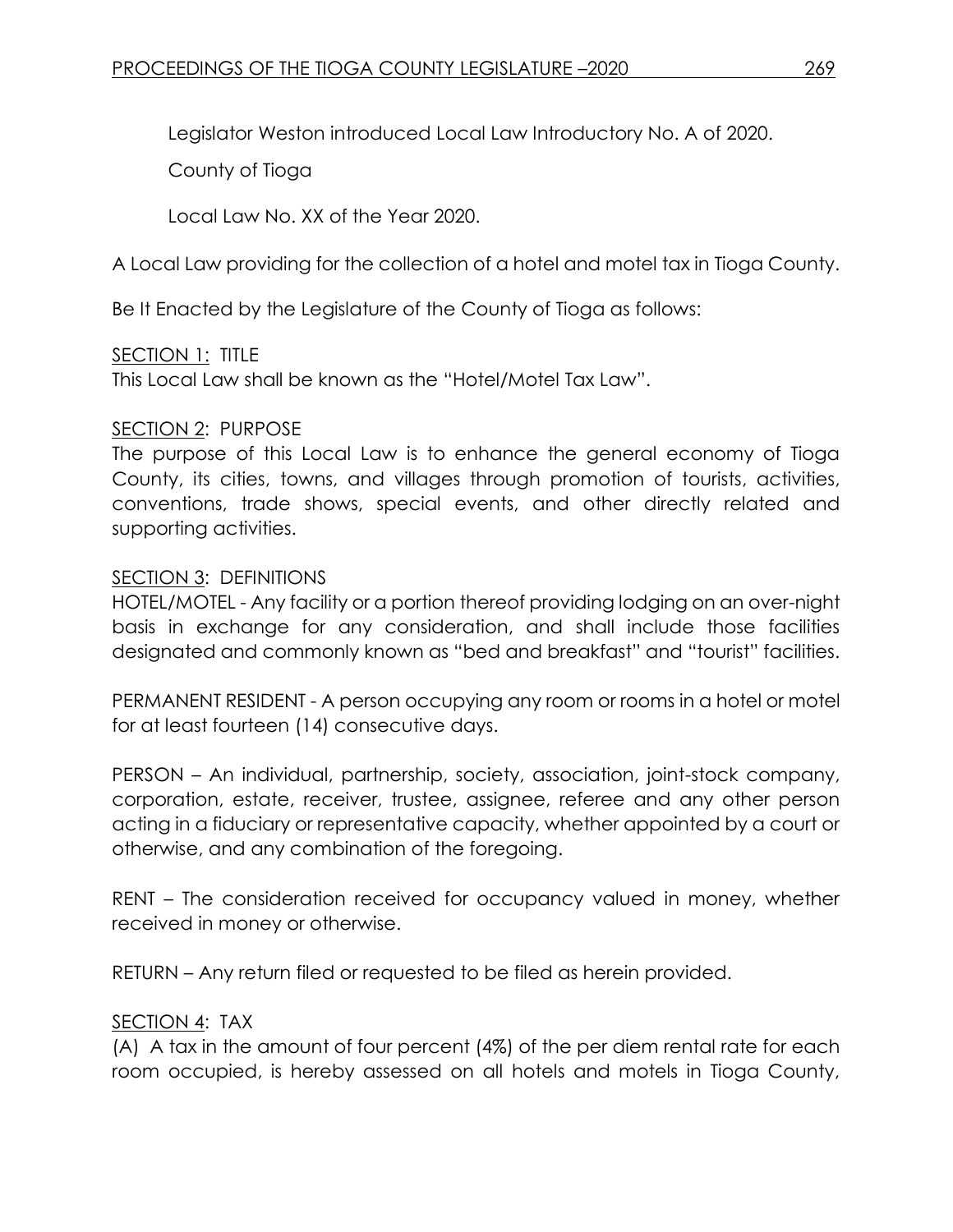Legislator Weston introduced Local Law Introductory No. A of 2020.

County of Tioga

Local Law No. XX of the Year 2020.

A Local Law providing for the collection of a hotel and motel tax in Tioga County.

Be It Enacted by the Legislature of the County of Tioga as follows:

SECTION 1: TITLE
This Local Law shall be known as the "Hotel/Motel Tax Law".

SECTION 2: PURPOSE
The purpose of this Local Law is to enhance the general economy of Tioga County, its cities, towns, and villages through promotion of tourists, activities, conventions, trade shows, special events, and other directly related and supporting activities.

SECTION 3: DEFINITIONS
HOTEL/MOTEL - Any facility or a portion thereof providing lodging on an over-night basis in exchange for any consideration, and shall include those facilities designated and commonly known as "bed and breakfast" and "tourist" facilities.

PERMANENT RESIDENT - A person occupying any room or rooms in a hotel or motel for at least fourteen (14) consecutive days.

PERSON – An individual, partnership, society, association, joint-stock company, corporation, estate, receiver, trustee, assignee, referee and any other person acting in a fiduciary or representative capacity, whether appointed by a court or otherwise, and any combination of the foregoing.

RENT – The consideration received for occupancy valued in money, whether received in money or otherwise.

RETURN – Any return filed or requested to be filed as herein provided.

SECTION 4: TAX
(A) A tax in the amount of four percent (4%) of the per diem rental rate for each room occupied, is hereby assessed on all hotels and motels in Tioga County,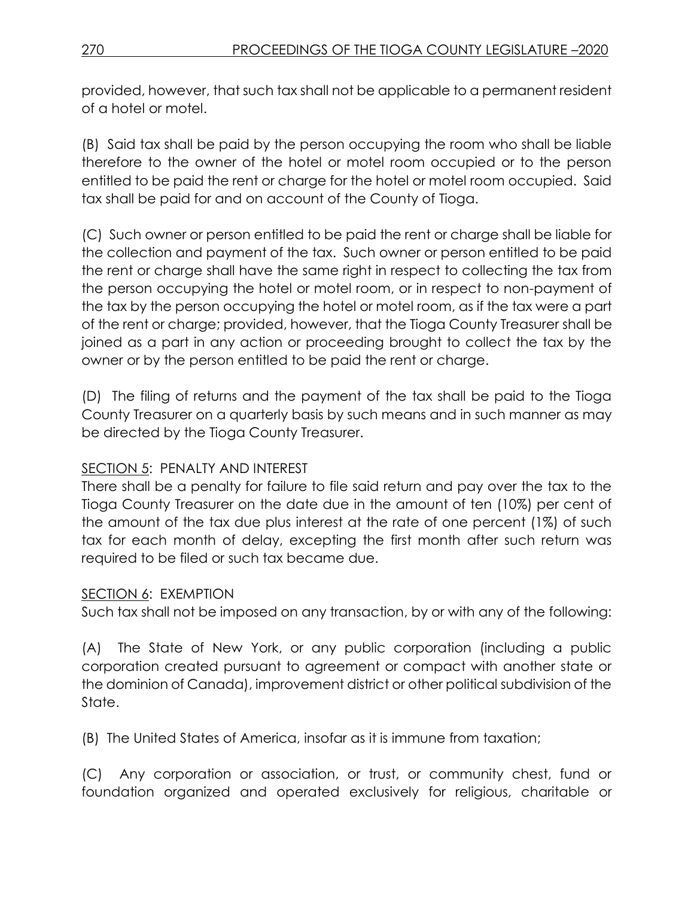provided, however, that such tax shall not be applicable to a permanent resident of a hotel or motel.

(B) Said tax shall be paid by the person occupying the room who shall be liable therefore to the owner of the hotel or motel room occupied or to the person entitled to be paid the rent or charge for the hotel or motel room occupied. Said tax shall be paid for and on account of the County of Tioga.

(C) Such owner or person entitled to be paid the rent or charge shall be liable for the collection and payment of the tax. Such owner or person entitled to be paid the rent or charge shall have the same right in respect to collecting the tax from the person occupying the hotel or motel room, or in respect to non-payment of the tax by the person occupying the hotel or motel room, as if the tax were a part of the rent or charge; provided, however, that the Tioga County Treasurer shall be joined as a part in any action or proceeding brought to collect the tax by the owner or by the person entitled to be paid the rent or charge.

(D) The filing of returns and the payment of the tax shall be paid to the Tioga County Treasurer on a quarterly basis by such means and in such manner as may be directed by the Tioga County Treasurer.

<u>SECTION 5</u>: PENALTY AND INTEREST

There shall be a penalty for failure to file said return and pay over the tax to the Tioga County Treasurer on the date due in the amount of ten (10%) per cent of the amount of the tax due plus interest at the rate of one percent (1%) of such tax for each month of delay, excepting the first month after such return was required to be filed or such tax became due.

<u>SECTION 6</u>: EXEMPTION

Such tax shall not be imposed on any transaction, by or with any of the following:

(A) The State of New York, or any public corporation (including a public corporation created pursuant to agreement or compact with another state or the dominion of Canada), improvement district or other political subdivision of the State.

(B) The United States of America, insofar as it is immune from taxation;

(C) Any corporation or association, or trust, or community chest, fund or foundation organized and operated exclusively for religious, charitable or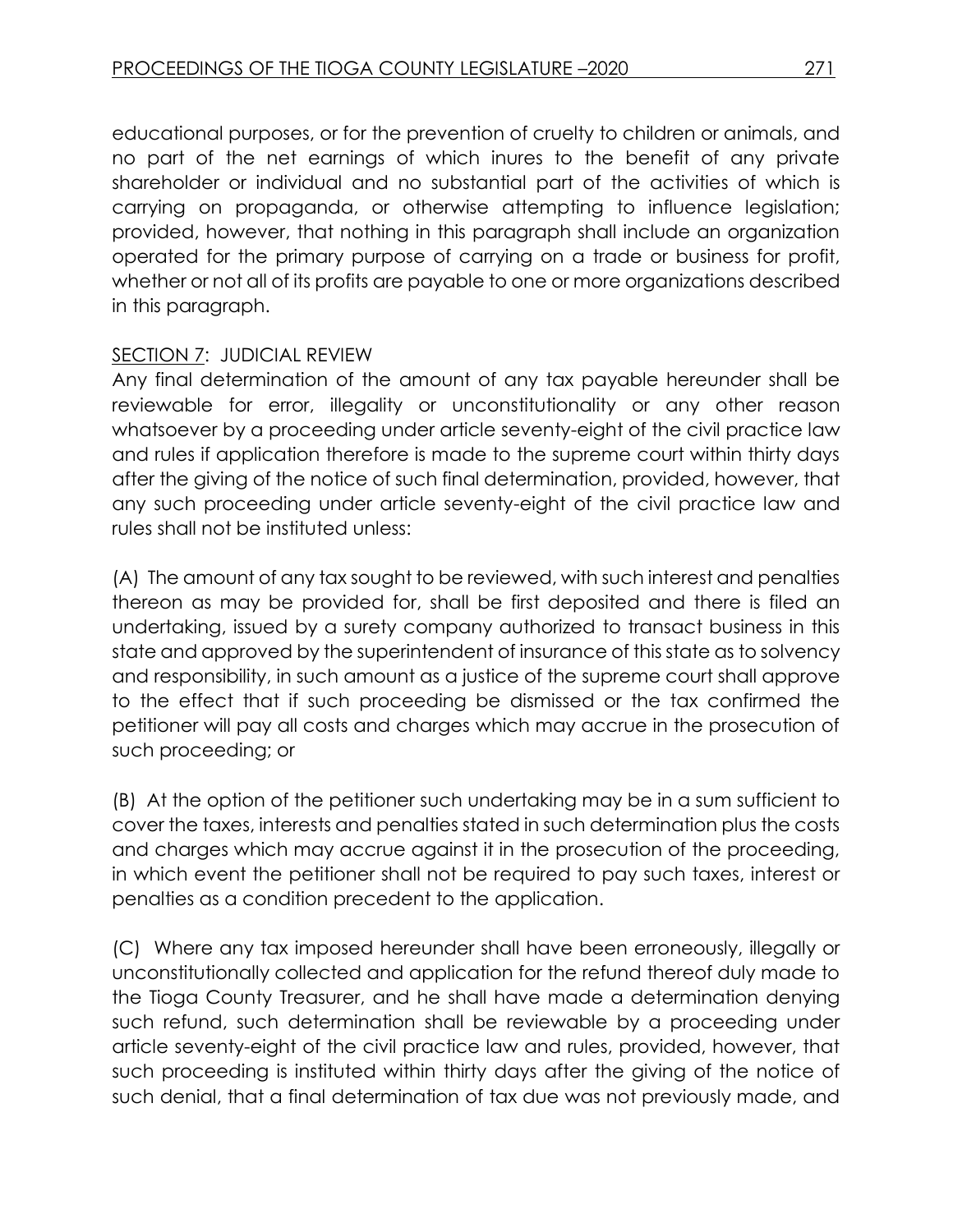educational purposes, or for the prevention of cruelty to children or animals, and no part of the net earnings of which inures to the benefit of any private shareholder or individual and no substantial part of the activities of which is carrying on propaganda, or otherwise attempting to influence legislation; provided, however, that nothing in this paragraph shall include an organization operated for the primary purpose of carrying on a trade or business for profit, whether or not all of its profits are payable to one or more organizations described in this paragraph.

SECTION 7: JUDICIAL REVIEW

Any final determination of the amount of any tax payable hereunder shall be reviewable for error, illegality or unconstitutionality or any other reason whatsoever by a proceeding under article seventy-eight of the civil practice law and rules if application therefore is made to the supreme court within thirty days after the giving of the notice of such final determination, provided, however, that any such proceeding under article seventy-eight of the civil practice law and rules shall not be instituted unless:

(A) The amount of any tax sought to be reviewed, with such interest and penalties thereon as may be provided for, shall be first deposited and there is filed an undertaking, issued by a surety company authorized to transact business in this state and approved by the superintendent of insurance of this state as to solvency and responsibility, in such amount as a justice of the supreme court shall approve to the effect that if such proceeding be dismissed or the tax confirmed the petitioner will pay all costs and charges which may accrue in the prosecution of such proceeding; or

(B) At the option of the petitioner such undertaking may be in a sum sufficient to cover the taxes, interests and penalties stated in such determination plus the costs and charges which may accrue against it in the prosecution of the proceeding, in which event the petitioner shall not be required to pay such taxes, interest or penalties as a condition precedent to the application.

(C) Where any tax imposed hereunder shall have been erroneously, illegally or unconstitutionally collected and application for the refund thereof duly made to the Tioga County Treasurer, and he shall have made a determination denying such refund, such determination shall be reviewable by a proceeding under article seventy-eight of the civil practice law and rules, provided, however, that such proceeding is instituted within thirty days after the giving of the notice of such denial, that a final determination of tax due was not previously made, and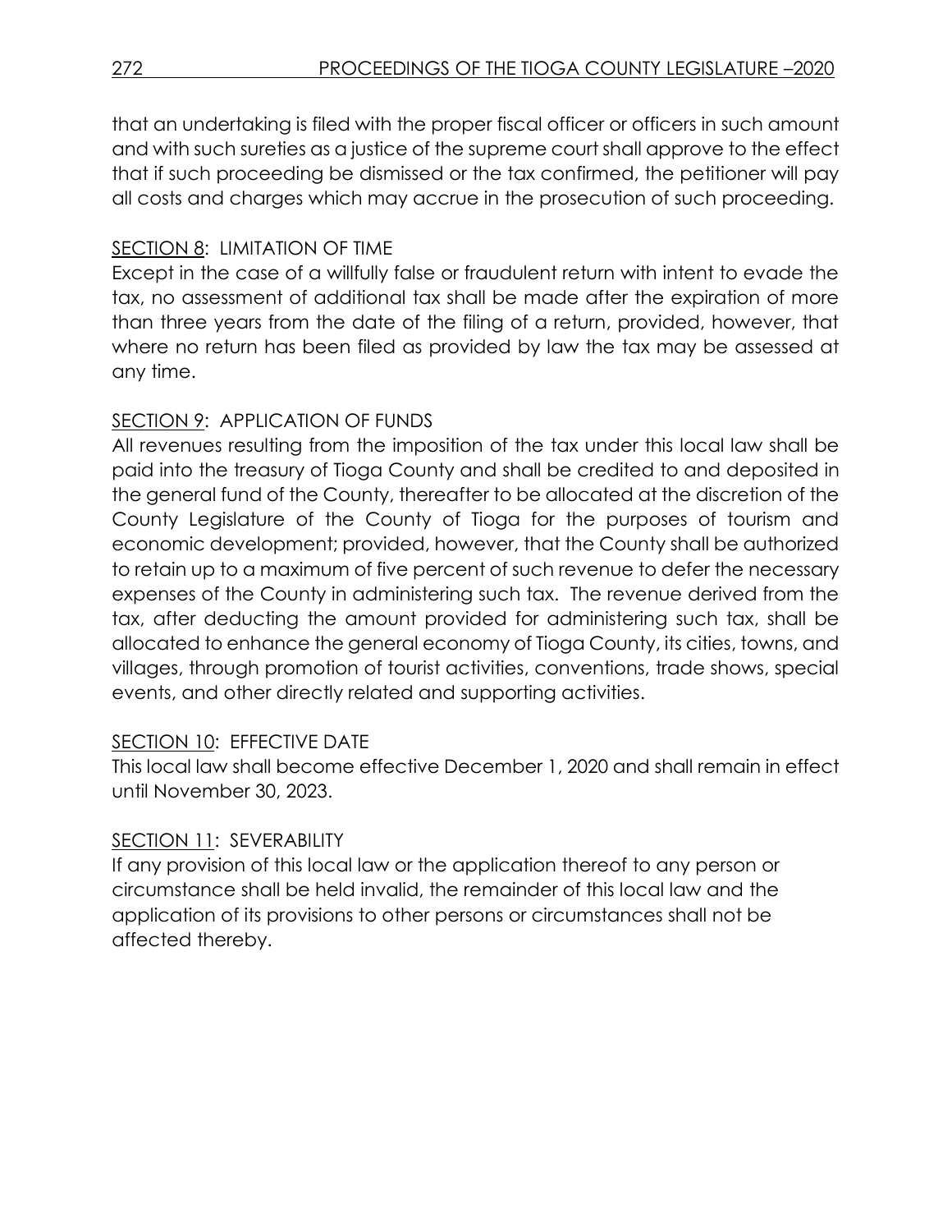that an undertaking is filed with the proper fiscal officer or officers in such amount and with such sureties as a justice of the supreme court shall approve to the effect that if such proceeding be dismissed or the tax confirmed, the petitioner will pay all costs and charges which may accrue in the prosecution of such proceeding.

SECTION 8: LIMITATION OF TIME

Except in the case of a willfully false or fraudulent return with intent to evade the tax, no assessment of additional tax shall be made after the expiration of more than three years from the date of the filing of a return, provided, however, that where no return has been filed as provided by law the tax may be assessed at any time.

SECTION 9: APPLICATION OF FUNDS

All revenues resulting from the imposition of the tax under this local law shall be paid into the treasury of Tioga County and shall be credited to and deposited in the general fund of the County, thereafter to be allocated at the discretion of the County Legislature of the County of Tioga for the purposes of tourism and economic development; provided, however, that the County shall be authorized to retain up to a maximum of five percent of such revenue to defer the necessary expenses of the County in administering such tax. The revenue derived from the tax, after deducting the amount provided for administering such tax, shall be allocated to enhance the general economy of Tioga County, its cities, towns, and villages, through promotion of tourist activities, conventions, trade shows, special events, and other directly related and supporting activities.

SECTION 10: EFFECTIVE DATE

This local law shall become effective December 1, 2020 and shall remain in effect until November 30, 2023.

SECTION 11: SEVERABILITY

If any provision of this local law or the application thereof to any person or circumstance shall be held invalid, the remainder of this local law and the application of its provisions to other persons or circumstances shall not be affected thereby.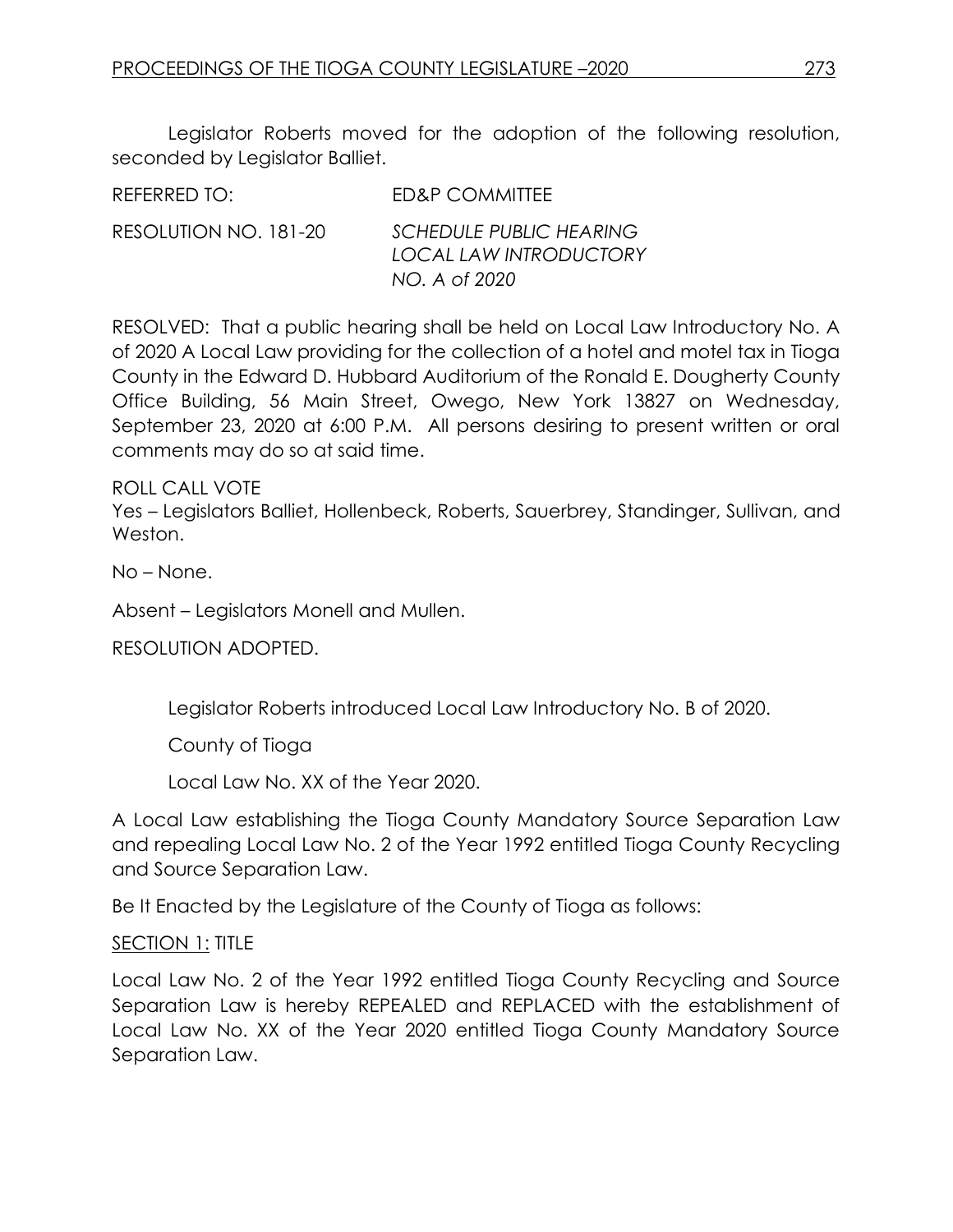Legislator Roberts moved for the adoption of the following resolution, seconded by Legislator Balliet.

REFERRED TO: ED&P COMMITTEE

RESOLUTION NO. 181-20 *SCHEDULE PUBLIC HEARING LOCAL LAW INTRODUCTORY NO. A of 2020*

RESOLVED: That a public hearing shall be held on Local Law Introductory No. A of 2020 A Local Law providing for the collection of a hotel and motel tax in Tioga County in the Edward D. Hubbard Auditorium of the Ronald E. Dougherty County Office Building, 56 Main Street, Owego, New York 13827 on Wednesday, September 23, 2020 at 6:00 P.M. All persons desiring to present written or oral comments may do so at said time.

ROLL CALL VOTE
Yes – Legislators Balliet, Hollenbeck, Roberts, Sauerbrey, Standinger, Sullivan, and Weston.

No – None.

Absent – Legislators Monell and Mullen.

RESOLUTION ADOPTED.

Legislator Roberts introduced Local Law Introductory No. B of 2020.

County of Tioga

Local Law No. XX of the Year 2020.

A Local Law establishing the Tioga County Mandatory Source Separation Law and repealing Local Law No. 2 of the Year 1992 entitled Tioga County Recycling and Source Separation Law.

Be It Enacted by the Legislature of the County of Tioga as follows:

<u>SECTION 1:</u> TITLE

Local Law No. 2 of the Year 1992 entitled Tioga County Recycling and Source Separation Law is hereby REPEALED and REPLACED with the establishment of Local Law No. XX of the Year 2020 entitled Tioga County Mandatory Source Separation Law.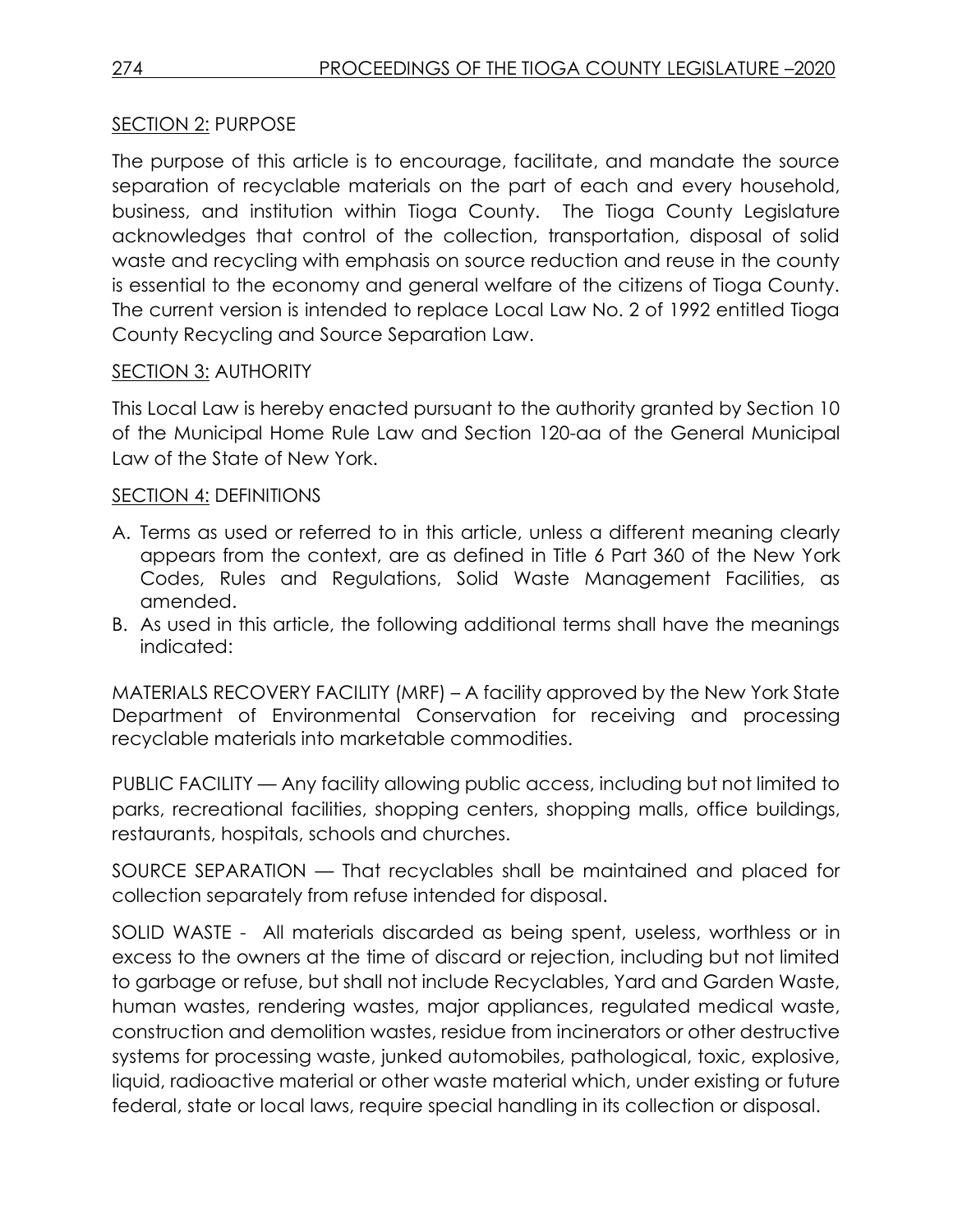SECTION 2: PURPOSE

The purpose of this article is to encourage, facilitate, and mandate the source separation of recyclable materials on the part of each and every household, business, and institution within Tioga County. The Tioga County Legislature acknowledges that control of the collection, transportation, disposal of solid waste and recycling with emphasis on source reduction and reuse in the county is essential to the economy and general welfare of the citizens of Tioga County. The current version is intended to replace Local Law No. 2 of 1992 entitled Tioga County Recycling and Source Separation Law.

SECTION 3: AUTHORITY

This Local Law is hereby enacted pursuant to the authority granted by Section 10 of the Municipal Home Rule Law and Section 120-aa of the General Municipal Law of the State of New York.

SECTION 4: DEFINITIONS

A. Terms as used or referred to in this article, unless a different meaning clearly appears from the context, are as defined in Title 6 Part 360 of the New York Codes, Rules and Regulations, Solid Waste Management Facilities, as amended.
B. As used in this article, the following additional terms shall have the meanings indicated:

MATERIALS RECOVERY FACILITY (MRF) – A facility approved by the New York State Department of Environmental Conservation for receiving and processing recyclable materials into marketable commodities.

PUBLIC FACILITY — Any facility allowing public access, including but not limited to parks, recreational facilities, shopping centers, shopping malls, office buildings, restaurants, hospitals, schools and churches.

SOURCE SEPARATION — That recyclables shall be maintained and placed for collection separately from refuse intended for disposal.

SOLID WASTE - All materials discarded as being spent, useless, worthless or in excess to the owners at the time of discard or rejection, including but not limited to garbage or refuse, but shall not include Recyclables, Yard and Garden Waste, human wastes, rendering wastes, major appliances, regulated medical waste, construction and demolition wastes, residue from incinerators or other destructive systems for processing waste, junked automobiles, pathological, toxic, explosive, liquid, radioactive material or other waste material which, under existing or future federal, state or local laws, require special handling in its collection or disposal.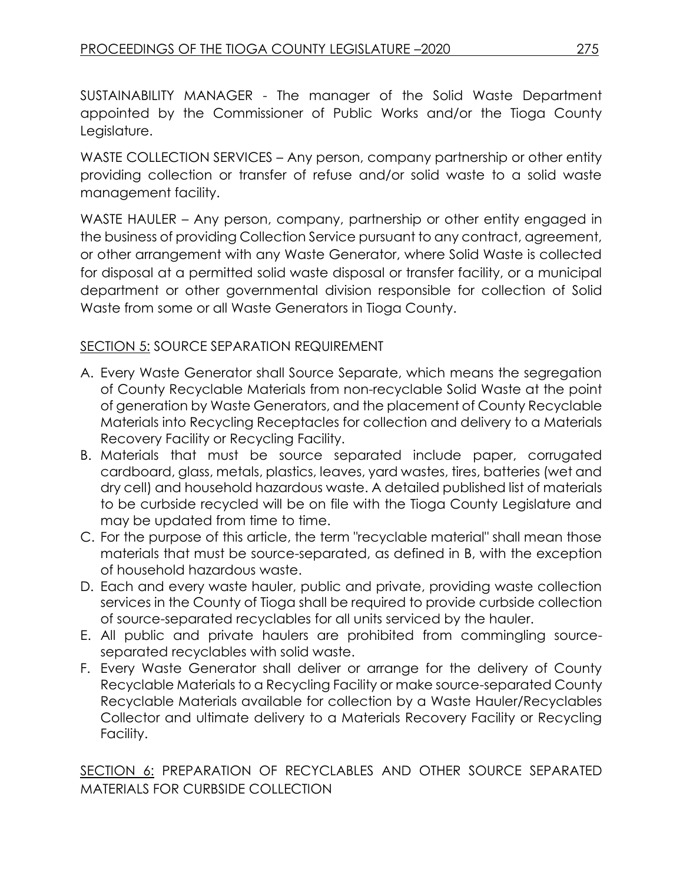SUSTAINABILITY MANAGER - The manager of the Solid Waste Department appointed by the Commissioner of Public Works and/or the Tioga County Legislature.

WASTE COLLECTION SERVICES – Any person, company partnership or other entity providing collection or transfer of refuse and/or solid waste to a solid waste management facility.

WASTE HAULER – Any person, company, partnership or other entity engaged in the business of providing Collection Service pursuant to any contract, agreement, or other arrangement with any Waste Generator, where Solid Waste is collected for disposal at a permitted solid waste disposal or transfer facility, or a municipal department or other governmental division responsible for collection of Solid Waste from some or all Waste Generators in Tioga County.

SECTION 5: SOURCE SEPARATION REQUIREMENT

A. Every Waste Generator shall Source Separate, which means the segregation of County Recyclable Materials from non-recyclable Solid Waste at the point of generation by Waste Generators, and the placement of County Recyclable Materials into Recycling Receptacles for collection and delivery to a Materials Recovery Facility or Recycling Facility.
B. Materials that must be source separated include paper, corrugated cardboard, glass, metals, plastics, leaves, yard wastes, tires, batteries (wet and dry cell) and household hazardous waste. A detailed published list of materials to be curbside recycled will be on file with the Tioga County Legislature and may be updated from time to time.
C. For the purpose of this article, the term "recyclable material" shall mean those materials that must be source-separated, as defined in B, with the exception of household hazardous waste.
D. Each and every waste hauler, public and private, providing waste collection services in the County of Tioga shall be required to provide curbside collection of source-separated recyclables for all units serviced by the hauler.
E. All public and private haulers are prohibited from commingling source-separated recyclables with solid waste.
F. Every Waste Generator shall deliver or arrange for the delivery of County Recyclable Materials to a Recycling Facility or make source-separated County Recyclable Materials available for collection by a Waste Hauler/Recyclables Collector and ultimate delivery to a Materials Recovery Facility or Recycling Facility.

SECTION 6: PREPARATION OF RECYCLABLES AND OTHER SOURCE SEPARATED MATERIALS FOR CURBSIDE COLLECTION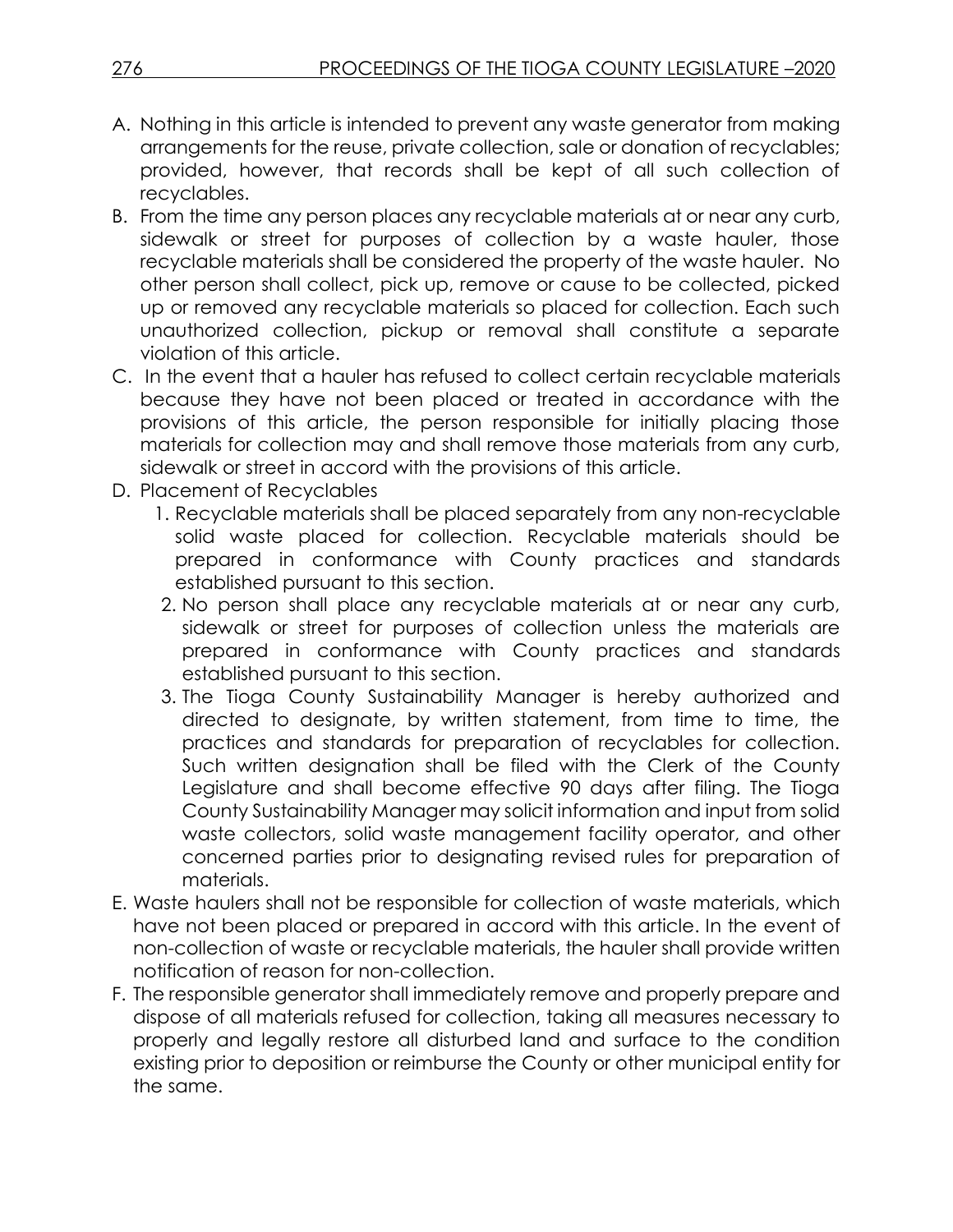A. Nothing in this article is intended to prevent any waste generator from making arrangements for the reuse, private collection, sale or donation of recyclables; provided, however, that records shall be kept of all such collection of recyclables.
B. From the time any person places any recyclable materials at or near any curb, sidewalk or street for purposes of collection by a waste hauler, those recyclable materials shall be considered the property of the waste hauler. No other person shall collect, pick up, remove or cause to be collected, picked up or removed any recyclable materials so placed for collection. Each such unauthorized collection, pickup or removal shall constitute a separate violation of this article.
C. In the event that a hauler has refused to collect certain recyclable materials because they have not been placed or treated in accordance with the provisions of this article, the person responsible for initially placing those materials for collection may and shall remove those materials from any curb, sidewalk or street in accord with the provisions of this article.
D. Placement of Recyclables
   1. Recyclable materials shall be placed separately from any non-recyclable solid waste placed for collection. Recyclable materials should be prepared in conformance with County practices and standards established pursuant to this section.
   2. No person shall place any recyclable materials at or near any curb, sidewalk or street for purposes of collection unless the materials are prepared in conformance with County practices and standards established pursuant to this section.
   3. The Tioga County Sustainability Manager is hereby authorized and directed to designate, by written statement, from time to time, the practices and standards for preparation of recyclables for collection. Such written designation shall be filed with the Clerk of the County Legislature and shall become effective 90 days after filing. The Tioga County Sustainability Manager may solicit information and input from solid waste collectors, solid waste management facility operator, and other concerned parties prior to designating revised rules for preparation of materials.
E. Waste haulers shall not be responsible for collection of waste materials, which have not been placed or prepared in accord with this article. In the event of non-collection of waste or recyclable materials, the hauler shall provide written notification of reason for non-collection.
F. The responsible generator shall immediately remove and properly prepare and dispose of all materials refused for collection, taking all measures necessary to properly and legally restore all disturbed land and surface to the condition existing prior to deposition or reimburse the County or other municipal entity for the same.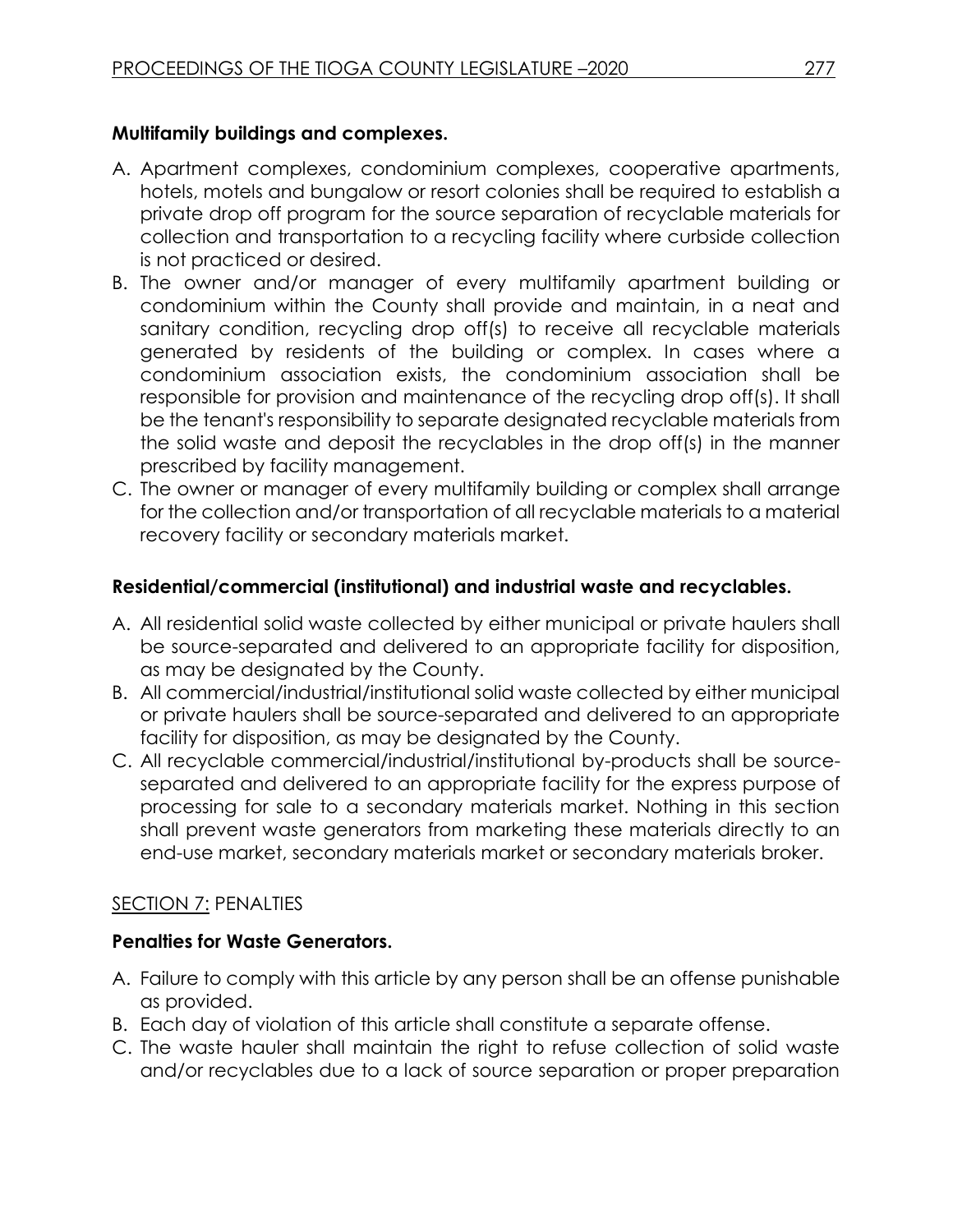**Multifamily buildings and complexes.**

A. Apartment complexes, condominium complexes, cooperative apartments, hotels, motels and bungalow or resort colonies shall be required to establish a private drop off program for the source separation of recyclable materials for collection and transportation to a recycling facility where curbside collection is not practiced or desired.
B. The owner and/or manager of every multifamily apartment building or condominium within the County shall provide and maintain, in a neat and sanitary condition, recycling drop off(s) to receive all recyclable materials generated by residents of the building or complex. In cases where a condominium association exists, the condominium association shall be responsible for provision and maintenance of the recycling drop off(s). It shall be the tenant's responsibility to separate designated recyclable materials from the solid waste and deposit the recyclables in the drop off(s) in the manner prescribed by facility management.
C. The owner or manager of every multifamily building or complex shall arrange for the collection and/or transportation of all recyclable materials to a material recovery facility or secondary materials market.

**Residential/commercial (institutional) and industrial waste and recyclables.**

A. All residential solid waste collected by either municipal or private haulers shall be source-separated and delivered to an appropriate facility for disposition, as may be designated by the County.
B. All commercial/industrial/institutional solid waste collected by either municipal or private haulers shall be source-separated and delivered to an appropriate facility for disposition, as may be designated by the County.
C. All recyclable commercial/industrial/institutional by-products shall be source-separated and delivered to an appropriate facility for the express purpose of processing for sale to a secondary materials market. Nothing in this section shall prevent waste generators from marketing these materials directly to an end-use market, secondary materials market or secondary materials broker.

SECTION 7: PENALTIES

**Penalties for Waste Generators.**

A. Failure to comply with this article by any person shall be an offense punishable as provided.
B. Each day of violation of this article shall constitute a separate offense.
C. The waste hauler shall maintain the right to refuse collection of solid waste and/or recyclables due to a lack of source separation or proper preparation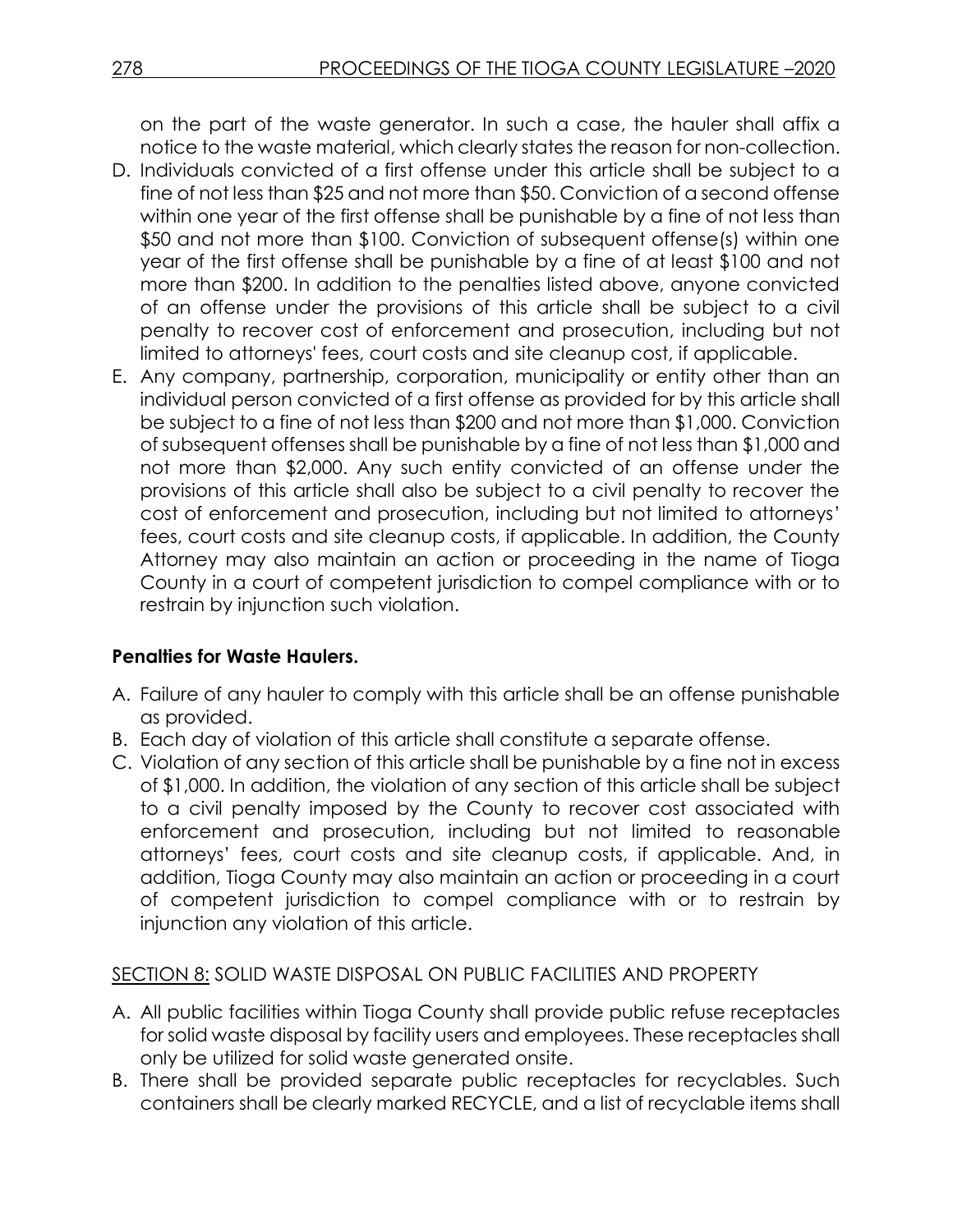on the part of the waste generator. In such a case, the hauler shall affix a notice to the waste material, which clearly states the reason for non-collection.

D. Individuals convicted of a first offense under this article shall be subject to a fine of not less than $25 and not more than $50. Conviction of a second offense within one year of the first offense shall be punishable by a fine of not less than $50 and not more than $100. Conviction of subsequent offense(s) within one year of the first offense shall be punishable by a fine of at least $100 and not more than $200. In addition to the penalties listed above, anyone convicted of an offense under the provisions of this article shall be subject to a civil penalty to recover cost of enforcement and prosecution, including but not limited to attorneys' fees, court costs and site cleanup cost, if applicable.
E. Any company, partnership, corporation, municipality or entity other than an individual person convicted of a first offense as provided for by this article shall be subject to a fine of not less than $200 and not more than $1,000. Conviction of subsequent offenses shall be punishable by a fine of not less than $1,000 and not more than $2,000. Any such entity convicted of an offense under the provisions of this article shall also be subject to a civil penalty to recover the cost of enforcement and prosecution, including but not limited to attorneys' fees, court costs and site cleanup costs, if applicable. In addition, the County Attorney may also maintain an action or proceeding in the name of Tioga County in a court of competent jurisdiction to compel compliance with or to restrain by injunction such violation.

**Penalties for Waste Haulers.**

A. Failure of any hauler to comply with this article shall be an offense punishable as provided.
B. Each day of violation of this article shall constitute a separate offense.
C. Violation of any section of this article shall be punishable by a fine not in excess of $1,000. In addition, the violation of any section of this article shall be subject to a civil penalty imposed by the County to recover cost associated with enforcement and prosecution, including but not limited to reasonable attorneys' fees, court costs and site cleanup costs, if applicable. And, in addition, Tioga County may also maintain an action or proceeding in a court of competent jurisdiction to compel compliance with or to restrain by injunction any violation of this article.

SECTION 8: SOLID WASTE DISPOSAL ON PUBLIC FACILITIES AND PROPERTY

A. All public facilities within Tioga County shall provide public refuse receptacles for solid waste disposal by facility users and employees. These receptacles shall only be utilized for solid waste generated onsite.
B. There shall be provided separate public receptacles for recyclables. Such containers shall be clearly marked RECYCLE, and a list of recyclable items shall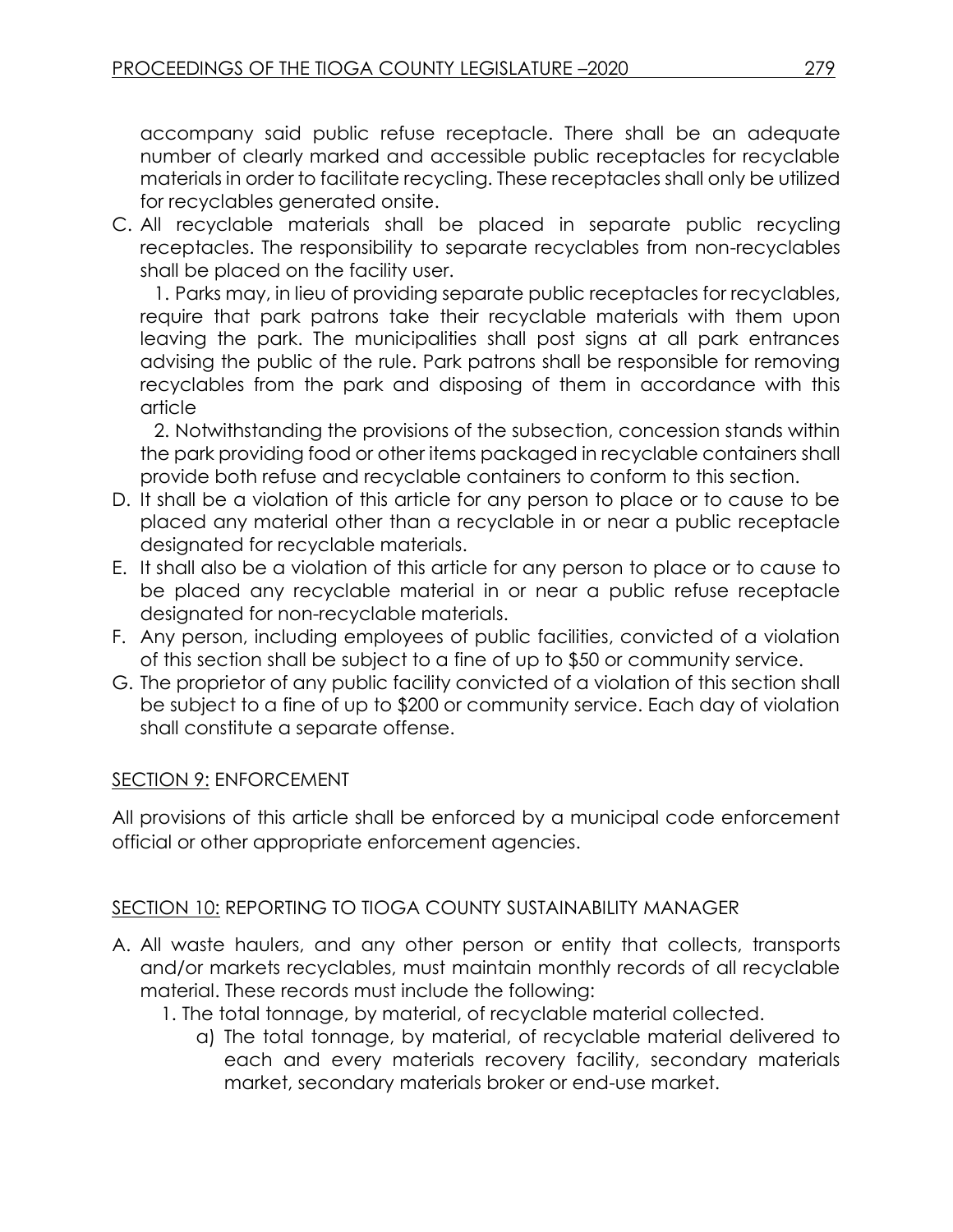accompany said public refuse receptacle. There shall be an adequate number of clearly marked and accessible public receptacles for recyclable materials in order to facilitate recycling. These receptacles shall only be utilized for recyclables generated onsite.

C. All recyclable materials shall be placed in separate public recycling receptacles. The responsibility to separate recyclables from non-recyclables shall be placed on the facility user.

   1. Parks may, in lieu of providing separate public receptacles for recyclables, require that park patrons take their recyclable materials with them upon leaving the park. The municipalities shall post signs at all park entrances advising the public of the rule. Park patrons shall be responsible for removing recyclables from the park and disposing of them in accordance with this article

   2. Notwithstanding the provisions of the subsection, concession stands within the park providing food or other items packaged in recyclable containers shall provide both refuse and recyclable containers to conform to this section.

D. It shall be a violation of this article for any person to place or to cause to be placed any material other than a recyclable in or near a public receptacle designated for recyclable materials.

E. It shall also be a violation of this article for any person to place or to cause to be placed any recyclable material in or near a public refuse receptacle designated for non-recyclable materials.

F. Any person, including employees of public facilities, convicted of a violation of this section shall be subject to a fine of up to $50 or community service.

G. The proprietor of any public facility convicted of a violation of this section shall be subject to a fine of up to $200 or community service. Each day of violation shall constitute a separate offense.

<u>SECTION 9:</u> ENFORCEMENT

All provisions of this article shall be enforced by a municipal code enforcement official or other appropriate enforcement agencies.

<u>SECTION 10:</u> REPORTING TO TIOGA COUNTY SUSTAINABILITY MANAGER

A. All waste haulers, and any other person or entity that collects, transports and/or markets recyclables, must maintain monthly records of all recyclable material. These records must include the following:

   1. The total tonnage, by material, of recyclable material collected.

      a) The total tonnage, by material, of recyclable material delivered to each and every materials recovery facility, secondary materials market, secondary materials broker or end-use market.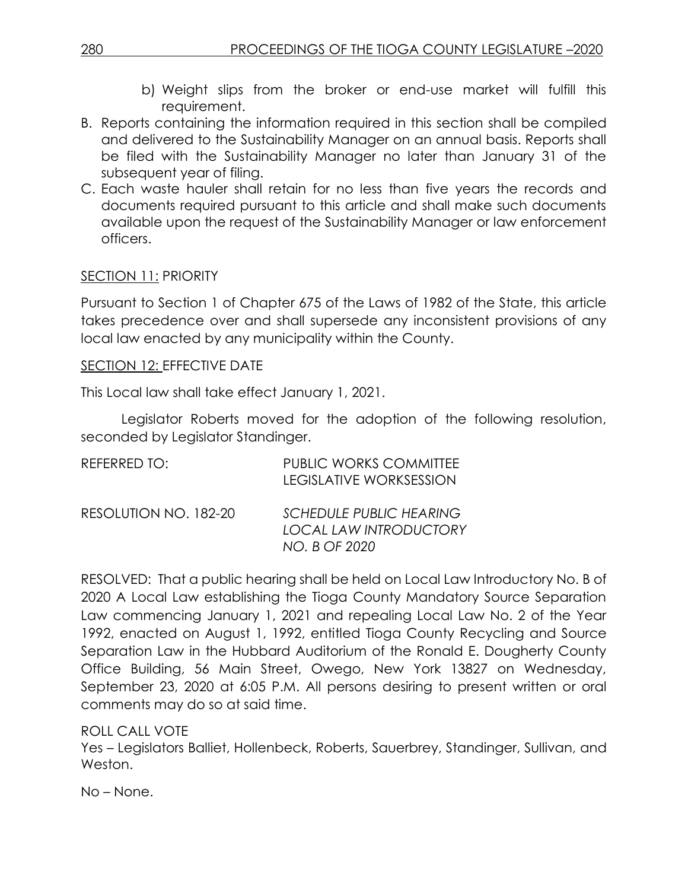b) Weight slips from the broker or end-use market will fulfill this requirement.

B. Reports containing the information required in this section shall be compiled and delivered to the Sustainability Manager on an annual basis. Reports shall be filed with the Sustainability Manager no later than January 31 of the subsequent year of filing.

C. Each waste hauler shall retain for no less than five years the records and documents required pursuant to this article and shall make such documents available upon the request of the Sustainability Manager or law enforcement officers.

SECTION 11: PRIORITY

Pursuant to Section 1 of Chapter 675 of the Laws of 1982 of the State, this article takes precedence over and shall supersede any inconsistent provisions of any local law enacted by any municipality within the County.

SECTION 12: EFFECTIVE DATE

This Local law shall take effect January 1, 2021.

Legislator Roberts moved for the adoption of the following resolution, seconded by Legislator Standinger.

REFERRED TO: PUBLIC WORKS COMMITTEE
LEGISLATIVE WORKSESSION

RESOLUTION NO. 182-20 *SCHEDULE PUBLIC HEARING LOCAL LAW INTRODUCTORY NO. B OF 2020*

RESOLVED: That a public hearing shall be held on Local Law Introductory No. B of 2020 A Local Law establishing the Tioga County Mandatory Source Separation Law commencing January 1, 2021 and repealing Local Law No. 2 of the Year 1992, enacted on August 1, 1992, entitled Tioga County Recycling and Source Separation Law in the Hubbard Auditorium of the Ronald E. Dougherty County Office Building, 56 Main Street, Owego, New York 13827 on Wednesday, September 23, 2020 at 6:05 P.M. All persons desiring to present written or oral comments may do so at said time.

ROLL CALL VOTE

Yes – Legislators Balliet, Hollenbeck, Roberts, Sauerbrey, Standinger, Sullivan, and Weston.

No – None.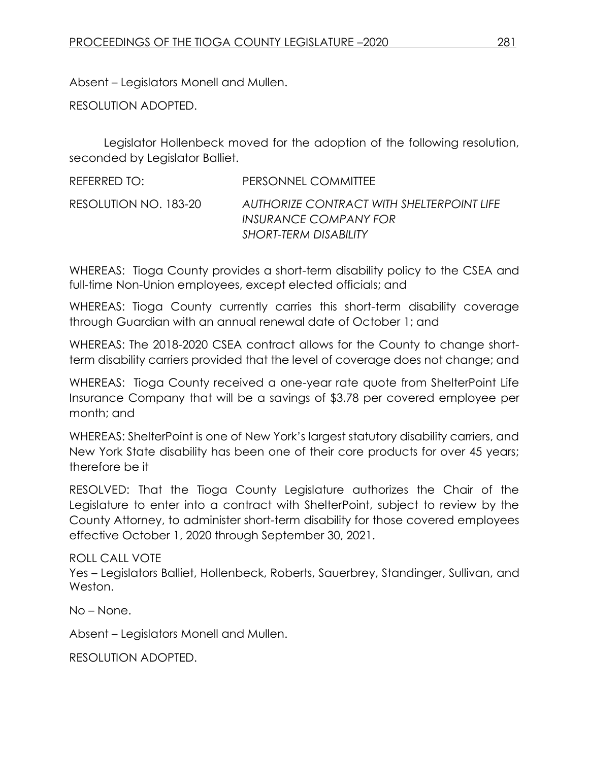Absent – Legislators Monell and Mullen.

RESOLUTION ADOPTED.

Legislator Hollenbeck moved for the adoption of the following resolution, seconded by Legislator Balliet.

REFERRED TO: PERSONNEL COMMITTEE

RESOLUTION NO. 183-20 *AUTHORIZE CONTRACT WITH SHELTERPOINT LIFE INSURANCE COMPANY FOR SHORT-TERM DISABILITY*

WHEREAS: Tioga County provides a short-term disability policy to the CSEA and full-time Non-Union employees, except elected officials; and

WHEREAS: Tioga County currently carries this short-term disability coverage through Guardian with an annual renewal date of October 1; and

WHEREAS: The 2018-2020 CSEA contract allows for the County to change short-term disability carriers provided that the level of coverage does not change; and

WHEREAS: Tioga County received a one-year rate quote from ShelterPoint Life Insurance Company that will be a savings of $3.78 per covered employee per month; and

WHEREAS: ShelterPoint is one of New York's largest statutory disability carriers, and New York State disability has been one of their core products for over 45 years; therefore be it

RESOLVED: That the Tioga County Legislature authorizes the Chair of the Legislature to enter into a contract with ShelterPoint, subject to review by the County Attorney, to administer short-term disability for those covered employees effective October 1, 2020 through September 30, 2021.

ROLL CALL VOTE
Yes – Legislators Balliet, Hollenbeck, Roberts, Sauerbrey, Standinger, Sullivan, and Weston.

No – None.

Absent – Legislators Monell and Mullen.

RESOLUTION ADOPTED.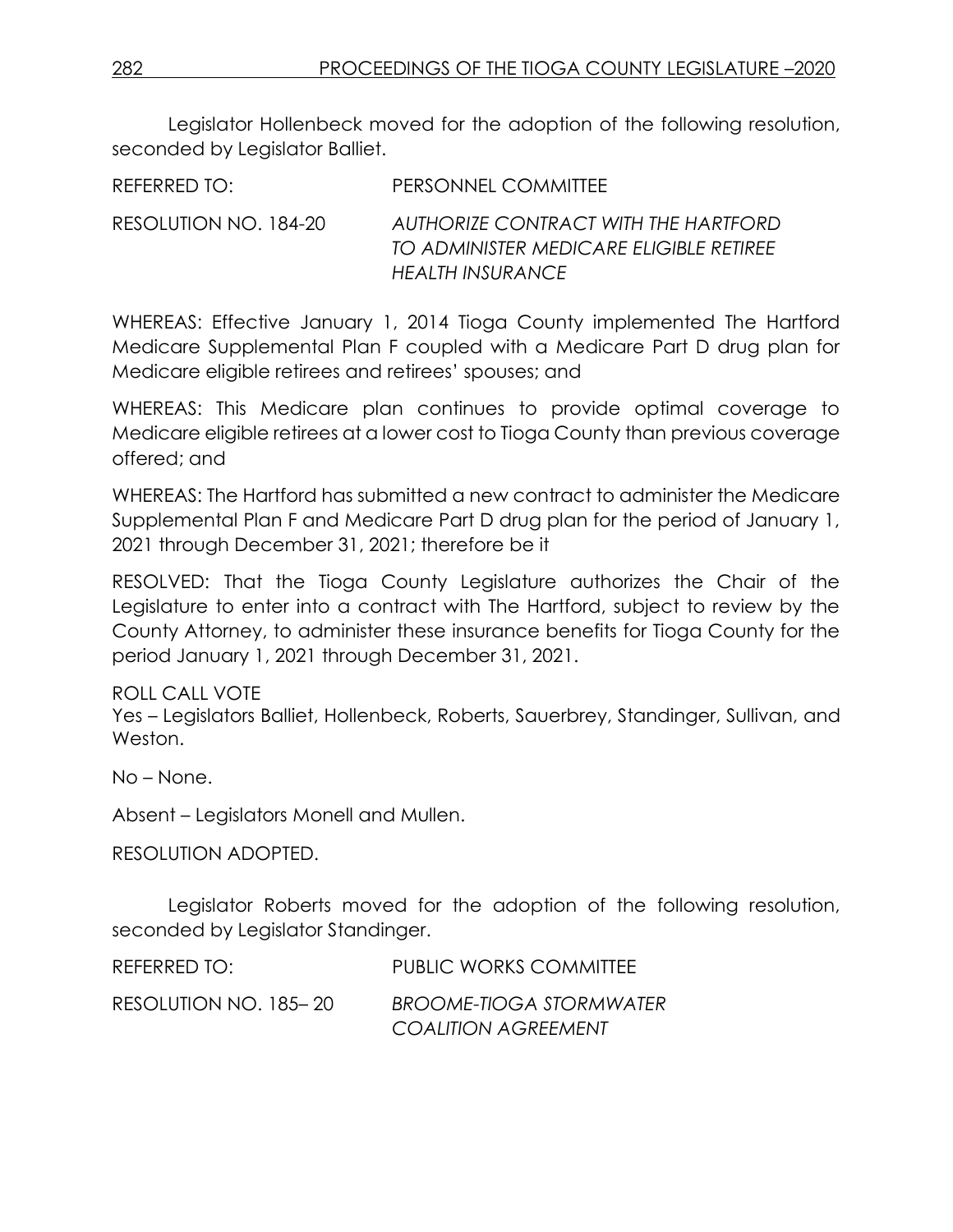Legislator Hollenbeck moved for the adoption of the following resolution, seconded by Legislator Balliet.

REFERRED TO: PERSONNEL COMMITTEE

RESOLUTION NO. 184-20 *AUTHORIZE CONTRACT WITH THE HARTFORD TO ADMINISTER MEDICARE ELIGIBLE RETIREE HEALTH INSURANCE*

WHEREAS: Effective January 1, 2014 Tioga County implemented The Hartford Medicare Supplemental Plan F coupled with a Medicare Part D drug plan for Medicare eligible retirees and retirees' spouses; and

WHEREAS: This Medicare plan continues to provide optimal coverage to Medicare eligible retirees at a lower cost to Tioga County than previous coverage offered; and

WHEREAS: The Hartford has submitted a new contract to administer the Medicare Supplemental Plan F and Medicare Part D drug plan for the period of January 1, 2021 through December 31, 2021; therefore be it

RESOLVED: That the Tioga County Legislature authorizes the Chair of the Legislature to enter into a contract with The Hartford, subject to review by the County Attorney, to administer these insurance benefits for Tioga County for the period January 1, 2021 through December 31, 2021.

ROLL CALL VOTE
Yes – Legislators Balliet, Hollenbeck, Roberts, Sauerbrey, Standinger, Sullivan, and Weston.

No – None.

Absent – Legislators Monell and Mullen.

RESOLUTION ADOPTED.

Legislator Roberts moved for the adoption of the following resolution, seconded by Legislator Standinger.

REFERRED TO: PUBLIC WORKS COMMITTEE

RESOLUTION NO. 185– 20 *BROOME-TIOGA STORMWATER COALITION AGREEMENT*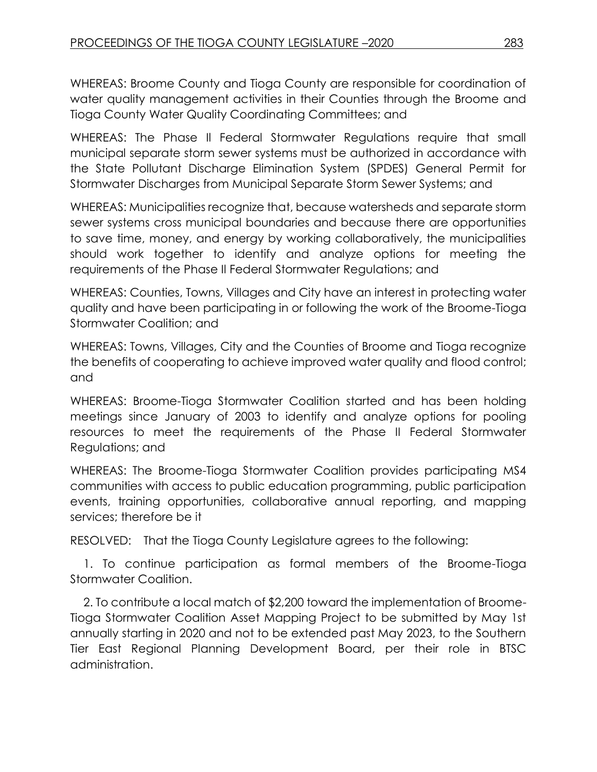WHEREAS: Broome County and Tioga County are responsible for coordination of water quality management activities in their Counties through the Broome and Tioga County Water Quality Coordinating Committees; and

WHEREAS: The Phase II Federal Stormwater Regulations require that small municipal separate storm sewer systems must be authorized in accordance with the State Pollutant Discharge Elimination System (SPDES) General Permit for Stormwater Discharges from Municipal Separate Storm Sewer Systems; and

WHEREAS: Municipalities recognize that, because watersheds and separate storm sewer systems cross municipal boundaries and because there are opportunities to save time, money, and energy by working collaboratively, the municipalities should work together to identify and analyze options for meeting the requirements of the Phase II Federal Stormwater Regulations; and

WHEREAS: Counties, Towns, Villages and City have an interest in protecting water quality and have been participating in or following the work of the Broome-Tioga Stormwater Coalition; and

WHEREAS: Towns, Villages, City and the Counties of Broome and Tioga recognize the benefits of cooperating to achieve improved water quality and flood control; and

WHEREAS: Broome-Tioga Stormwater Coalition started and has been holding meetings since January of 2003 to identify and analyze options for pooling resources to meet the requirements of the Phase II Federal Stormwater Regulations; and

WHEREAS: The Broome-Tioga Stormwater Coalition provides participating MS4 communities with access to public education programming, public participation events, training opportunities, collaborative annual reporting, and mapping services; therefore be it

RESOLVED: That the Tioga County Legislature agrees to the following:

1. To continue participation as formal members of the Broome-Tioga Stormwater Coalition.

2. To contribute a local match of $2,200 toward the implementation of Broome-Tioga Stormwater Coalition Asset Mapping Project to be submitted by May 1st annually starting in 2020 and not to be extended past May 2023, to the Southern Tier East Regional Planning Development Board, per their role in BTSC administration.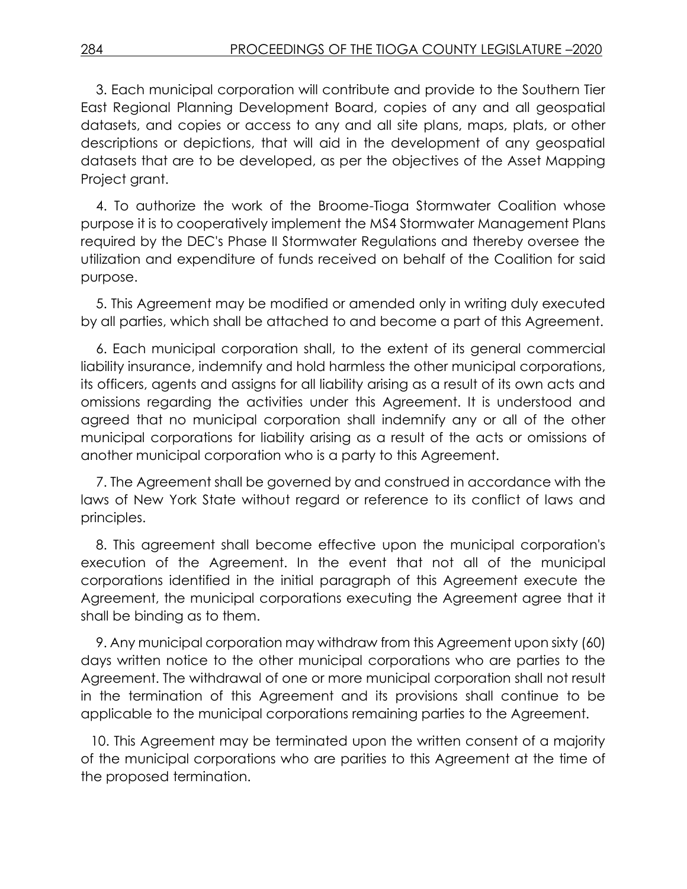3. Each municipal corporation will contribute and provide to the Southern Tier East Regional Planning Development Board, copies of any and all geospatial datasets, and copies or access to any and all site plans, maps, plats, or other descriptions or depictions, that will aid in the development of any geospatial datasets that are to be developed, as per the objectives of the Asset Mapping Project grant.

4. To authorize the work of the Broome-Tioga Stormwater Coalition whose purpose it is to cooperatively implement the MS4 Stormwater Management Plans required by the DEC's Phase II Stormwater Regulations and thereby oversee the utilization and expenditure of funds received on behalf of the Coalition for said purpose.

5. This Agreement may be modified or amended only in writing duly executed by all parties, which shall be attached to and become a part of this Agreement.

6. Each municipal corporation shall, to the extent of its general commercial liability insurance, indemnify and hold harmless the other municipal corporations, its officers, agents and assigns for all liability arising as a result of its own acts and omissions regarding the activities under this Agreement. It is understood and agreed that no municipal corporation shall indemnify any or all of the other municipal corporations for liability arising as a result of the acts or omissions of another municipal corporation who is a party to this Agreement.

7. The Agreement shall be governed by and construed in accordance with the laws of New York State without regard or reference to its conflict of laws and principles.

8. This agreement shall become effective upon the municipal corporation's execution of the Agreement. In the event that not all of the municipal corporations identified in the initial paragraph of this Agreement execute the Agreement, the municipal corporations executing the Agreement agree that it shall be binding as to them.

9. Any municipal corporation may withdraw from this Agreement upon sixty (60) days written notice to the other municipal corporations who are parties to the Agreement. The withdrawal of one or more municipal corporation shall not result in the termination of this Agreement and its provisions shall continue to be applicable to the municipal corporations remaining parties to the Agreement.

10. This Agreement may be terminated upon the written consent of a majority of the municipal corporations who are parities to this Agreement at the time of the proposed termination.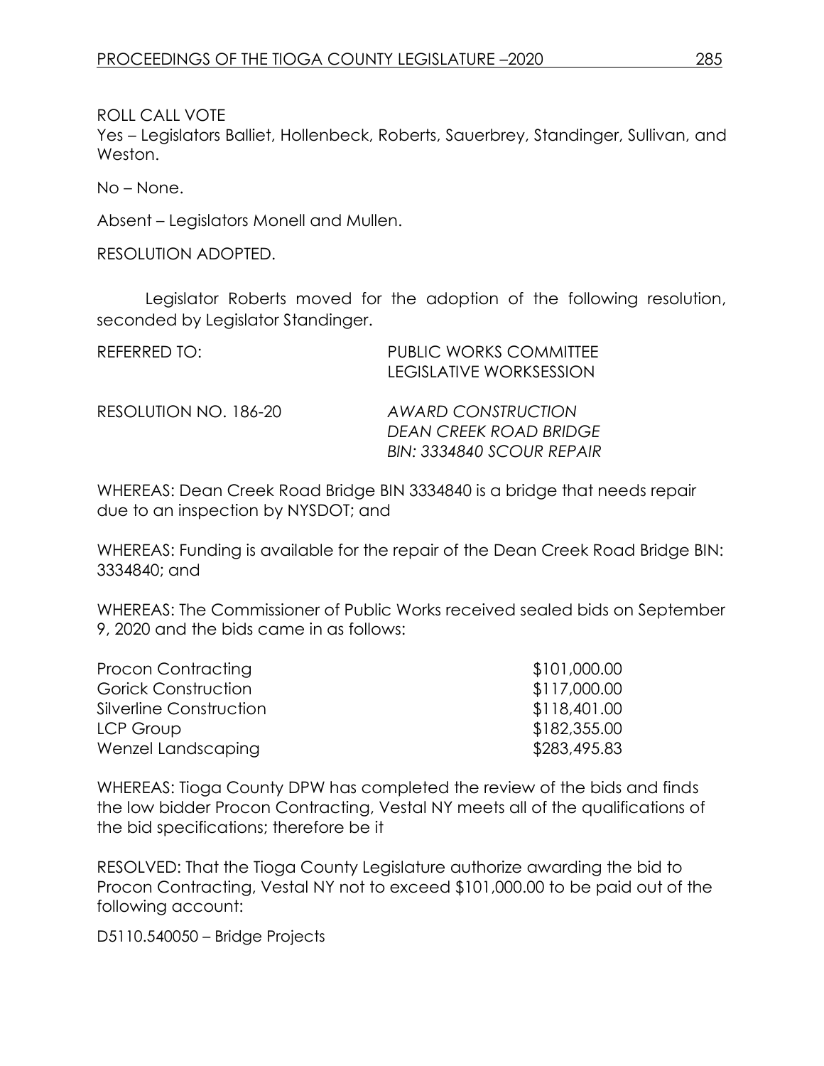ROLL CALL VOTE

Yes – Legislators Balliet, Hollenbeck, Roberts, Sauerbrey, Standinger, Sullivan, and Weston.

No – None.

Absent – Legislators Monell and Mullen.

RESOLUTION ADOPTED.

Legislator Roberts moved for the adoption of the following resolution, seconded by Legislator Standinger.

REFERRED TO: PUBLIC WORKS COMMITTEE
LEGISLATIVE WORKSESSION

RESOLUTION NO. 186-20 *AWARD CONSTRUCTION DEAN CREEK ROAD BRIDGE BIN: 3334840 SCOUR REPAIR*

WHEREAS: Dean Creek Road Bridge BIN 3334840 is a bridge that needs repair due to an inspection by NYSDOT; and

WHEREAS: Funding is available for the repair of the Dean Creek Road Bridge BIN: 3334840; and

WHEREAS: The Commissioner of Public Works received sealed bids on September 9, 2020 and the bids came in as follows:

| | |
|---|---|
| Procon Contracting | \$101,000.00 |
| Gorick Construction | \$117,000.00 |
| Silverline Construction | \$118,401.00 |
| LCP Group | \$182,355.00 |
| Wenzel Landscaping | \$283,495.83 |

WHEREAS: Tioga County DPW has completed the review of the bids and finds the low bidder Procon Contracting, Vestal NY meets all of the qualifications of the bid specifications; therefore be it

RESOLVED: That the Tioga County Legislature authorize awarding the bid to Procon Contracting, Vestal NY not to exceed \$101,000.00 to be paid out of the following account:

D5110.540050 – Bridge Projects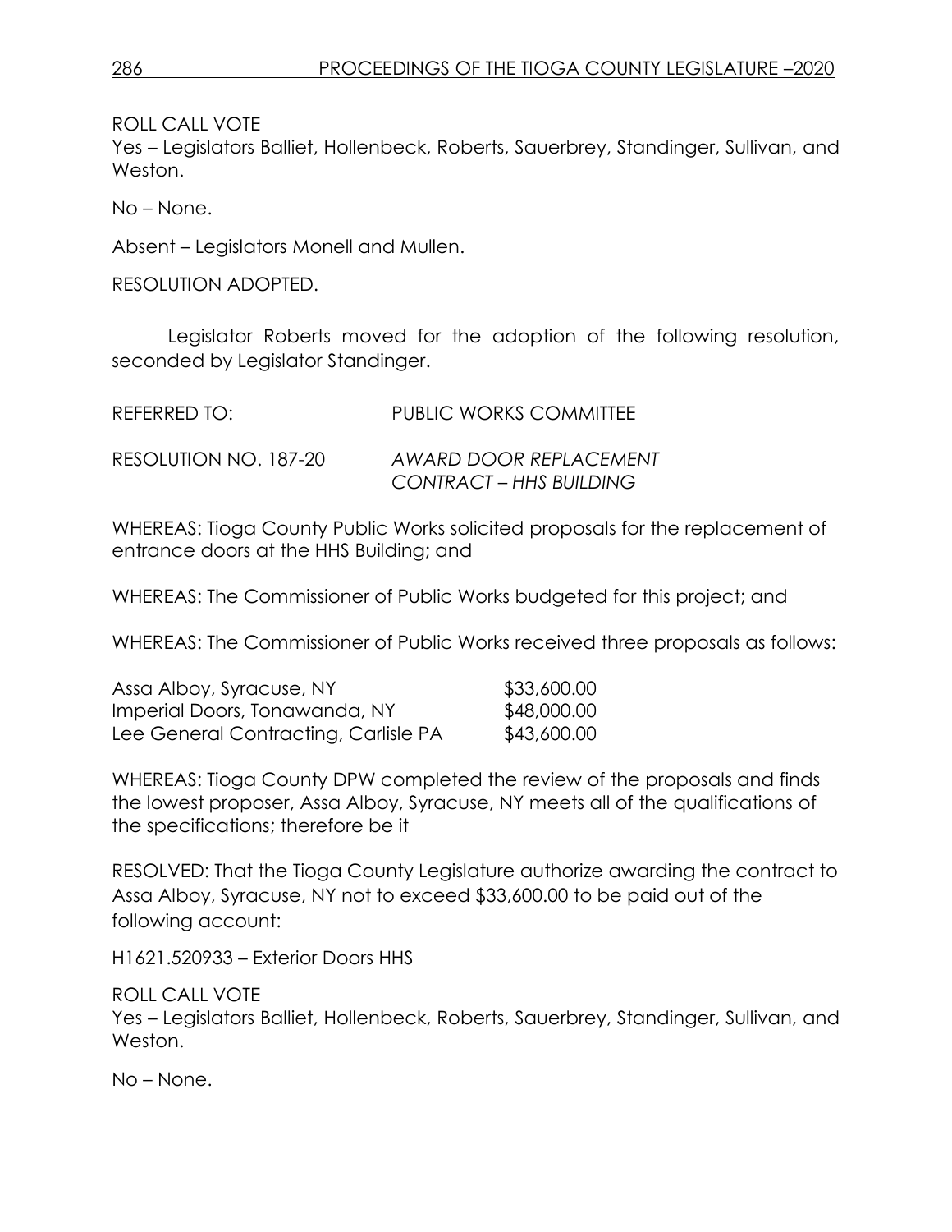ROLL CALL VOTE
Yes – Legislators Balliet, Hollenbeck, Roberts, Sauerbrey, Standinger, Sullivan, and Weston.

No – None.

Absent – Legislators Monell and Mullen.

RESOLUTION ADOPTED.

Legislator Roberts moved for the adoption of the following resolution, seconded by Legislator Standinger.

REFERRED TO: PUBLIC WORKS COMMITTEE

RESOLUTION NO. 187-20 *AWARD DOOR REPLACEMENT CONTRACT – HHS BUILDING*

WHEREAS: Tioga County Public Works solicited proposals for the replacement of entrance doors at the HHS Building; and

WHEREAS: The Commissioner of Public Works budgeted for this project; and

WHEREAS: The Commissioner of Public Works received three proposals as follows:

| | |
|---|---|
| Assa Alboy, Syracuse, NY | $33,600.00 |
| Imperial Doors, Tonawanda, NY | $48,000.00 |
| Lee General Contracting, Carlisle PA | $43,600.00 |

WHEREAS: Tioga County DPW completed the review of the proposals and finds the lowest proposer, Assa Alboy, Syracuse, NY meets all of the qualifications of the specifications; therefore be it

RESOLVED: That the Tioga County Legislature authorize awarding the contract to Assa Alboy, Syracuse, NY not to exceed $33,600.00 to be paid out of the following account:

H1621.520933 – Exterior Doors HHS

ROLL CALL VOTE
Yes – Legislators Balliet, Hollenbeck, Roberts, Sauerbrey, Standinger, Sullivan, and Weston.

No – None.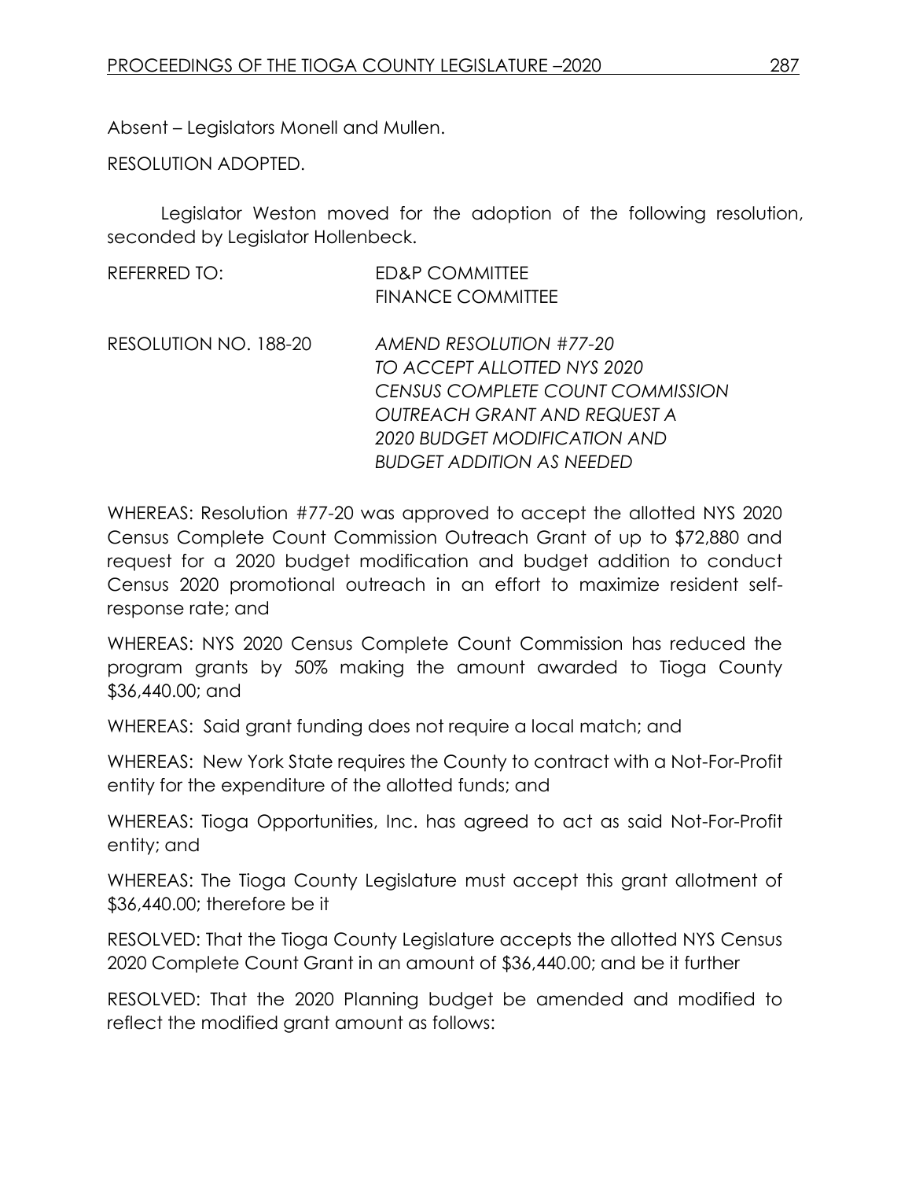Absent – Legislators Monell and Mullen.

RESOLUTION ADOPTED.

Legislator Weston moved for the adoption of the following resolution, seconded by Legislator Hollenbeck.

REFERRED TO: ED&P COMMITTEE
FINANCE COMMITTEE

RESOLUTION NO. 188-20 *AMEND RESOLUTION #77-20 TO ACCEPT ALLOTTED NYS 2020 CENSUS COMPLETE COUNT COMMISSION OUTREACH GRANT AND REQUEST A 2020 BUDGET MODIFICATION AND BUDGET ADDITION AS NEEDED*

WHEREAS: Resolution #77-20 was approved to accept the allotted NYS 2020 Census Complete Count Commission Outreach Grant of up to $72,880 and request for a 2020 budget modification and budget addition to conduct Census 2020 promotional outreach in an effort to maximize resident self-response rate; and

WHEREAS: NYS 2020 Census Complete Count Commission has reduced the program grants by 50% making the amount awarded to Tioga County $36,440.00; and

WHEREAS: Said grant funding does not require a local match; and

WHEREAS: New York State requires the County to contract with a Not-For-Profit entity for the expenditure of the allotted funds; and

WHEREAS: Tioga Opportunities, Inc. has agreed to act as said Not-For-Profit entity; and

WHEREAS: The Tioga County Legislature must accept this grant allotment of $36,440.00; therefore be it

RESOLVED: That the Tioga County Legislature accepts the allotted NYS Census 2020 Complete Count Grant in an amount of $36,440.00; and be it further

RESOLVED: That the 2020 Planning budget be amended and modified to reflect the modified grant amount as follows: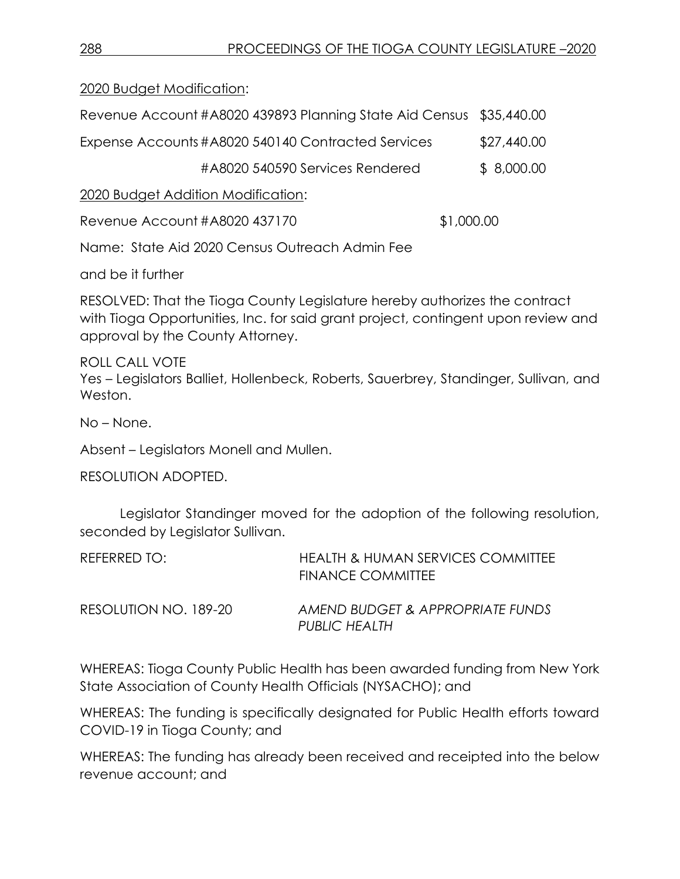2020 Budget Modification:

| | | |
|---|---|---|
| Revenue Account #A8020 439893 Planning State Aid Census | | $35,440.00 |
| Expense Accounts #A8020 540140 Contracted Services | | $27,440.00 |
| | #A8020 540590 Services Rendered | $ 8,000.00 |

2020 Budget Addition Modification:

Revenue Account #A8020 437170 $1,000.00

Name: State Aid 2020 Census Outreach Admin Fee

and be it further

RESOLVED: That the Tioga County Legislature hereby authorizes the contract with Tioga Opportunities, Inc. for said grant project, contingent upon review and approval by the County Attorney.

ROLL CALL VOTE
Yes – Legislators Balliet, Hollenbeck, Roberts, Sauerbrey, Standinger, Sullivan, and Weston.

No – None.

Absent – Legislators Monell and Mullen.

RESOLUTION ADOPTED.

Legislator Standinger moved for the adoption of the following resolution, seconded by Legislator Sullivan.

REFERRED TO: HEALTH & HUMAN SERVICES COMMITTEE
FINANCE COMMITTEE

RESOLUTION NO. 189-20 *AMEND BUDGET & APPROPRIATE FUNDS PUBLIC HEALTH*

WHEREAS: Tioga County Public Health has been awarded funding from New York State Association of County Health Officials (NYSACHO); and

WHEREAS: The funding is specifically designated for Public Health efforts toward COVID-19 in Tioga County; and

WHEREAS: The funding has already been received and receipted into the below revenue account; and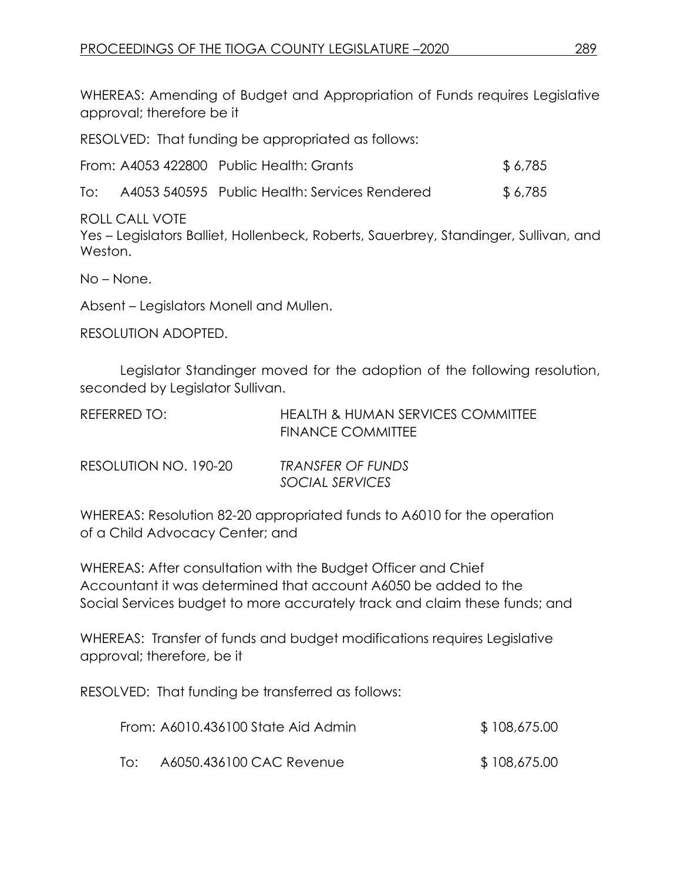WHEREAS: Amending of Budget and Appropriation of Funds requires Legislative approval; therefore be it

RESOLVED: That funding be appropriated as follows:

| | | | |
|---|---|---|---|
| From: | A4053 422800 | Public Health: Grants | $ 6,785 |
| To: | A4053 540595 | Public Health: Services Rendered | $ 6,785 |

ROLL CALL VOTE
Yes – Legislators Balliet, Hollenbeck, Roberts, Sauerbrey, Standinger, Sullivan, and Weston.

No – None.

Absent – Legislators Monell and Mullen.

RESOLUTION ADOPTED.

Legislator Standinger moved for the adoption of the following resolution, seconded by Legislator Sullivan.

REFERRED TO: HEALTH & HUMAN SERVICES COMMITTEE
FINANCE COMMITTEE

RESOLUTION NO. 190-20 *TRANSFER OF FUNDS SOCIAL SERVICES*

WHEREAS: Resolution 82-20 appropriated funds to A6010 for the operation of a Child Advocacy Center; and

WHEREAS: After consultation with the Budget Officer and Chief Accountant it was determined that account A6050 be added to the Social Services budget to more accurately track and claim these funds; and

WHEREAS: Transfer of funds and budget modifications requires Legislative approval; therefore, be it

RESOLVED: That funding be transferred as follows:

| | | |
|---|---|---|
| From: | A6010.436100 State Aid Admin | $ 108,675.00 |
| To: | A6050.436100 CAC Revenue | $ 108,675.00 |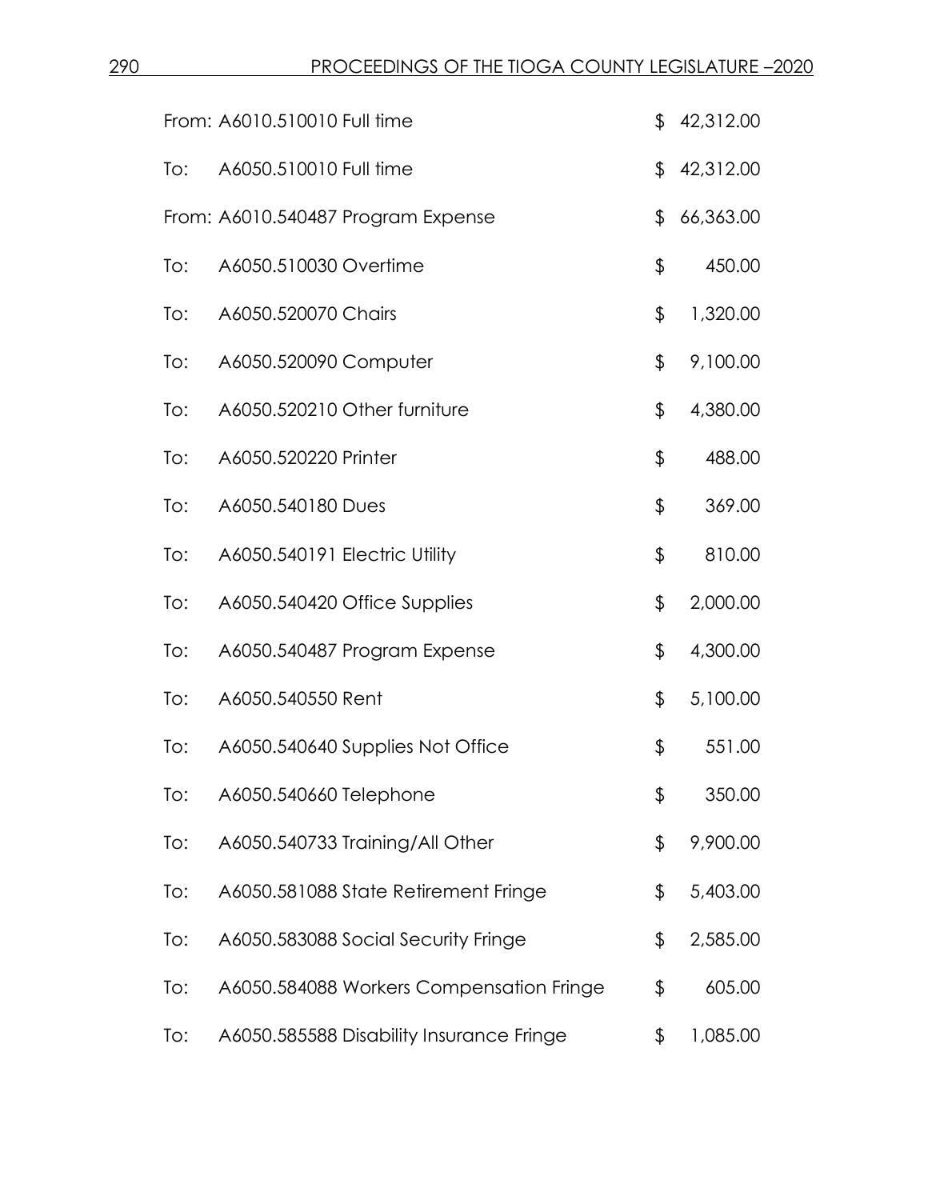| | | | |
|---|---|---|---|
| From: | A6010.510010 Full time | $ | 42,312.00 |
| To: | A6050.510010 Full time | $ | 42,312.00 |
| From: | A6010.540487 Program Expense | $ | 66,363.00 |
| To: | A6050.510030 Overtime | $ | 450.00 |
| To: | A6050.520070 Chairs | $ | 1,320.00 |
| To: | A6050.520090 Computer | $ | 9,100.00 |
| To: | A6050.520210 Other furniture | $ | 4,380.00 |
| To: | A6050.520220 Printer | $ | 488.00 |
| To: | A6050.540180 Dues | $ | 369.00 |
| To: | A6050.540191 Electric Utility | $ | 810.00 |
| To: | A6050.540420 Office Supplies | $ | 2,000.00 |
| To: | A6050.540487 Program Expense | $ | 4,300.00 |
| To: | A6050.540550 Rent | $ | 5,100.00 |
| To: | A6050.540640 Supplies Not Office | $ | 551.00 |
| To: | A6050.540660 Telephone | $ | 350.00 |
| To: | A6050.540733 Training/All Other | $ | 9,900.00 |
| To: | A6050.581088 State Retirement Fringe | $ | 5,403.00 |
| To: | A6050.583088 Social Security Fringe | $ | 2,585.00 |
| To: | A6050.584088 Workers Compensation Fringe | $ | 605.00 |
| To: | A6050.585588 Disability Insurance Fringe | $ | 1,085.00 |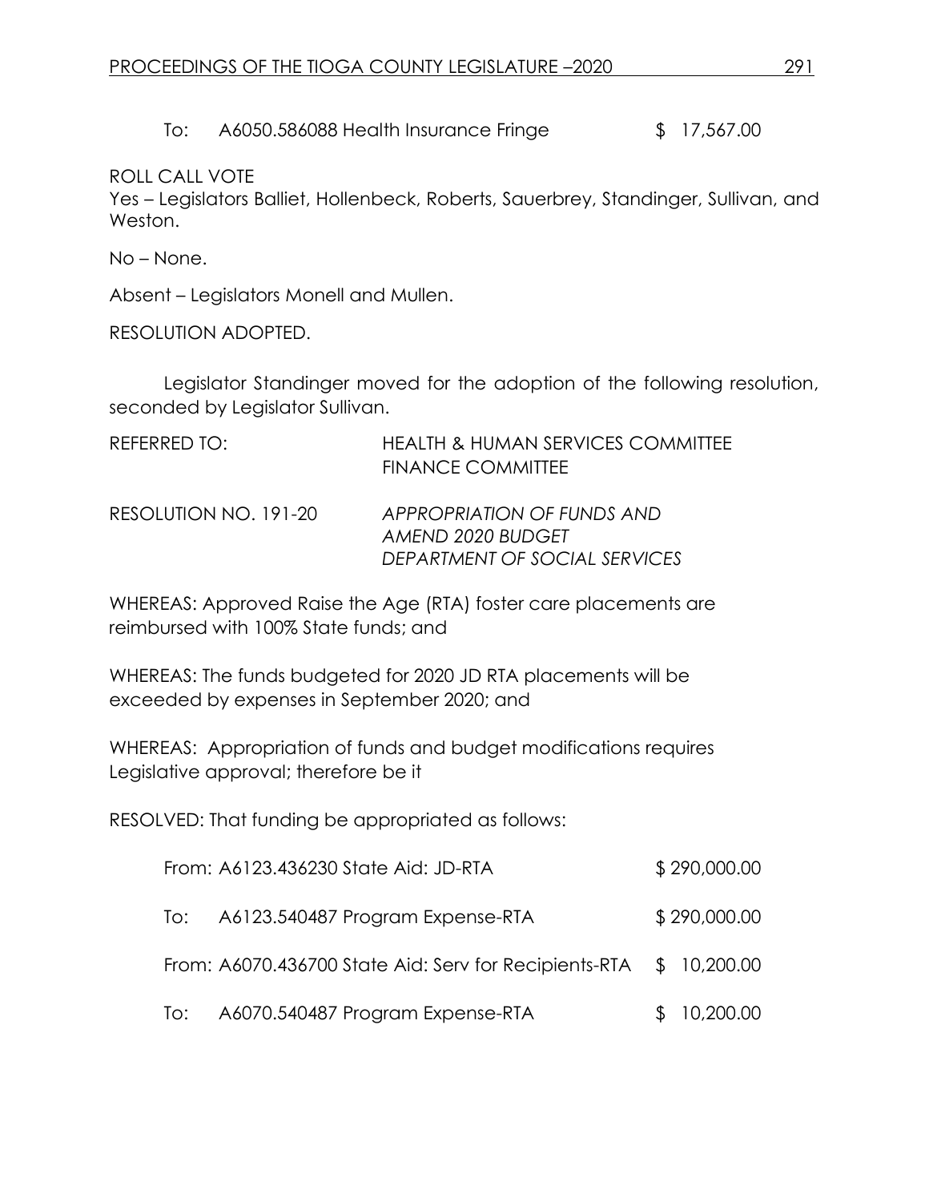To: A6050.586088 Health Insurance Fringe $ 17,567.00

ROLL CALL VOTE
Yes – Legislators Balliet, Hollenbeck, Roberts, Sauerbrey, Standinger, Sullivan, and Weston.

No – None.

Absent – Legislators Monell and Mullen.

RESOLUTION ADOPTED.

Legislator Standinger moved for the adoption of the following resolution, seconded by Legislator Sullivan.

REFERRED TO: HEALTH & HUMAN SERVICES COMMITTEE
FINANCE COMMITTEE

RESOLUTION NO. 191-20 *APPROPRIATION OF FUNDS AND AMEND 2020 BUDGET DEPARTMENT OF SOCIAL SERVICES*

WHEREAS: Approved Raise the Age (RTA) foster care placements are reimbursed with 100% State funds; and

WHEREAS: The funds budgeted for 2020 JD RTA placements will be exceeded by expenses in September 2020; and

WHEREAS: Appropriation of funds and budget modifications requires Legislative approval; therefore be it

RESOLVED: That funding be appropriated as follows:

| | | |
|---|---|---|
| From: | A6123.436230 State Aid: JD-RTA | $ 290,000.00 |
| To: | A6123.540487 Program Expense-RTA | $ 290,000.00 |
| From: | A6070.436700 State Aid: Serv for Recipients-RTA | $ 10,200.00 |
| To: | A6070.540487 Program Expense-RTA | $ 10,200.00 |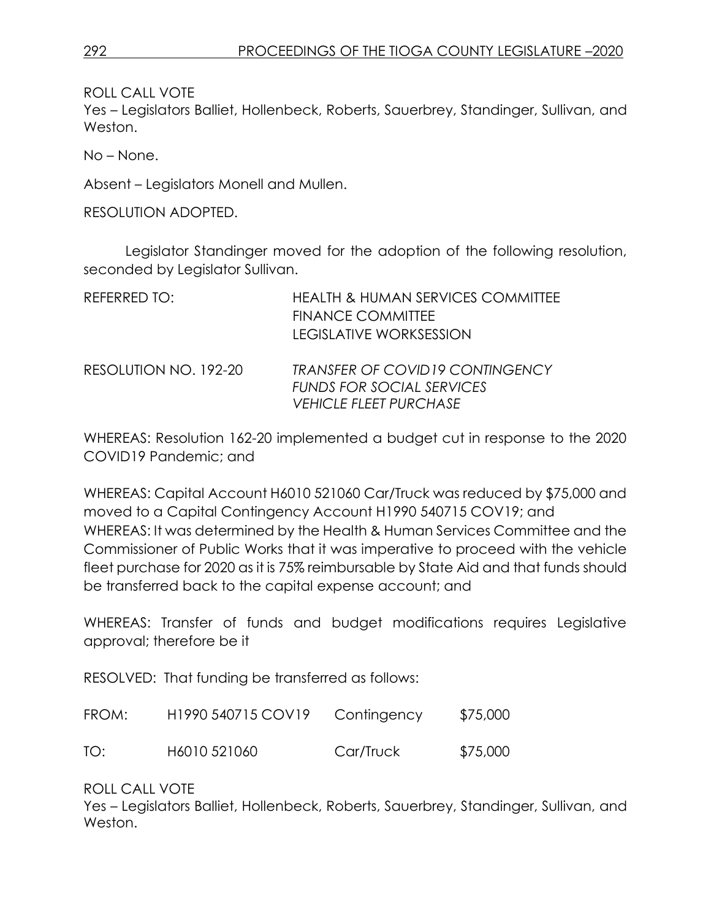ROLL CALL VOTE

Yes – Legislators Balliet, Hollenbeck, Roberts, Sauerbrey, Standinger, Sullivan, and Weston.

No – None.

Absent – Legislators Monell and Mullen.

RESOLUTION ADOPTED.

Legislator Standinger moved for the adoption of the following resolution, seconded by Legislator Sullivan.

REFERRED TO: HEALTH & HUMAN SERVICES COMMITTEE
FINANCE COMMITTEE
LEGISLATIVE WORKSESSION

RESOLUTION NO. 192-20 *TRANSFER OF COVID19 CONTINGENCY FUNDS FOR SOCIAL SERVICES VEHICLE FLEET PURCHASE*

WHEREAS: Resolution 162-20 implemented a budget cut in response to the 2020 COVID19 Pandemic; and

WHEREAS: Capital Account H6010 521060 Car/Truck was reduced by $75,000 and moved to a Capital Contingency Account H1990 540715 COV19; and

WHEREAS: It was determined by the Health & Human Services Committee and the Commissioner of Public Works that it was imperative to proceed with the vehicle fleet purchase for 2020 as it is 75% reimbursable by State Aid and that funds should be transferred back to the capital expense account; and

WHEREAS: Transfer of funds and budget modifications requires Legislative approval; therefore be it

RESOLVED: That funding be transferred as follows:

| | | | |
|---|---|---|---|
| FROM: | H1990 540715 COV19 | Contingency | $75,000 |
| TO: | H6010 521060 | Car/Truck | $75,000 |

ROLL CALL VOTE

Yes – Legislators Balliet, Hollenbeck, Roberts, Sauerbrey, Standinger, Sullivan, and Weston.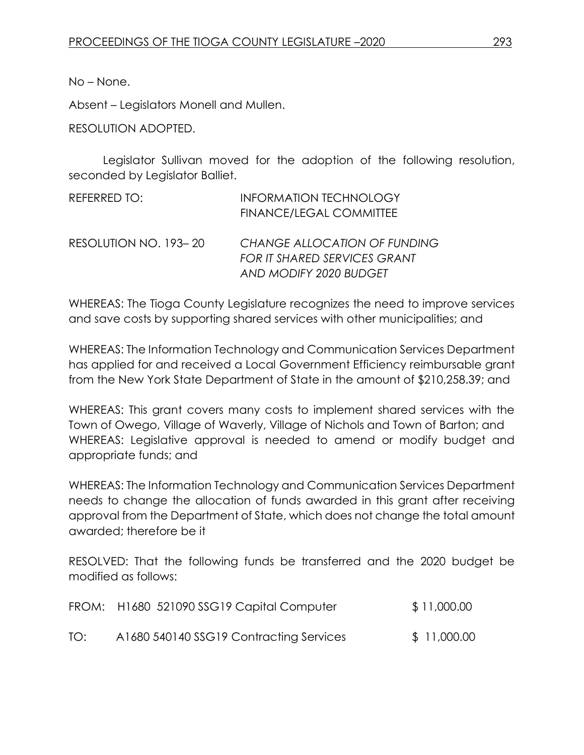No – None.

Absent – Legislators Monell and Mullen.

RESOLUTION ADOPTED.

Legislator Sullivan moved for the adoption of the following resolution, seconded by Legislator Balliet.

REFERRED TO: INFORMATION TECHNOLOGY
FINANCE/LEGAL COMMITTEE

RESOLUTION NO. 193– 20 *CHANGE ALLOCATION OF FUNDING FOR IT SHARED SERVICES GRANT AND MODIFY 2020 BUDGET*

WHEREAS: The Tioga County Legislature recognizes the need to improve services and save costs by supporting shared services with other municipalities; and

WHEREAS: The Information Technology and Communication Services Department has applied for and received a Local Government Efficiency reimbursable grant from the New York State Department of State in the amount of $210,258.39; and

WHEREAS: This grant covers many costs to implement shared services with the Town of Owego, Village of Waverly, Village of Nichols and Town of Barton; and
WHEREAS: Legislative approval is needed to amend or modify budget and appropriate funds; and

WHEREAS: The Information Technology and Communication Services Department needs to change the allocation of funds awarded in this grant after receiving approval from the Department of State, which does not change the total amount awarded; therefore be it

RESOLVED: That the following funds be transferred and the 2020 budget be modified as follows:

FROM: H1680 521090 SSG19 Capital Computer $ 11,000.00

TO: A1680 540140 SSG19 Contracting Services $ 11,000.00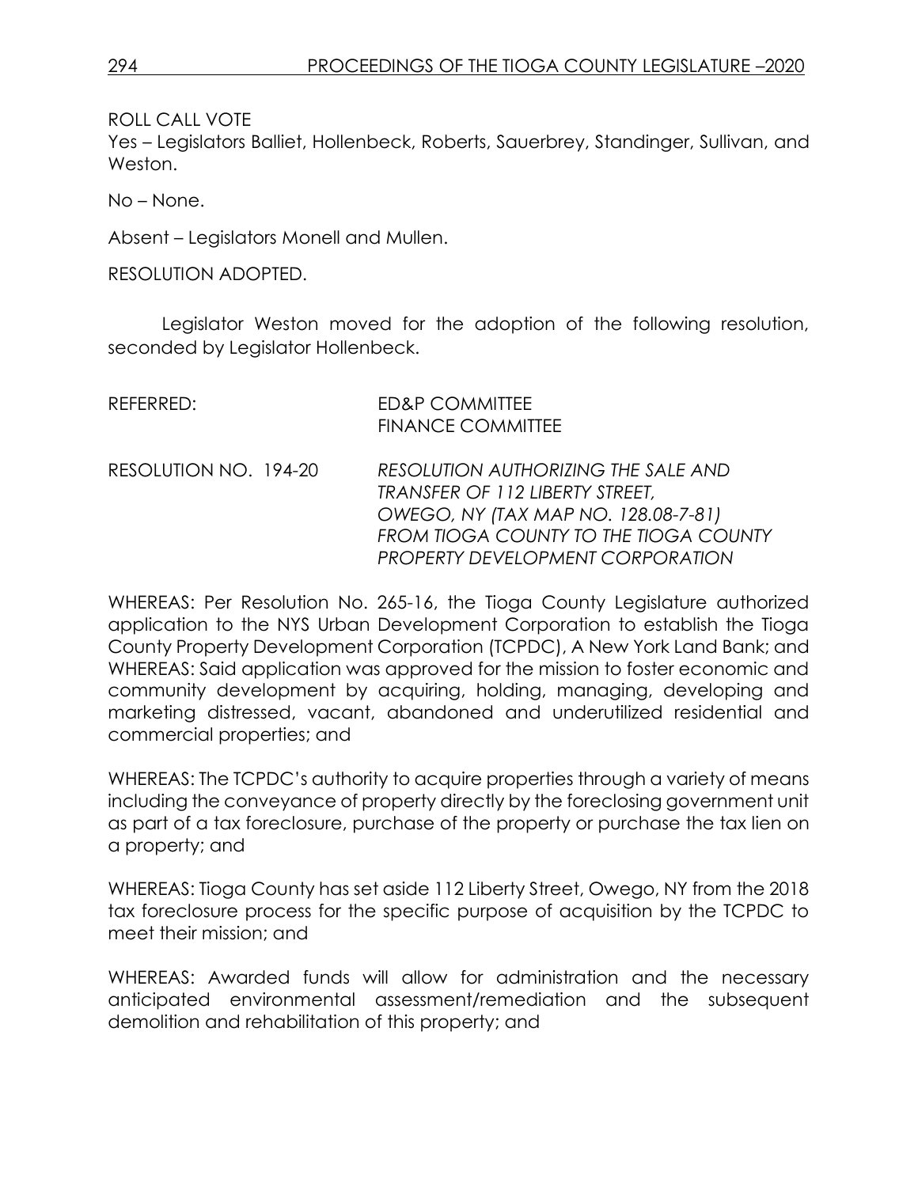ROLL CALL VOTE

Yes – Legislators Balliet, Hollenbeck, Roberts, Sauerbrey, Standinger, Sullivan, and Weston.

No – None.

Absent – Legislators Monell and Mullen.

RESOLUTION ADOPTED.

Legislator Weston moved for the adoption of the following resolution, seconded by Legislator Hollenbeck.

REFERRED: ED&P COMMITTEE
FINANCE COMMITTEE

RESOLUTION NO. 194-20 *RESOLUTION AUTHORIZING THE SALE AND TRANSFER OF 112 LIBERTY STREET, OWEGO, NY (TAX MAP NO. 128.08-7-81) FROM TIOGA COUNTY TO THE TIOGA COUNTY PROPERTY DEVELOPMENT CORPORATION*

WHEREAS: Per Resolution No. 265-16, the Tioga County Legislature authorized application to the NYS Urban Development Corporation to establish the Tioga County Property Development Corporation (TCPDC), A New York Land Bank; and
WHEREAS: Said application was approved for the mission to foster economic and community development by acquiring, holding, managing, developing and marketing distressed, vacant, abandoned and underutilized residential and commercial properties; and

WHEREAS: The TCPDC's authority to acquire properties through a variety of means including the conveyance of property directly by the foreclosing government unit as part of a tax foreclosure, purchase of the property or purchase the tax lien on a property; and

WHEREAS: Tioga County has set aside 112 Liberty Street, Owego, NY from the 2018 tax foreclosure process for the specific purpose of acquisition by the TCPDC to meet their mission; and

WHEREAS: Awarded funds will allow for administration and the necessary anticipated environmental assessment/remediation and the subsequent demolition and rehabilitation of this property; and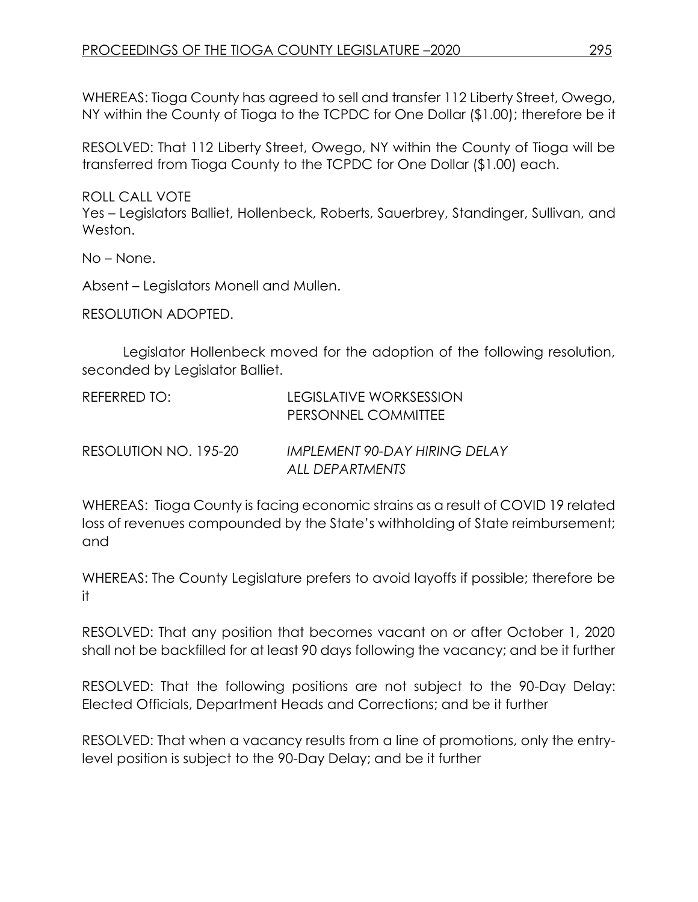WHEREAS: Tioga County has agreed to sell and transfer 112 Liberty Street, Owego, NY within the County of Tioga to the TCPDC for One Dollar ($1.00); therefore be it

RESOLVED: That 112 Liberty Street, Owego, NY within the County of Tioga will be transferred from Tioga County to the TCPDC for One Dollar ($1.00) each.

ROLL CALL VOTE
Yes – Legislators Balliet, Hollenbeck, Roberts, Sauerbrey, Standinger, Sullivan, and Weston.

No – None.

Absent – Legislators Monell and Mullen.

RESOLUTION ADOPTED.

Legislator Hollenbeck moved for the adoption of the following resolution, seconded by Legislator Balliet.

REFERRED TO: LEGISLATIVE WORKSESSION
PERSONNEL COMMITTEE

RESOLUTION NO. 195-20 *IMPLEMENT 90-DAY HIRING DELAY ALL DEPARTMENTS*

WHEREAS: Tioga County is facing economic strains as a result of COVID 19 related loss of revenues compounded by the State's withholding of State reimbursement; and

WHEREAS: The County Legislature prefers to avoid layoffs if possible; therefore be it

RESOLVED: That any position that becomes vacant on or after October 1, 2020 shall not be backfilled for at least 90 days following the vacancy; and be it further

RESOLVED: That the following positions are not subject to the 90-Day Delay: Elected Officials, Department Heads and Corrections; and be it further

RESOLVED: That when a vacancy results from a line of promotions, only the entry-level position is subject to the 90-Day Delay; and be it further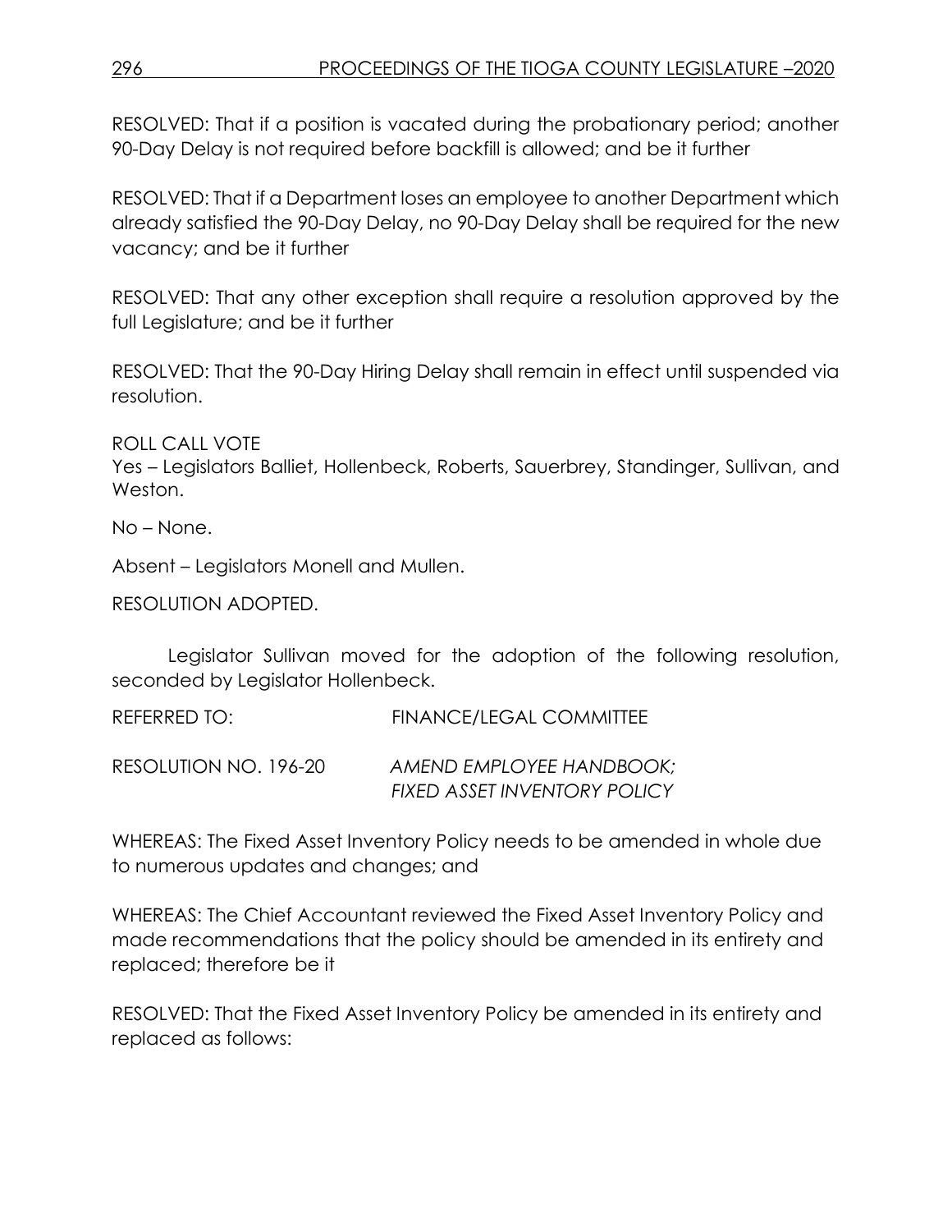RESOLVED: That if a position is vacated during the probationary period; another 90-Day Delay is not required before backfill is allowed; and be it further

RESOLVED: That if a Department loses an employee to another Department which already satisfied the 90-Day Delay, no 90-Day Delay shall be required for the new vacancy; and be it further

RESOLVED: That any other exception shall require a resolution approved by the full Legislature; and be it further

RESOLVED: That the 90-Day Hiring Delay shall remain in effect until suspended via resolution.

ROLL CALL VOTE
Yes – Legislators Balliet, Hollenbeck, Roberts, Sauerbrey, Standinger, Sullivan, and Weston.

No – None.

Absent – Legislators Monell and Mullen.

RESOLUTION ADOPTED.

Legislator Sullivan moved for the adoption of the following resolution, seconded by Legislator Hollenbeck.

REFERRED TO: FINANCE/LEGAL COMMITTEE

RESOLUTION NO. 196-20 *AMEND EMPLOYEE HANDBOOK; FIXED ASSET INVENTORY POLICY*

WHEREAS: The Fixed Asset Inventory Policy needs to be amended in whole due to numerous updates and changes; and

WHEREAS: The Chief Accountant reviewed the Fixed Asset Inventory Policy and made recommendations that the policy should be amended in its entirety and replaced; therefore be it

RESOLVED: That the Fixed Asset Inventory Policy be amended in its entirety and replaced as follows: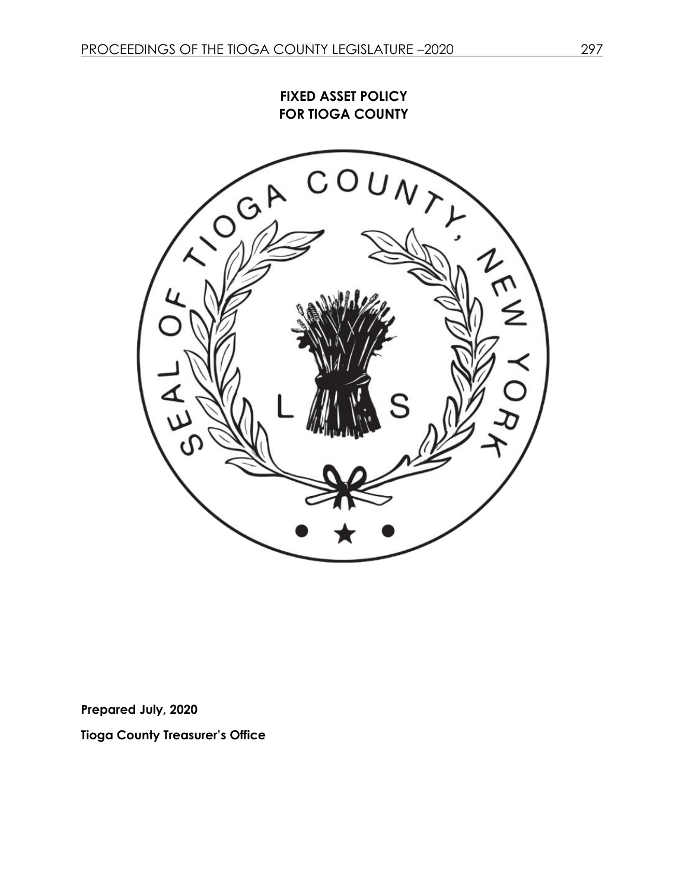# FIXED ASSET POLICY FOR TIOGA COUNTY

**Prepared July, 2020**

**Tioga County Treasurer's Office**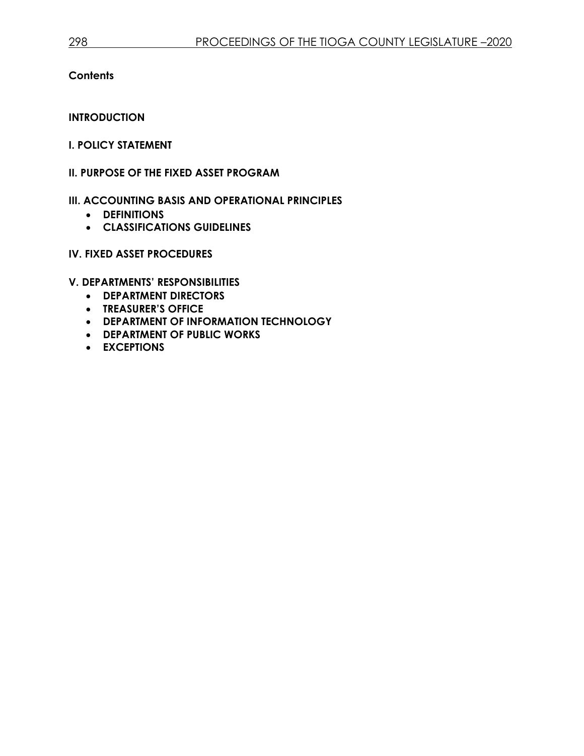**Contents**

**INTRODUCTION**

**I. POLICY STATEMENT**

**II. PURPOSE OF THE FIXED ASSET PROGRAM**

**III. ACCOUNTING BASIS AND OPERATIONAL PRINCIPLES**

- **DEFINITIONS**
- **CLASSIFICATIONS GUIDELINES**

**IV. FIXED ASSET PROCEDURES**

**V. DEPARTMENTS' RESPONSIBILITIES**

- **DEPARTMENT DIRECTORS**
- **TREASURER'S OFFICE**
- **DEPARTMENT OF INFORMATION TECHNOLOGY**
- **DEPARTMENT OF PUBLIC WORKS**
- **EXCEPTIONS**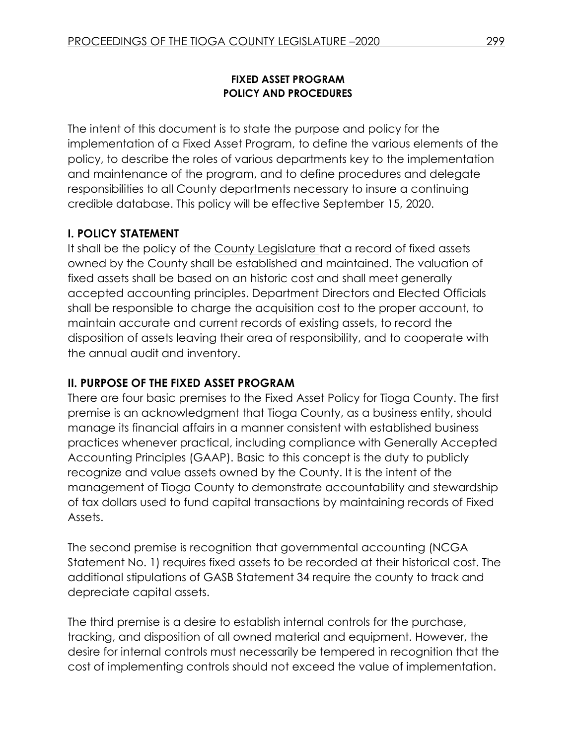**FIXED ASSET PROGRAM**
**POLICY AND PROCEDURES**

The intent of this document is to state the purpose and policy for the implementation of a Fixed Asset Program, to define the various elements of the policy, to describe the roles of various departments key to the implementation and maintenance of the program, and to define procedures and delegate responsibilities to all County departments necessary to insure a continuing credible database. This policy will be effective September 15, 2020.

## I. POLICY STATEMENT

It shall be the policy of the County Legislature that a record of fixed assets owned by the County shall be established and maintained. The valuation of fixed assets shall be based on an historic cost and shall meet generally accepted accounting principles. Department Directors and Elected Officials shall be responsible to charge the acquisition cost to the proper account, to maintain accurate and current records of existing assets, to record the disposition of assets leaving their area of responsibility, and to cooperate with the annual audit and inventory.

## II. PURPOSE OF THE FIXED ASSET PROGRAM

There are four basic premises to the Fixed Asset Policy for Tioga County. The first premise is an acknowledgment that Tioga County, as a business entity, should manage its financial affairs in a manner consistent with established business practices whenever practical, including compliance with Generally Accepted Accounting Principles (GAAP). Basic to this concept is the duty to publicly recognize and value assets owned by the County. It is the intent of the management of Tioga County to demonstrate accountability and stewardship of tax dollars used to fund capital transactions by maintaining records of Fixed Assets.

The second premise is recognition that governmental accounting (NCGA Statement No. 1) requires fixed assets to be recorded at their historical cost. The additional stipulations of GASB Statement 34 require the county to track and depreciate capital assets.

The third premise is a desire to establish internal controls for the purchase, tracking, and disposition of all owned material and equipment. However, the desire for internal controls must necessarily be tempered in recognition that the cost of implementing controls should not exceed the value of implementation.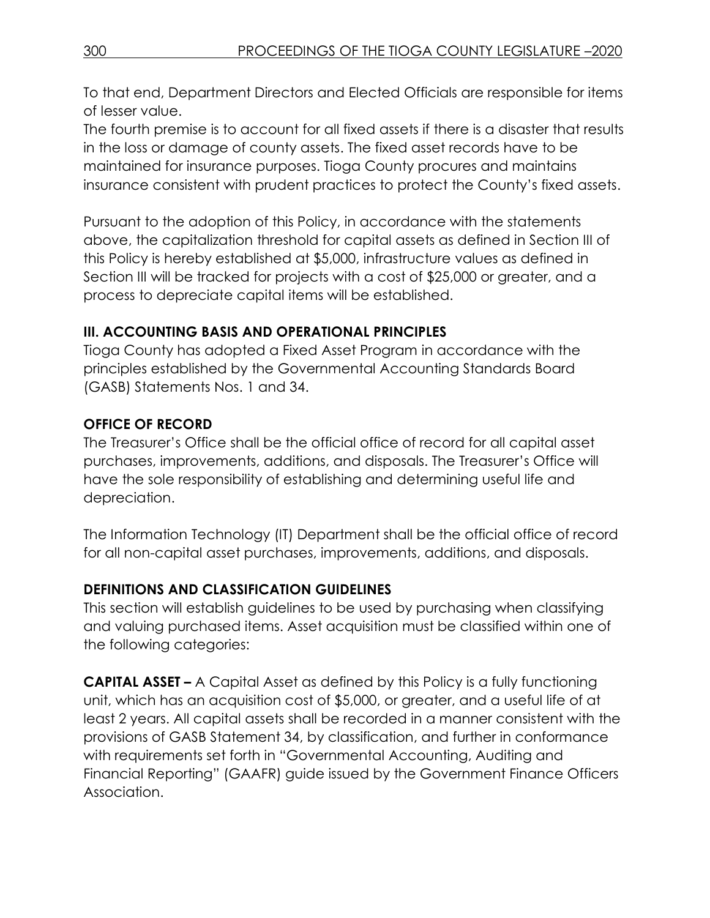To that end, Department Directors and Elected Officials are responsible for items of lesser value.

The fourth premise is to account for all fixed assets if there is a disaster that results in the loss or damage of county assets. The fixed asset records have to be maintained for insurance purposes. Tioga County procures and maintains insurance consistent with prudent practices to protect the County's fixed assets.

Pursuant to the adoption of this Policy, in accordance with the statements above, the capitalization threshold for capital assets as defined in Section III of this Policy is hereby established at $5,000, infrastructure values as defined in Section III will be tracked for projects with a cost of $25,000 or greater, and a process to depreciate capital items will be established.

## III. ACCOUNTING BASIS AND OPERATIONAL PRINCIPLES

Tioga County has adopted a Fixed Asset Program in accordance with the principles established by the Governmental Accounting Standards Board (GASB) Statements Nos. 1 and 34.

### OFFICE OF RECORD

The Treasurer's Office shall be the official office of record for all capital asset purchases, improvements, additions, and disposals. The Treasurer's Office will have the sole responsibility of establishing and determining useful life and depreciation.

The Information Technology (IT) Department shall be the official office of record for all non-capital asset purchases, improvements, additions, and disposals.

### DEFINITIONS AND CLASSIFICATION GUIDELINES

This section will establish guidelines to be used by purchasing when classifying and valuing purchased items. Asset acquisition must be classified within one of the following categories:

**CAPITAL ASSET –** A Capital Asset as defined by this Policy is a fully functioning unit, which has an acquisition cost of $5,000, or greater, and a useful life of at least 2 years. All capital assets shall be recorded in a manner consistent with the provisions of GASB Statement 34, by classification, and further in conformance with requirements set forth in "Governmental Accounting, Auditing and Financial Reporting" (GAAFR) guide issued by the Government Finance Officers Association.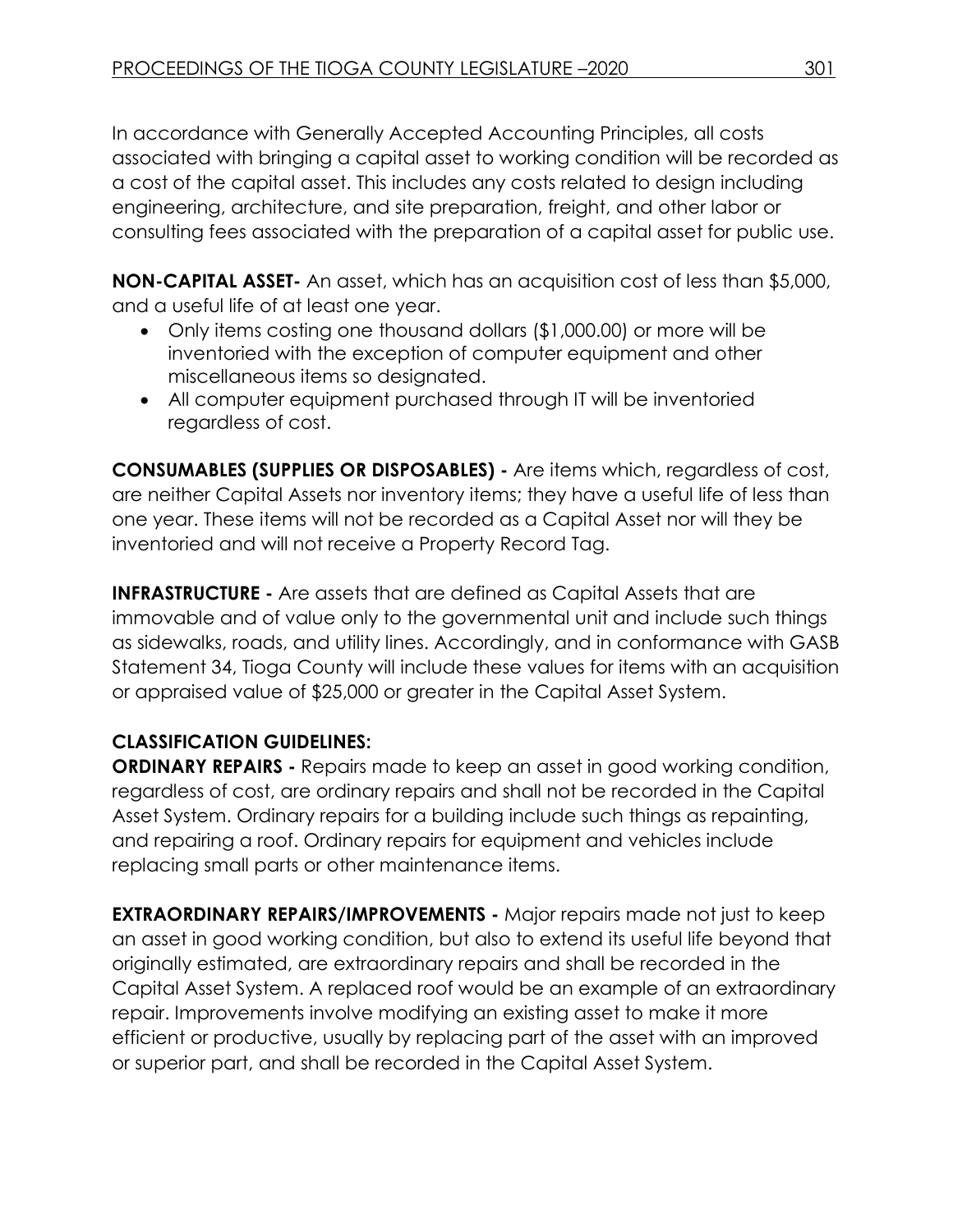In accordance with Generally Accepted Accounting Principles, all costs associated with bringing a capital asset to working condition will be recorded as a cost of the capital asset. This includes any costs related to design including engineering, architecture, and site preparation, freight, and other labor or consulting fees associated with the preparation of a capital asset for public use.

**NON-CAPITAL ASSET-** An asset, which has an acquisition cost of less than $5,000, and a useful life of at least one year.

- Only items costing one thousand dollars ($1,000.00) or more will be inventoried with the exception of computer equipment and other miscellaneous items so designated.
- All computer equipment purchased through IT will be inventoried regardless of cost.

**CONSUMABLES (SUPPLIES OR DISPOSABLES) -** Are items which, regardless of cost, are neither Capital Assets nor inventory items; they have a useful life of less than one year. These items will not be recorded as a Capital Asset nor will they be inventoried and will not receive a Property Record Tag.

**INFRASTRUCTURE -** Are assets that are defined as Capital Assets that are immovable and of value only to the governmental unit and include such things as sidewalks, roads, and utility lines. Accordingly, and in conformance with GASB Statement 34, Tioga County will include these values for items with an acquisition or appraised value of $25,000 or greater in the Capital Asset System.

**CLASSIFICATION GUIDELINES:**

**ORDINARY REPAIRS -** Repairs made to keep an asset in good working condition, regardless of cost, are ordinary repairs and shall not be recorded in the Capital Asset System. Ordinary repairs for a building include such things as repainting, and repairing a roof. Ordinary repairs for equipment and vehicles include replacing small parts or other maintenance items.

**EXTRAORDINARY REPAIRS/IMPROVEMENTS -** Major repairs made not just to keep an asset in good working condition, but also to extend its useful life beyond that originally estimated, are extraordinary repairs and shall be recorded in the Capital Asset System. A replaced roof would be an example of an extraordinary repair. Improvements involve modifying an existing asset to make it more efficient or productive, usually by replacing part of the asset with an improved or superior part, and shall be recorded in the Capital Asset System.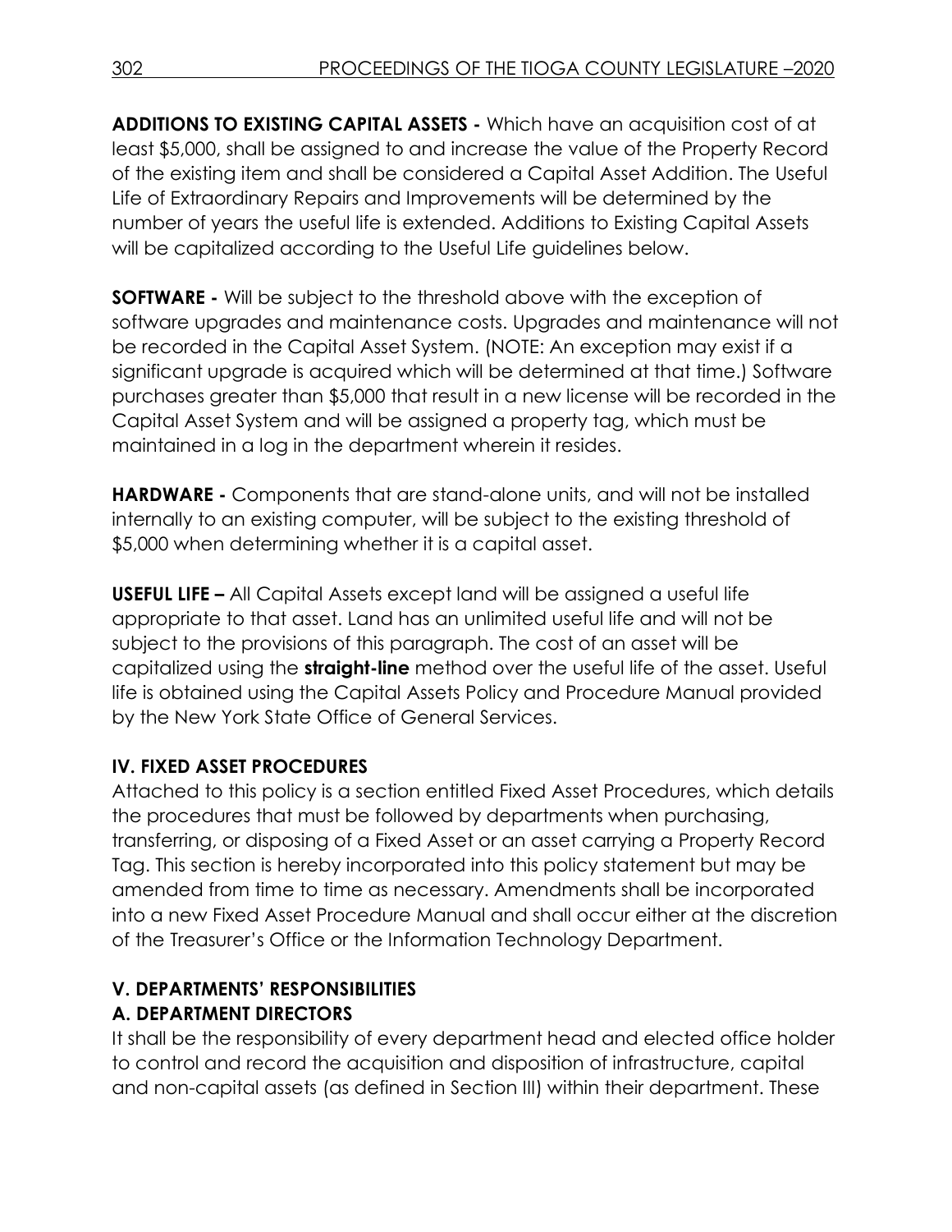**ADDITIONS TO EXISTING CAPITAL ASSETS -** Which have an acquisition cost of at least $5,000, shall be assigned to and increase the value of the Property Record of the existing item and shall be considered a Capital Asset Addition. The Useful Life of Extraordinary Repairs and Improvements will be determined by the number of years the useful life is extended. Additions to Existing Capital Assets will be capitalized according to the Useful Life guidelines below.

**SOFTWARE -** Will be subject to the threshold above with the exception of software upgrades and maintenance costs. Upgrades and maintenance will not be recorded in the Capital Asset System. (NOTE: An exception may exist if a significant upgrade is acquired which will be determined at that time.) Software purchases greater than $5,000 that result in a new license will be recorded in the Capital Asset System and will be assigned a property tag, which must be maintained in a log in the department wherein it resides.

**HARDWARE -** Components that are stand-alone units, and will not be installed internally to an existing computer, will be subject to the existing threshold of $5,000 when determining whether it is a capital asset.

**USEFUL LIFE –** All Capital Assets except land will be assigned a useful life appropriate to that asset. Land has an unlimited useful life and will not be subject to the provisions of this paragraph. The cost of an asset will be capitalized using the **straight-line** method over the useful life of the asset. Useful life is obtained using the Capital Assets Policy and Procedure Manual provided by the New York State Office of General Services.

## IV. FIXED ASSET PROCEDURES

Attached to this policy is a section entitled Fixed Asset Procedures, which details the procedures that must be followed by departments when purchasing, transferring, or disposing of a Fixed Asset or an asset carrying a Property Record Tag. This section is hereby incorporated into this policy statement but may be amended from time to time as necessary. Amendments shall be incorporated into a new Fixed Asset Procedure Manual and shall occur either at the discretion of the Treasurer's Office or the Information Technology Department.

## V. DEPARTMENTS' RESPONSIBILITIES

### A. DEPARTMENT DIRECTORS

It shall be the responsibility of every department head and elected office holder to control and record the acquisition and disposition of infrastructure, capital and non-capital assets (as defined in Section III) within their department. These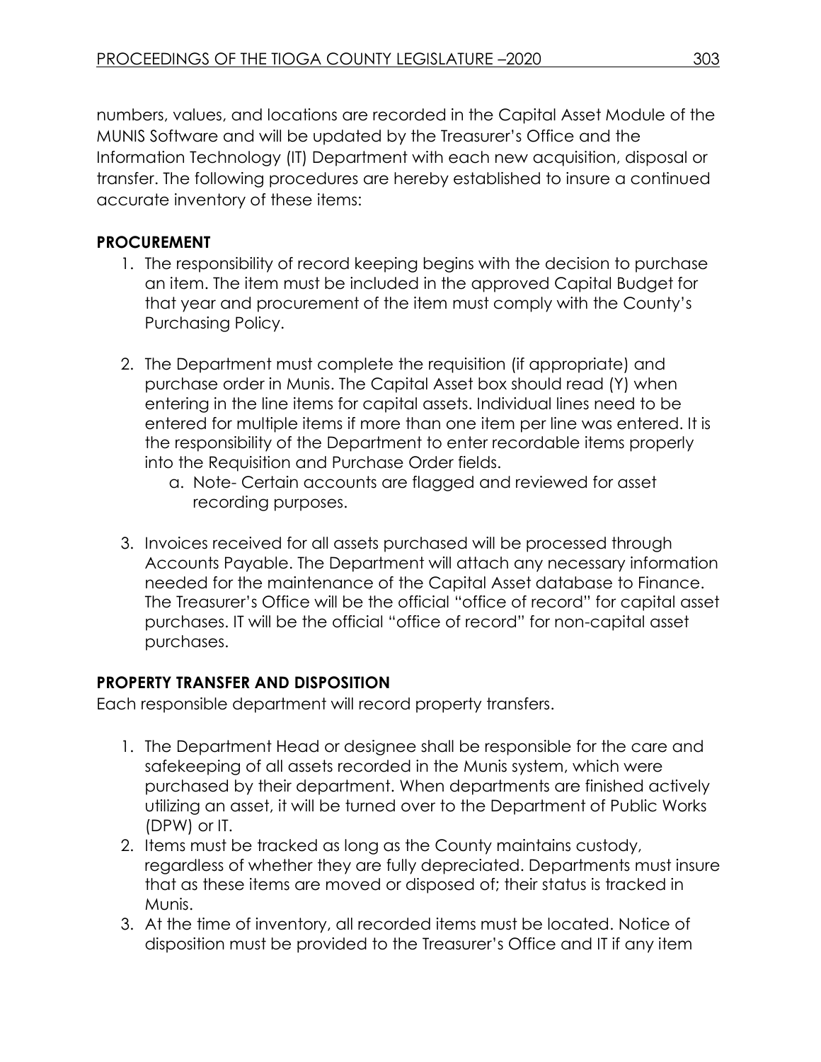numbers, values, and locations are recorded in the Capital Asset Module of the MUNIS Software and will be updated by the Treasurer's Office and the Information Technology (IT) Department with each new acquisition, disposal or transfer. The following procedures are hereby established to insure a continued accurate inventory of these items:

**PROCUREMENT**

1. The responsibility of record keeping begins with the decision to purchase an item. The item must be included in the approved Capital Budget for that year and procurement of the item must comply with the County's Purchasing Policy.

2. The Department must complete the requisition (if appropriate) and purchase order in Munis. The Capital Asset box should read (Y) when entering in the line items for capital assets. Individual lines need to be entered for multiple items if more than one item per line was entered. It is the responsibility of the Department to enter recordable items properly into the Requisition and Purchase Order fields.
    a. Note- Certain accounts are flagged and reviewed for asset recording purposes.

3. Invoices received for all assets purchased will be processed through Accounts Payable. The Department will attach any necessary information needed for the maintenance of the Capital Asset database to Finance. The Treasurer's Office will be the official "office of record" for capital asset purchases. IT will be the official "office of record" for non-capital asset purchases.

**PROPERTY TRANSFER AND DISPOSITION**

Each responsible department will record property transfers.

1. The Department Head or designee shall be responsible for the care and safekeeping of all assets recorded in the Munis system, which were purchased by their department. When departments are finished actively utilizing an asset, it will be turned over to the Department of Public Works (DPW) or IT.
2. Items must be tracked as long as the County maintains custody, regardless of whether they are fully depreciated. Departments must insure that as these items are moved or disposed of; their status is tracked in Munis.
3. At the time of inventory, all recorded items must be located. Notice of disposition must be provided to the Treasurer's Office and IT if any item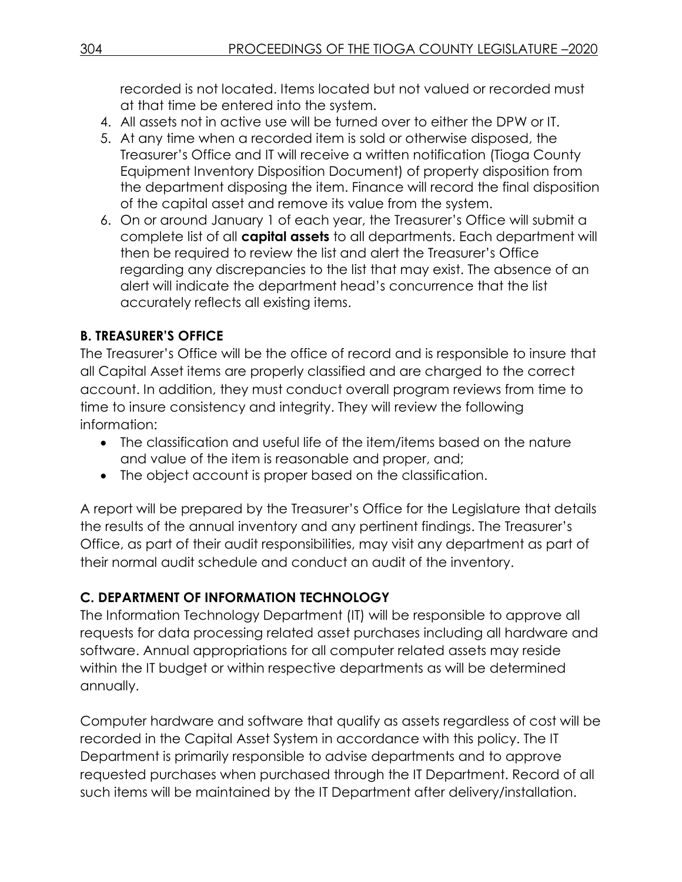recorded is not located. Items located but not valued or recorded must at that time be entered into the system.

4. All assets not in active use will be turned over to either the DPW or IT.
5. At any time when a recorded item is sold or otherwise disposed, the Treasurer's Office and IT will receive a written notification (Tioga County Equipment Inventory Disposition Document) of property disposition from the department disposing the item. Finance will record the final disposition of the capital asset and remove its value from the system.
6. On or around January 1 of each year, the Treasurer's Office will submit a complete list of all **capital assets** to all departments. Each department will then be required to review the list and alert the Treasurer's Office regarding any discrepancies to the list that may exist. The absence of an alert will indicate the department head's concurrence that the list accurately reflects all existing items.

**B. TREASURER'S OFFICE**

The Treasurer's Office will be the office of record and is responsible to insure that all Capital Asset items are properly classified and are charged to the correct account. In addition, they must conduct overall program reviews from time to time to insure consistency and integrity. They will review the following information:

- The classification and useful life of the item/items based on the nature and value of the item is reasonable and proper, and;
- The object account is proper based on the classification.

A report will be prepared by the Treasurer's Office for the Legislature that details the results of the annual inventory and any pertinent findings. The Treasurer's Office, as part of their audit responsibilities, may visit any department as part of their normal audit schedule and conduct an audit of the inventory.

**C. DEPARTMENT OF INFORMATION TECHNOLOGY**

The Information Technology Department (IT) will be responsible to approve all requests for data processing related asset purchases including all hardware and software. Annual appropriations for all computer related assets may reside within the IT budget or within respective departments as will be determined annually.

Computer hardware and software that qualify as assets regardless of cost will be recorded in the Capital Asset System in accordance with this policy. The IT Department is primarily responsible to advise departments and to approve requested purchases when purchased through the IT Department. Record of all such items will be maintained by the IT Department after delivery/installation.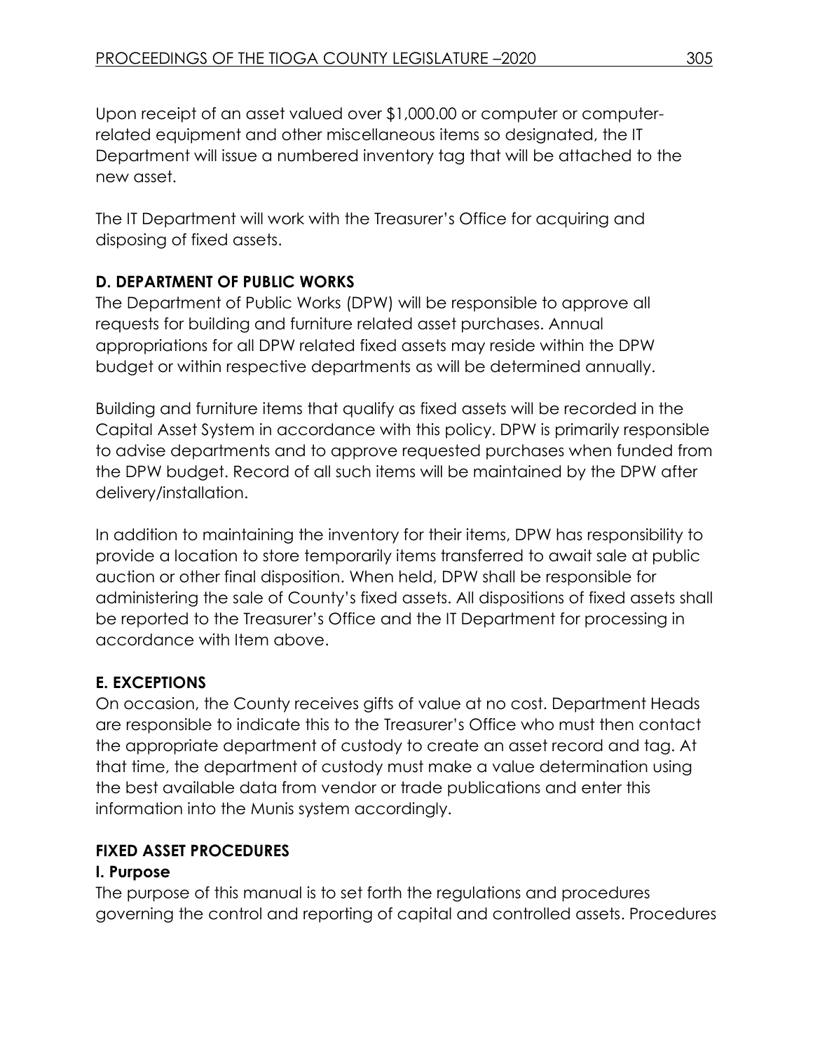Upon receipt of an asset valued over $1,000.00 or computer or computer-related equipment and other miscellaneous items so designated, the IT Department will issue a numbered inventory tag that will be attached to the new asset.

The IT Department will work with the Treasurer's Office for acquiring and disposing of fixed assets.

**D. DEPARTMENT OF PUBLIC WORKS**

The Department of Public Works (DPW) will be responsible to approve all requests for building and furniture related asset purchases. Annual appropriations for all DPW related fixed assets may reside within the DPW budget or within respective departments as will be determined annually.

Building and furniture items that qualify as fixed assets will be recorded in the Capital Asset System in accordance with this policy. DPW is primarily responsible to advise departments and to approve requested purchases when funded from the DPW budget. Record of all such items will be maintained by the DPW after delivery/installation.

In addition to maintaining the inventory for their items, DPW has responsibility to provide a location to store temporarily items transferred to await sale at public auction or other final disposition. When held, DPW shall be responsible for administering the sale of County's fixed assets. All dispositions of fixed assets shall be reported to the Treasurer's Office and the IT Department for processing in accordance with Item above.

**E. EXCEPTIONS**

On occasion, the County receives gifts of value at no cost. Department Heads are responsible to indicate this to the Treasurer's Office who must then contact the appropriate department of custody to create an asset record and tag. At that time, the department of custody must make a value determination using the best available data from vendor or trade publications and enter this information into the Munis system accordingly.

**FIXED ASSET PROCEDURES**

**I. Purpose**

The purpose of this manual is to set forth the regulations and procedures governing the control and reporting of capital and controlled assets. Procedures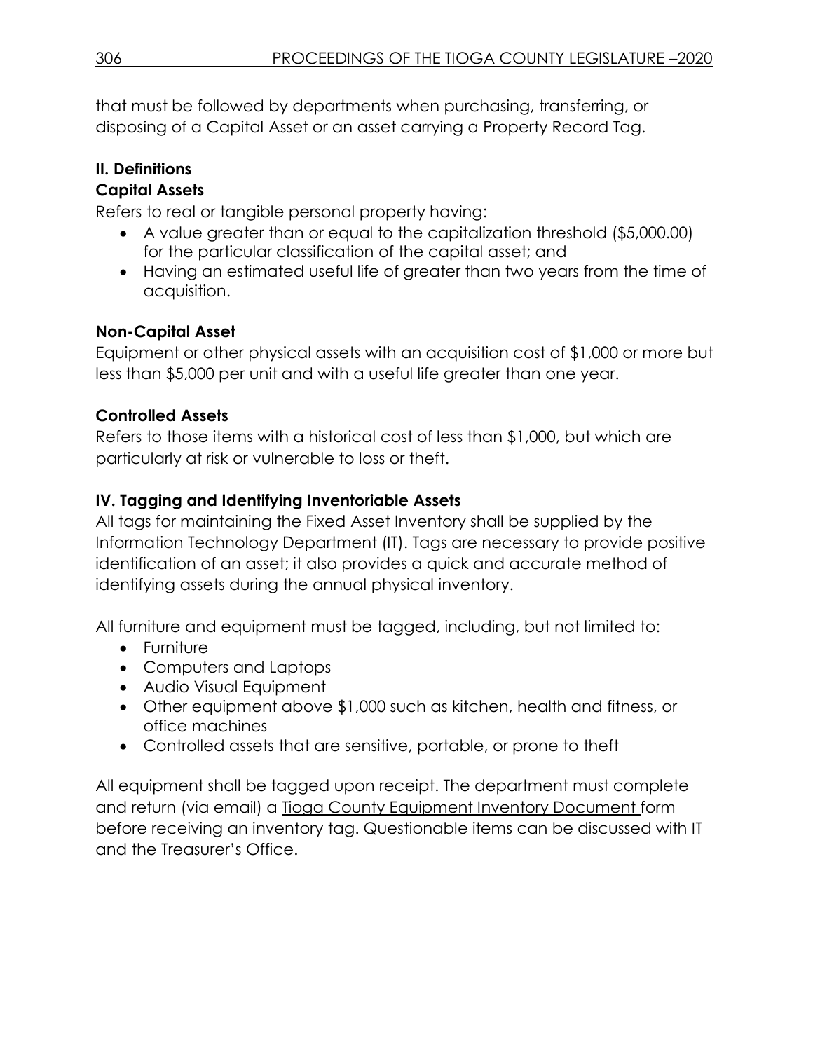that must be followed by departments when purchasing, transferring, or disposing of a Capital Asset or an asset carrying a Property Record Tag.

## II. Definitions

### Capital Assets

Refers to real or tangible personal property having:

- A value greater than or equal to the capitalization threshold ($5,000.00) for the particular classification of the capital asset; and
- Having an estimated useful life of greater than two years from the time of acquisition.

### Non-Capital Asset

Equipment or other physical assets with an acquisition cost of $1,000 or more but less than $5,000 per unit and with a useful life greater than one year.

### Controlled Assets

Refers to those items with a historical cost of less than $1,000, but which are particularly at risk or vulnerable to loss or theft.

## IV. Tagging and Identifying Inventoriable Assets

All tags for maintaining the Fixed Asset Inventory shall be supplied by the Information Technology Department (IT). Tags are necessary to provide positive identification of an asset; it also provides a quick and accurate method of identifying assets during the annual physical inventory.

All furniture and equipment must be tagged, including, but not limited to:

- Furniture
- Computers and Laptops
- Audio Visual Equipment
- Other equipment above $1,000 such as kitchen, health and fitness, or office machines
- Controlled assets that are sensitive, portable, or prone to theft

All equipment shall be tagged upon receipt. The department must complete and return (via email) a Tioga County Equipment Inventory Document form before receiving an inventory tag. Questionable items can be discussed with IT and the Treasurer's Office.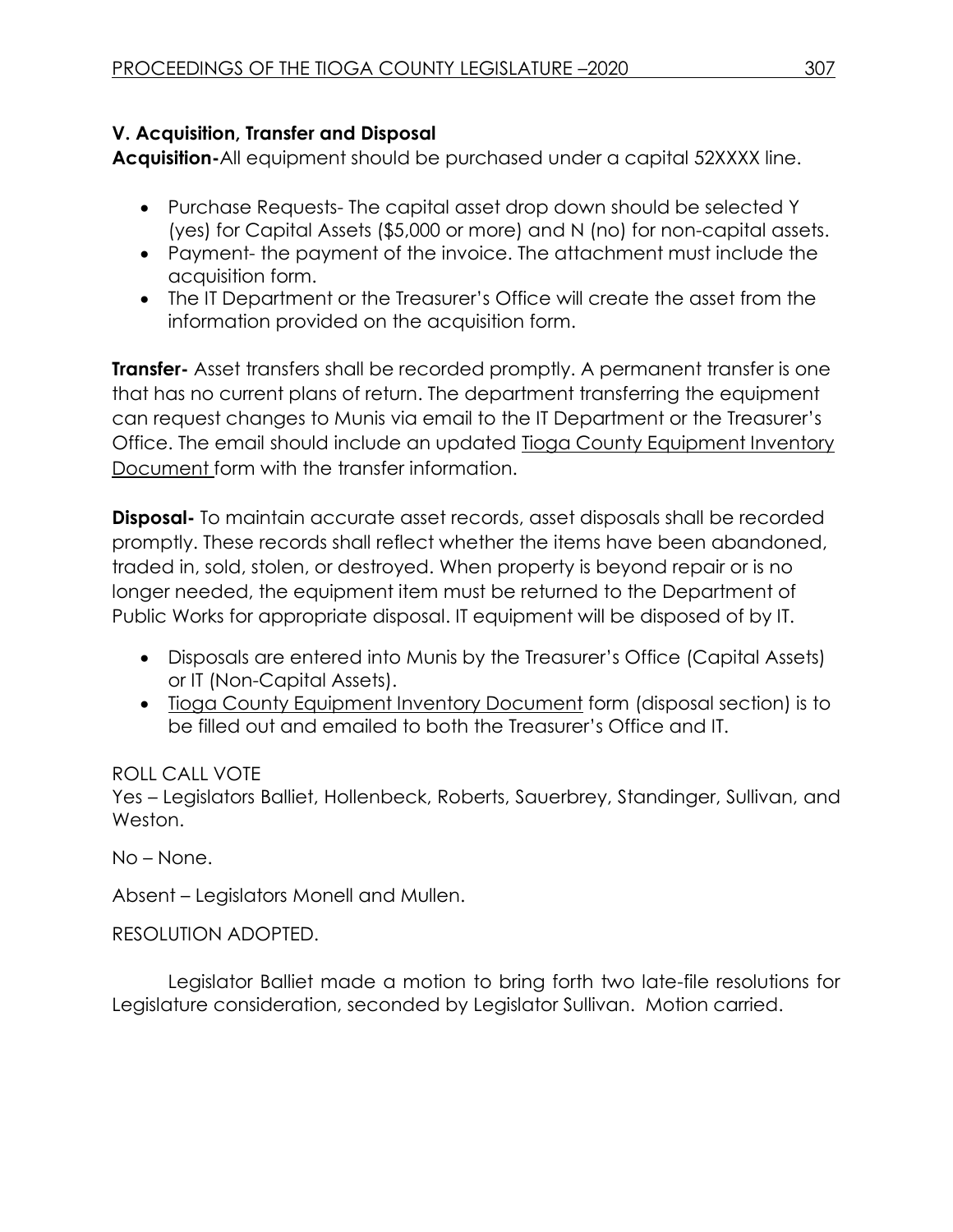**V. Acquisition, Transfer and Disposal**

**Acquisition-**All equipment should be purchased under a capital 52XXXX line.

- Purchase Requests- The capital asset drop down should be selected Y (yes) for Capital Assets ($5,000 or more) and N (no) for non-capital assets.
- Payment- the payment of the invoice. The attachment must include the acquisition form.
- The IT Department or the Treasurer's Office will create the asset from the information provided on the acquisition form.

**Transfer-** Asset transfers shall be recorded promptly. A permanent transfer is one that has no current plans of return. The department transferring the equipment can request changes to Munis via email to the IT Department or the Treasurer's Office. The email should include an updated Tioga County Equipment Inventory Document form with the transfer information.

**Disposal-** To maintain accurate asset records, asset disposals shall be recorded promptly. These records shall reflect whether the items have been abandoned, traded in, sold, stolen, or destroyed. When property is beyond repair or is no longer needed, the equipment item must be returned to the Department of Public Works for appropriate disposal. IT equipment will be disposed of by IT.

- Disposals are entered into Munis by the Treasurer's Office (Capital Assets) or IT (Non-Capital Assets).
- Tioga County Equipment Inventory Document form (disposal section) is to be filled out and emailed to both the Treasurer's Office and IT.

ROLL CALL VOTE

Yes – Legislators Balliet, Hollenbeck, Roberts, Sauerbrey, Standinger, Sullivan, and Weston.

No – None.

Absent – Legislators Monell and Mullen.

RESOLUTION ADOPTED.

Legislator Balliet made a motion to bring forth two late-file resolutions for Legislature consideration, seconded by Legislator Sullivan. Motion carried.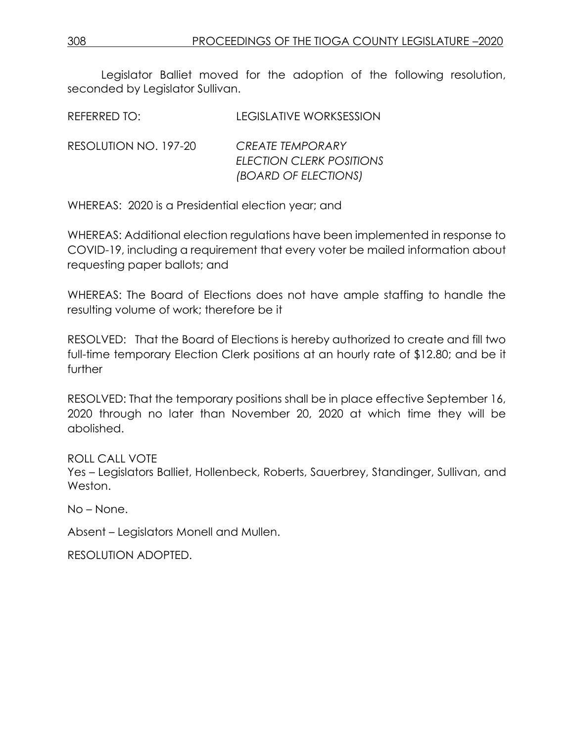Legislator Balliet moved for the adoption of the following resolution, seconded by Legislator Sullivan.

REFERRED TO: LEGISLATIVE WORKSESSION

RESOLUTION NO. 197-20 *CREATE TEMPORARY ELECTION CLERK POSITIONS (BOARD OF ELECTIONS)*

WHEREAS: 2020 is a Presidential election year; and

WHEREAS: Additional election regulations have been implemented in response to COVID-19, including a requirement that every voter be mailed information about requesting paper ballots; and

WHEREAS: The Board of Elections does not have ample staffing to handle the resulting volume of work; therefore be it

RESOLVED: That the Board of Elections is hereby authorized to create and fill two full-time temporary Election Clerk positions at an hourly rate of $12.80; and be it further

RESOLVED: That the temporary positions shall be in place effective September 16, 2020 through no later than November 20, 2020 at which time they will be abolished.

ROLL CALL VOTE
Yes – Legislators Balliet, Hollenbeck, Roberts, Sauerbrey, Standinger, Sullivan, and Weston.

No – None.

Absent – Legislators Monell and Mullen.

RESOLUTION ADOPTED.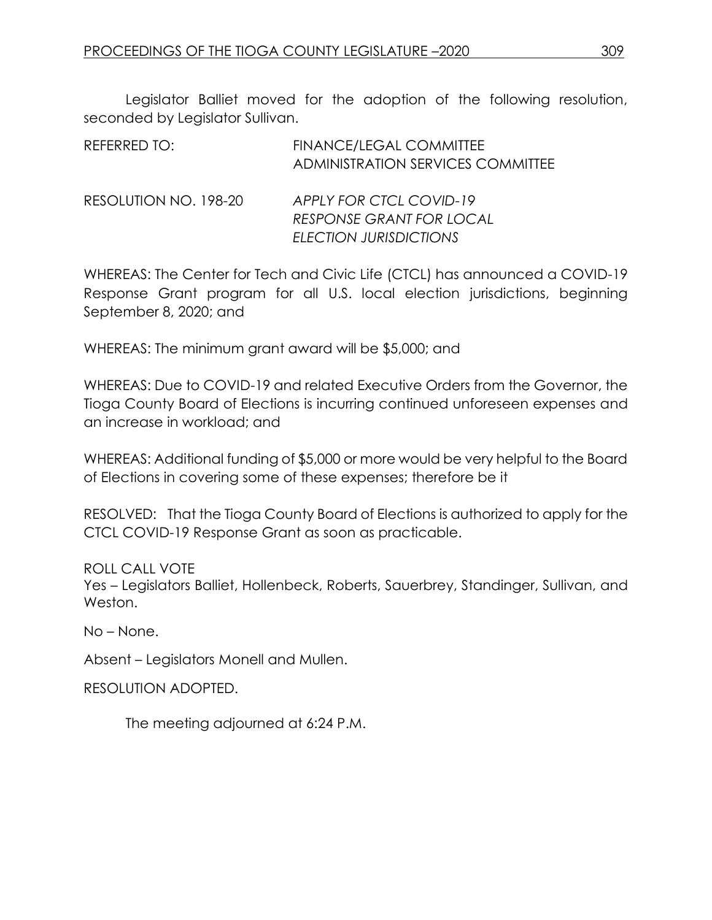Legislator Balliet moved for the adoption of the following resolution, seconded by Legislator Sullivan.

REFERRED TO: FINANCE/LEGAL COMMITTEE
ADMINISTRATION SERVICES COMMITTEE

RESOLUTION NO. 198-20 *APPLY FOR CTCL COVID-19 RESPONSE GRANT FOR LOCAL ELECTION JURISDICTIONS*

WHEREAS: The Center for Tech and Civic Life (CTCL) has announced a COVID-19 Response Grant program for all U.S. local election jurisdictions, beginning September 8, 2020; and

WHEREAS: The minimum grant award will be $5,000; and

WHEREAS: Due to COVID-19 and related Executive Orders from the Governor, the Tioga County Board of Elections is incurring continued unforeseen expenses and an increase in workload; and

WHEREAS: Additional funding of $5,000 or more would be very helpful to the Board of Elections in covering some of these expenses; therefore be it

RESOLVED: That the Tioga County Board of Elections is authorized to apply for the CTCL COVID-19 Response Grant as soon as practicable.

ROLL CALL VOTE
Yes – Legislators Balliet, Hollenbeck, Roberts, Sauerbrey, Standinger, Sullivan, and Weston.

No – None.

Absent – Legislators Monell and Mullen.

RESOLUTION ADOPTED.

The meeting adjourned at 6:24 P.M.